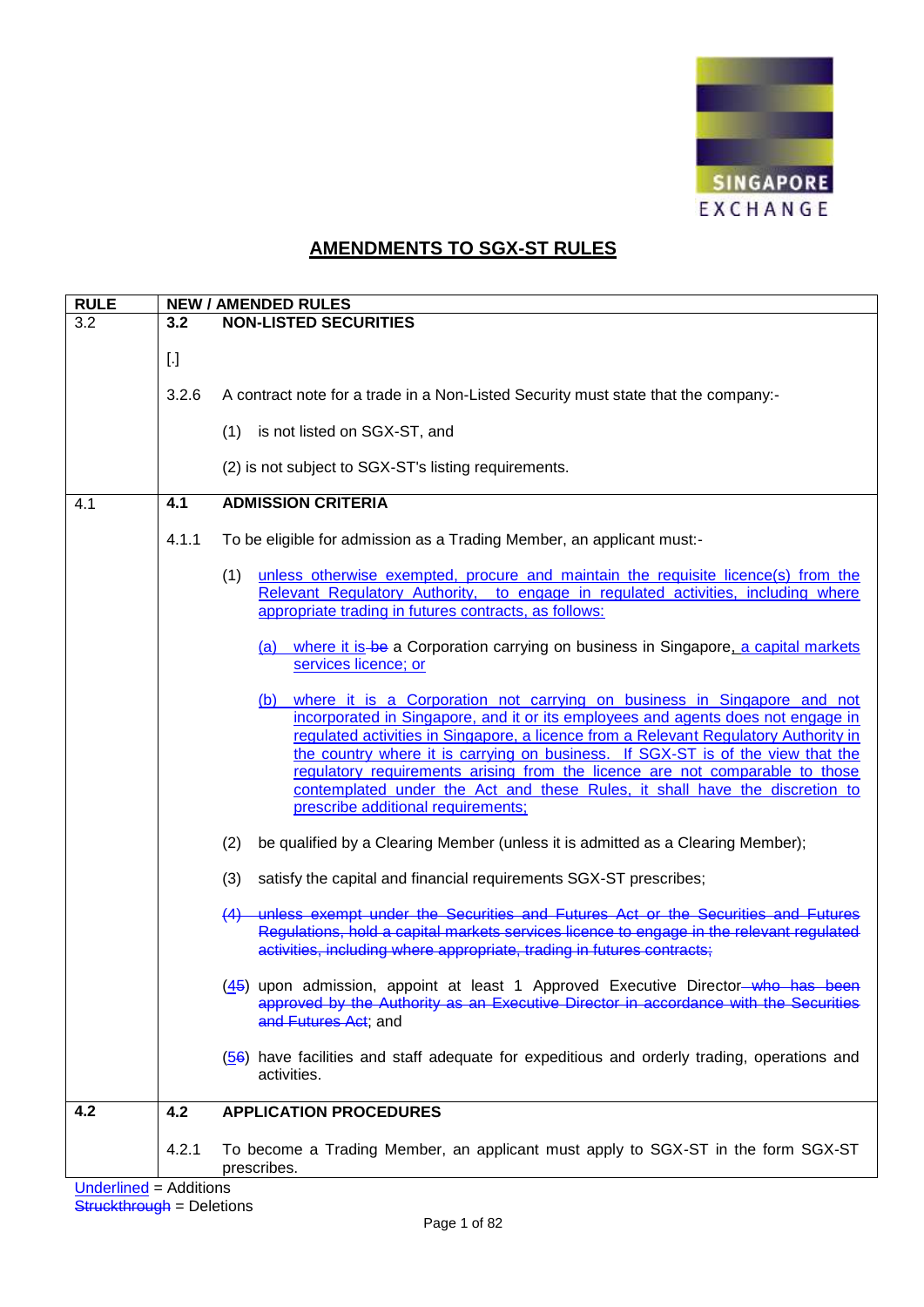# AMENDMENTS TO SGX-ST RULES

| RULE | NEW / AMENDED RULES |
|---|---|
| 3.2 | **3.2 NON-LISTED SECURITIES**<br><br>[.]<br><br>3.2.6 A contract note for a trade in a Non-Listed Security must state that the company:-<br><br>(1) is not listed on SGX-ST, and<br><br>(2) is not subject to SGX-ST's listing requirements. |
| 4.1 | **4.1 ADMISSION CRITERIA**<br><br>4.1.1 To be eligible for admission as a Trading Member, an applicant must:-<br><br>(1) <u>unless otherwise exempted, procure and maintain the requisite licence(s) from the Relevant Regulatory Authority, to engage in regulated activities, including where appropriate trading in futures contracts, as follows:</u><br><br><u>(a) where it is</u> ~~be~~ a Corporation carrying on business in Singapore<u>, a capital markets services licence; or</u><br><br><u>(b) where it is a Corporation not carrying on business in Singapore and not incorporated in Singapore, and it or its employees and agents does not engage in regulated activities in Singapore, a licence from a Relevant Regulatory Authority in the country where it is carrying on business. If SGX-ST is of the view that the regulatory requirements arising from the licence are not comparable to those contemplated under the Act and these Rules, it shall have the discretion to prescribe additional requirements;</u><br><br>(2) be qualified by a Clearing Member (unless it is admitted as a Clearing Member);<br><br>(3) satisfy the capital and financial requirements SGX-ST prescribes;<br><br>~~(4) unless exempt under the Securities and Futures Act or the Securities and Futures Regulations, hold a capital markets services licence to engage in the relevant regulated activities, including where appropriate, trading in futures contracts;~~<br><br>(<u>4</u>~~5~~) upon admission, appoint at least 1 Approved Executive Director ~~who has been approved by the Authority as an Executive Director in accordance with the Securities and Futures Act~~; and<br><br>(<u>5</u>~~6~~) have facilities and staff adequate for expeditious and orderly trading, operations and activities. |
| **4.2** | **4.2 APPLICATION PROCEDURES**<br><br>4.2.1 To become a Trading Member, an applicant must apply to SGX-ST in the form SGX-ST prescribes. |

<u>Underlined</u> = Additions
~~Struckthrough~~ = Deletions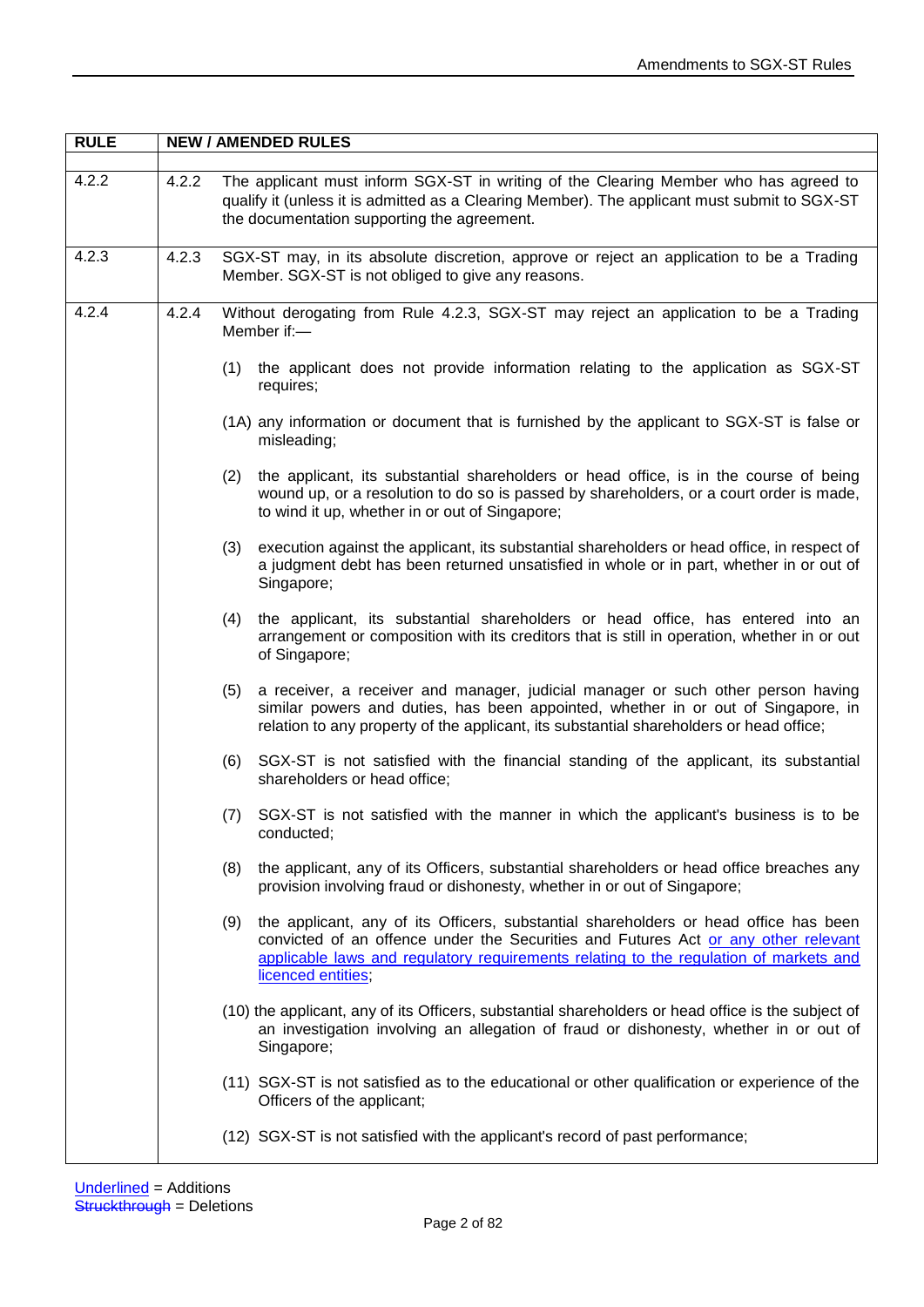| RULE | NEW / AMENDED RULES |
|---|---|
| 4.2.2 | 4.2.2 The applicant must inform SGX-ST in writing of the Clearing Member who has agreed to qualify it (unless it is admitted as a Clearing Member). The applicant must submit to SGX-ST the documentation supporting the agreement. |
| 4.2.3 | 4.2.3 SGX-ST may, in its absolute discretion, approve or reject an application to be a Trading Member. SGX-ST is not obliged to give any reasons. |
| 4.2.4 | 4.2.4 Without derogating from Rule 4.2.3, SGX-ST may reject an application to be a Trading Member if:—<br><br>(1) the applicant does not provide information relating to the application as SGX-ST requires;<br><br>(1A) any information or document that is furnished by the applicant to SGX-ST is false or misleading;<br><br>(2) the applicant, its substantial shareholders or head office, is in the course of being wound up, or a resolution to do so is passed by shareholders, or a court order is made, to wind it up, whether in or out of Singapore;<br><br>(3) execution against the applicant, its substantial shareholders or head office, in respect of a judgment debt has been returned unsatisfied in whole or in part, whether in or out of Singapore;<br><br>(4) the applicant, its substantial shareholders or head office, has entered into an arrangement or composition with its creditors that is still in operation, whether in or out of Singapore;<br><br>(5) a receiver, a receiver and manager, judicial manager or such other person having similar powers and duties, has been appointed, whether in or out of Singapore, in relation to any property of the applicant, its substantial shareholders or head office;<br><br>(6) SGX-ST is not satisfied with the financial standing of the applicant, its substantial shareholders or head office;<br><br>(7) SGX-ST is not satisfied with the manner in which the applicant's business is to be conducted;<br><br>(8) the applicant, any of its Officers, substantial shareholders or head office breaches any provision involving fraud or dishonesty, whether in or out of Singapore;<br><br>(9) the applicant, any of its Officers, substantial shareholders or head office has been convicted of an offence under the Securities and Futures Act <u>or any other relevant applicable laws and regulatory requirements relating to the regulation of markets and licenced entities</u>;<br><br>(10) the applicant, any of its Officers, substantial shareholders or head office is the subject of an investigation involving an allegation of fraud or dishonesty, whether in or out of Singapore;<br><br>(11) SGX-ST is not satisfied as to the educational or other qualification or experience of the Officers of the applicant;<br><br>(12) SGX-ST is not satisfied with the applicant's record of past performance; |

<u>Underlined</u> = Additions
~~Struckthrough~~ = Deletions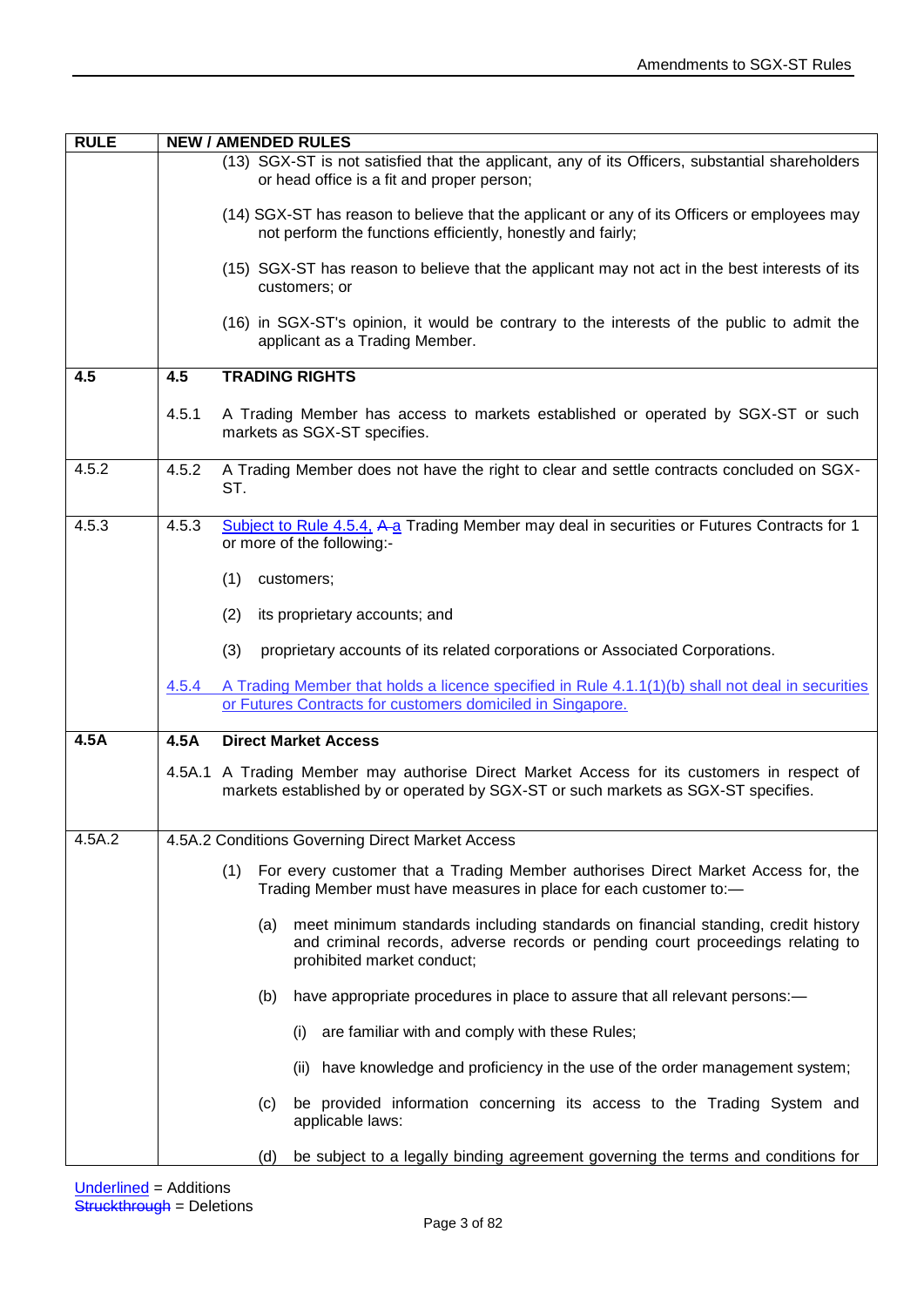| RULE | NEW / AMENDED RULES |
|---|---|
| | (13) SGX-ST is not satisfied that the applicant, any of its Officers, substantial shareholders or head office is a fit and proper person;<br><br>(14) SGX-ST has reason to believe that the applicant or any of its Officers or employees may not perform the functions efficiently, honestly and fairly;<br><br>(15) SGX-ST has reason to believe that the applicant may not act in the best interests of its customers; or<br><br>(16) in SGX-ST's opinion, it would be contrary to the interests of the public to admit the applicant as a Trading Member. |
| **4.5** | **4.5 TRADING RIGHTS**<br><br>4.5.1 A Trading Member has access to markets established or operated by SGX-ST or such markets as SGX-ST specifies. |
| 4.5.2 | 4.5.2 A Trading Member does not have the right to clear and settle contracts concluded on SGX-ST. |
| 4.5.3 | 4.5.3 <u>Subject to Rule 4.5.4,</u> ~~A~~ <u>a</u> Trading Member may deal in securities or Futures Contracts for 1 or more of the following:-<br><br>(1) customers;<br><br>(2) its proprietary accounts; and<br><br>(3) proprietary accounts of its related corporations or Associated Corporations.<br><br><u>4.5.4 A Trading Member that holds a licence specified in Rule 4.1.1(1)(b) shall not deal in securities or Futures Contracts for customers domiciled in Singapore.</u> |
| **4.5A** | **4.5A Direct Market Access**<br><br>4.5A.1 A Trading Member may authorise Direct Market Access for its customers in respect of markets established by or operated by SGX-ST or such markets as SGX-ST specifies. |
| 4.5A.2 | 4.5A.2 Conditions Governing Direct Market Access<br><br>(1) For every customer that a Trading Member authorises Direct Market Access for, the Trading Member must have measures in place for each customer to:—<br><br>(a) meet minimum standards including standards on financial standing, credit history and criminal records, adverse records or pending court proceedings relating to prohibited market conduct;<br><br>(b) have appropriate procedures in place to assure that all relevant persons:—<br><br>(i) are familiar with and comply with these Rules;<br><br>(ii) have knowledge and proficiency in the use of the order management system;<br><br>(c) be provided information concerning its access to the Trading System and applicable laws:<br><br>(d) be subject to a legally binding agreement governing the terms and conditions for |

<u>Underlined</u> = Additions
~~Struckthrough~~ = Deletions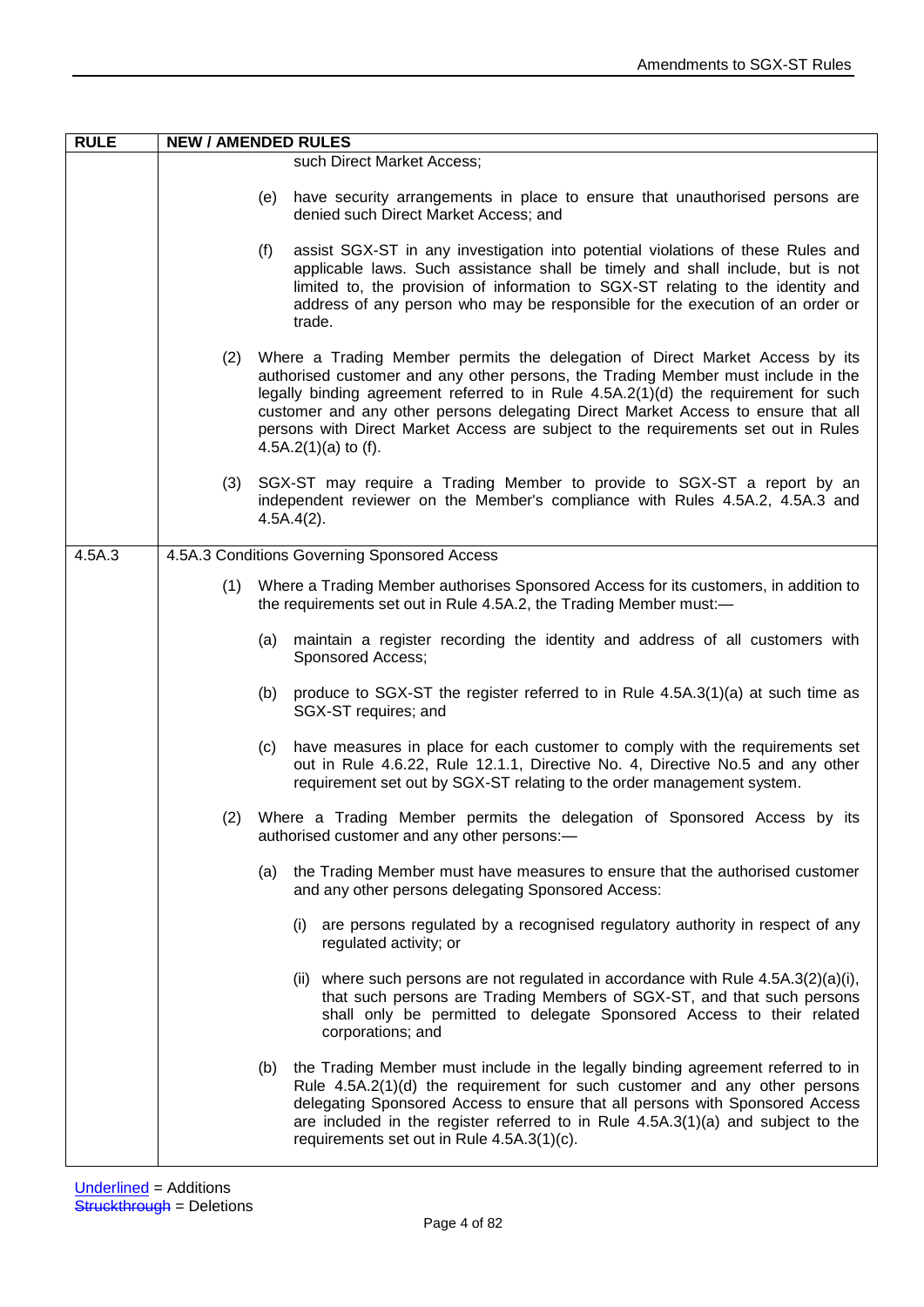| RULE | NEW / AMENDED RULES |
|---|---|
| | such Direct Market Access;<br><br>(e) have security arrangements in place to ensure that unauthorised persons are denied such Direct Market Access; and<br><br>(f) assist SGX-ST in any investigation into potential violations of these Rules and applicable laws. Such assistance shall be timely and shall include, but is not limited to, the provision of information to SGX-ST relating to the identity and address of any person who may be responsible for the execution of an order or trade.<br><br>(2) Where a Trading Member permits the delegation of Direct Market Access by its authorised customer and any other persons, the Trading Member must include in the legally binding agreement referred to in Rule 4.5A.2(1)(d) the requirement for such customer and any other persons delegating Direct Market Access to ensure that all persons with Direct Market Access are subject to the requirements set out in Rules 4.5A.2(1)(a) to (f).<br><br>(3) SGX-ST may require a Trading Member to provide to SGX-ST a report by an independent reviewer on the Member's compliance with Rules 4.5A.2, 4.5A.3 and 4.5A.4(2). |
| 4.5A.3 | 4.5A.3 Conditions Governing Sponsored Access<br><br>(1) Where a Trading Member authorises Sponsored Access for its customers, in addition to the requirements set out in Rule 4.5A.2, the Trading Member must:—<br><br>(a) maintain a register recording the identity and address of all customers with Sponsored Access;<br><br>(b) produce to SGX-ST the register referred to in Rule 4.5A.3(1)(a) at such time as SGX-ST requires; and<br><br>(c) have measures in place for each customer to comply with the requirements set out in Rule 4.6.22, Rule 12.1.1, Directive No. 4, Directive No.5 and any other requirement set out by SGX-ST relating to the order management system.<br><br>(2) Where a Trading Member permits the delegation of Sponsored Access by its authorised customer and any other persons:—<br><br>(a) the Trading Member must have measures to ensure that the authorised customer and any other persons delegating Sponsored Access:<br><br>(i) are persons regulated by a recognised regulatory authority in respect of any regulated activity; or<br><br>(ii) where such persons are not regulated in accordance with Rule 4.5A.3(2)(a)(i), that such persons are Trading Members of SGX-ST, and that such persons shall only be permitted to delegate Sponsored Access to their related corporations; and<br><br>(b) the Trading Member must include in the legally binding agreement referred to in Rule 4.5A.2(1)(d) the requirement for such customer and any other persons delegating Sponsored Access to ensure that all persons with Sponsored Access are included in the register referred to in Rule 4.5A.3(1)(a) and subject to the requirements set out in Rule 4.5A.3(1)(c). |

Underlined = Additions
~~Struckthrough~~ = Deletions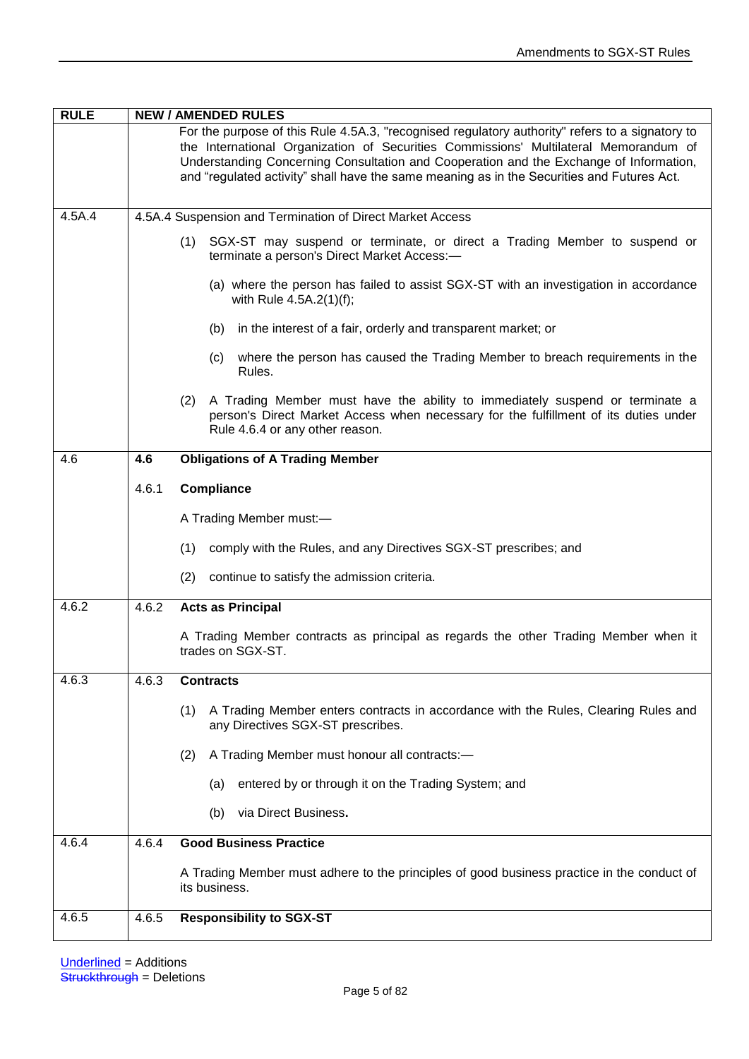| RULE | NEW / AMENDED RULES |
|---|---|
| | For the purpose of this Rule 4.5A.3, "recognised regulatory authority" refers to a signatory to the International Organization of Securities Commissions' Multilateral Memorandum of Understanding Concerning Consultation and Cooperation and the Exchange of Information, and "regulated activity" shall have the same meaning as in the Securities and Futures Act. |
| 4.5A.4 | 4.5A.4 Suspension and Termination of Direct Market Access<br><br>(1) SGX-ST may suspend or terminate, or direct a Trading Member to suspend or terminate a person's Direct Market Access:—<br><br>(a) where the person has failed to assist SGX-ST with an investigation in accordance with Rule 4.5A.2(1)(f);<br><br>(b) in the interest of a fair, orderly and transparent market; or<br><br>(c) where the person has caused the Trading Member to breach requirements in the Rules.<br><br>(2) A Trading Member must have the ability to immediately suspend or terminate a person's Direct Market Access when necessary for the fulfillment of its duties under Rule 4.6.4 or any other reason. |
| 4.6 | **4.6 Obligations of A Trading Member**<br><br>4.6.1 **Compliance**<br><br>A Trading Member must:—<br><br>(1) comply with the Rules, and any Directives SGX-ST prescribes; and<br><br>(2) continue to satisfy the admission criteria. |
| 4.6.2 | 4.6.2 **Acts as Principal**<br><br>A Trading Member contracts as principal as regards the other Trading Member when it trades on SGX-ST. |
| 4.6.3 | 4.6.3 **Contracts**<br><br>(1) A Trading Member enters contracts in accordance with the Rules, Clearing Rules and any Directives SGX-ST prescribes.<br><br>(2) A Trading Member must honour all contracts:—<br><br>(a) entered by or through it on the Trading System; and<br><br>(b) via Direct Business**.** |
| 4.6.4 | 4.6.4 **Good Business Practice**<br><br>A Trading Member must adhere to the principles of good business practice in the conduct of its business. |
| 4.6.5 | 4.6.5 **Responsibility to SGX-ST** |

Underlined = Additions
~~Struckthrough~~ = Deletions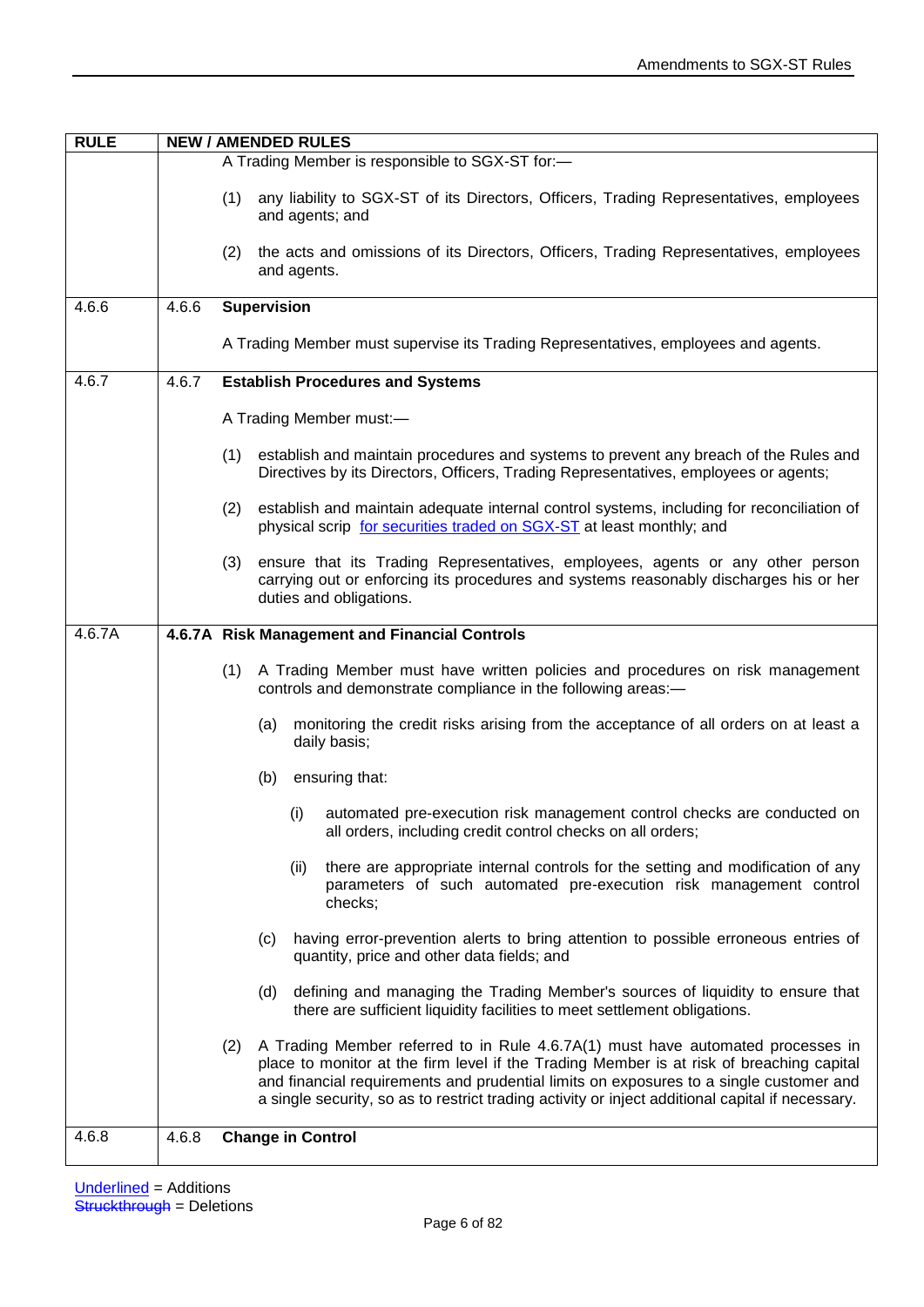| RULE | NEW / AMENDED RULES |
|---|---|
| | A Trading Member is responsible to SGX-ST for:—<br><br>(1) any liability to SGX-ST of its Directors, Officers, Trading Representatives, employees and agents; and<br><br>(2) the acts and omissions of its Directors, Officers, Trading Representatives, employees and agents. |
| 4.6.6 | 4.6.6 **Supervision**<br><br>A Trading Member must supervise its Trading Representatives, employees and agents. |
| 4.6.7 | 4.6.7 **Establish Procedures and Systems**<br><br>A Trading Member must:—<br><br>(1) establish and maintain procedures and systems to prevent any breach of the Rules and Directives by its Directors, Officers, Trading Representatives, employees or agents;<br><br>(2) establish and maintain adequate internal control systems, including for reconciliation of physical scrip <u>for securities traded on SGX-ST</u> at least monthly; and<br><br>(3) ensure that its Trading Representatives, employees, agents or any other person carrying out or enforcing its procedures and systems reasonably discharges his or her duties and obligations. |
| 4.6.7A | **4.6.7A Risk Management and Financial Controls**<br><br>(1) A Trading Member must have written policies and procedures on risk management controls and demonstrate compliance in the following areas:—<br><br>(a) monitoring the credit risks arising from the acceptance of all orders on at least a daily basis;<br><br>(b) ensuring that:<br><br>(i) automated pre-execution risk management control checks are conducted on all orders, including credit control checks on all orders;<br><br>(ii) there are appropriate internal controls for the setting and modification of any parameters of such automated pre-execution risk management control checks;<br><br>(c) having error-prevention alerts to bring attention to possible erroneous entries of quantity, price and other data fields; and<br><br>(d) defining and managing the Trading Member's sources of liquidity to ensure that there are sufficient liquidity facilities to meet settlement obligations.<br><br>(2) A Trading Member referred to in Rule 4.6.7A(1) must have automated processes in place to monitor at the firm level if the Trading Member is at risk of breaching capital and financial requirements and prudential limits on exposures to a single customer and a single security, so as to restrict trading activity or inject additional capital if necessary. |
| 4.6.8 | 4.6.8 **Change in Control** |

<u>Underlined</u> = Additions
~~Struckthrough~~ = Deletions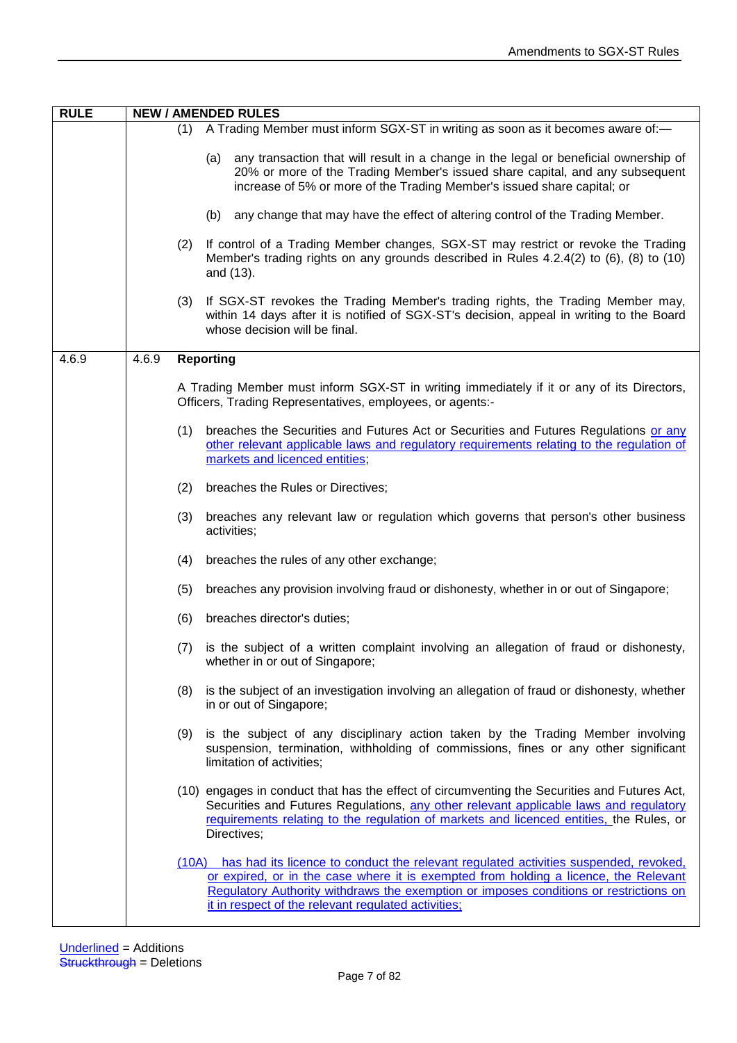| RULE | NEW / AMENDED RULES |
|---|---|
| | (1) A Trading Member must inform SGX-ST in writing as soon as it becomes aware of:—<br><br>(a) any transaction that will result in a change in the legal or beneficial ownership of 20% or more of the Trading Member's issued share capital, and any subsequent increase of 5% or more of the Trading Member's issued share capital; or<br><br>(b) any change that may have the effect of altering control of the Trading Member.<br><br>(2) If control of a Trading Member changes, SGX-ST may restrict or revoke the Trading Member's trading rights on any grounds described in Rules 4.2.4(2) to (6), (8) to (10) and (13).<br><br>(3) If SGX-ST revokes the Trading Member's trading rights, the Trading Member may, within 14 days after it is notified of SGX-ST's decision, appeal in writing to the Board whose decision will be final. |
| 4.6.9 | 4.6.9 **Reporting**<br><br>A Trading Member must inform SGX-ST in writing immediately if it or any of its Directors, Officers, Trading Representatives, employees, or agents:-<br><br>(1) breaches the Securities and Futures Act or Securities and Futures Regulations <u>or any other relevant applicable laws and regulatory requirements relating to the regulation of markets and licenced entities</u>;<br><br>(2) breaches the Rules or Directives;<br><br>(3) breaches any relevant law or regulation which governs that person's other business activities;<br><br>(4) breaches the rules of any other exchange;<br><br>(5) breaches any provision involving fraud or dishonesty, whether in or out of Singapore;<br><br>(6) breaches director's duties;<br><br>(7) is the subject of a written complaint involving an allegation of fraud or dishonesty, whether in or out of Singapore;<br><br>(8) is the subject of an investigation involving an allegation of fraud or dishonesty, whether in or out of Singapore;<br><br>(9) is the subject of any disciplinary action taken by the Trading Member involving suspension, termination, withholding of commissions, fines or any other significant limitation of activities;<br><br>(10) engages in conduct that has the effect of circumventing the Securities and Futures Act, Securities and Futures Regulations, <u>any other relevant applicable laws and regulatory requirements relating to the regulation of markets and licenced entities,</u> the Rules, or Directives;<br><br><u>(10A) has had its licence to conduct the relevant regulated activities suspended, revoked, or expired, or in the case where it is exempted from holding a licence, the Relevant Regulatory Authority withdraws the exemption or imposes conditions or restrictions on it in respect of the relevant regulated activities;</u> |

<u>Underlined</u> = Additions
~~Struckthrough~~ = Deletions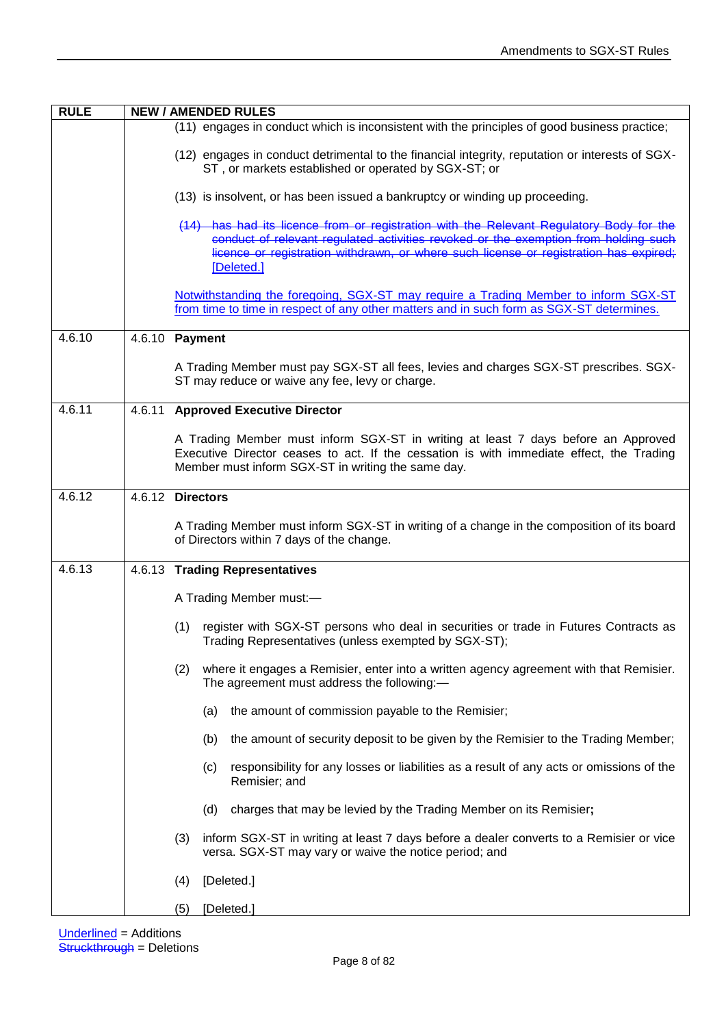| RULE | NEW / AMENDED RULES |
|---|---|
| | (11) engages in conduct which is inconsistent with the principles of good business practice;<br><br>(12) engages in conduct detrimental to the financial integrity, reputation or interests of SGX-ST , or markets established or operated by SGX-ST; or<br><br>(13) is insolvent, or has been issued a bankruptcy or winding up proceeding.<br><br>~~(14) has had its licence from or registration with the Relevant Regulatory Body for the conduct of relevant regulated activities revoked or the exemption from holding such licence or registration withdrawn, or where such license or registration has expired;~~ <u>[Deleted.]</u><br><br><u>Notwithstanding the foregoing, SGX-ST may require a Trading Member to inform SGX-ST from time to time in respect of any other matters and in such form as SGX-ST determines.</u> |
| 4.6.10 | 4.6.10 **Payment**<br><br>A Trading Member must pay SGX-ST all fees, levies and charges SGX-ST prescribes. SGX-ST may reduce or waive any fee, levy or charge. |
| 4.6.11 | 4.6.11 **Approved Executive Director**<br><br>A Trading Member must inform SGX-ST in writing at least 7 days before an Approved Executive Director ceases to act. If the cessation is with immediate effect, the Trading Member must inform SGX-ST in writing the same day. |
| 4.6.12 | 4.6.12 **Directors**<br><br>A Trading Member must inform SGX-ST in writing of a change in the composition of its board of Directors within 7 days of the change. |
| 4.6.13 | 4.6.13 **Trading Representatives**<br><br>A Trading Member must:—<br><br>(1) register with SGX-ST persons who deal in securities or trade in Futures Contracts as Trading Representatives (unless exempted by SGX-ST);<br><br>(2) where it engages a Remisier, enter into a written agency agreement with that Remisier. The agreement must address the following:—<br><br>(a) the amount of commission payable to the Remisier;<br><br>(b) the amount of security deposit to be given by the Remisier to the Trading Member;<br><br>(c) responsibility for any losses or liabilities as a result of any acts or omissions of the Remisier; and<br><br>(d) charges that may be levied by the Trading Member on its Remisier**;**<br><br>(3) inform SGX-ST in writing at least 7 days before a dealer converts to a Remisier or vice versa. SGX-ST may vary or waive the notice period; and<br><br>(4) [Deleted.]<br><br>(5) [Deleted.] |

<u>Underlined</u> = Additions
~~Struckthrough~~ = Deletions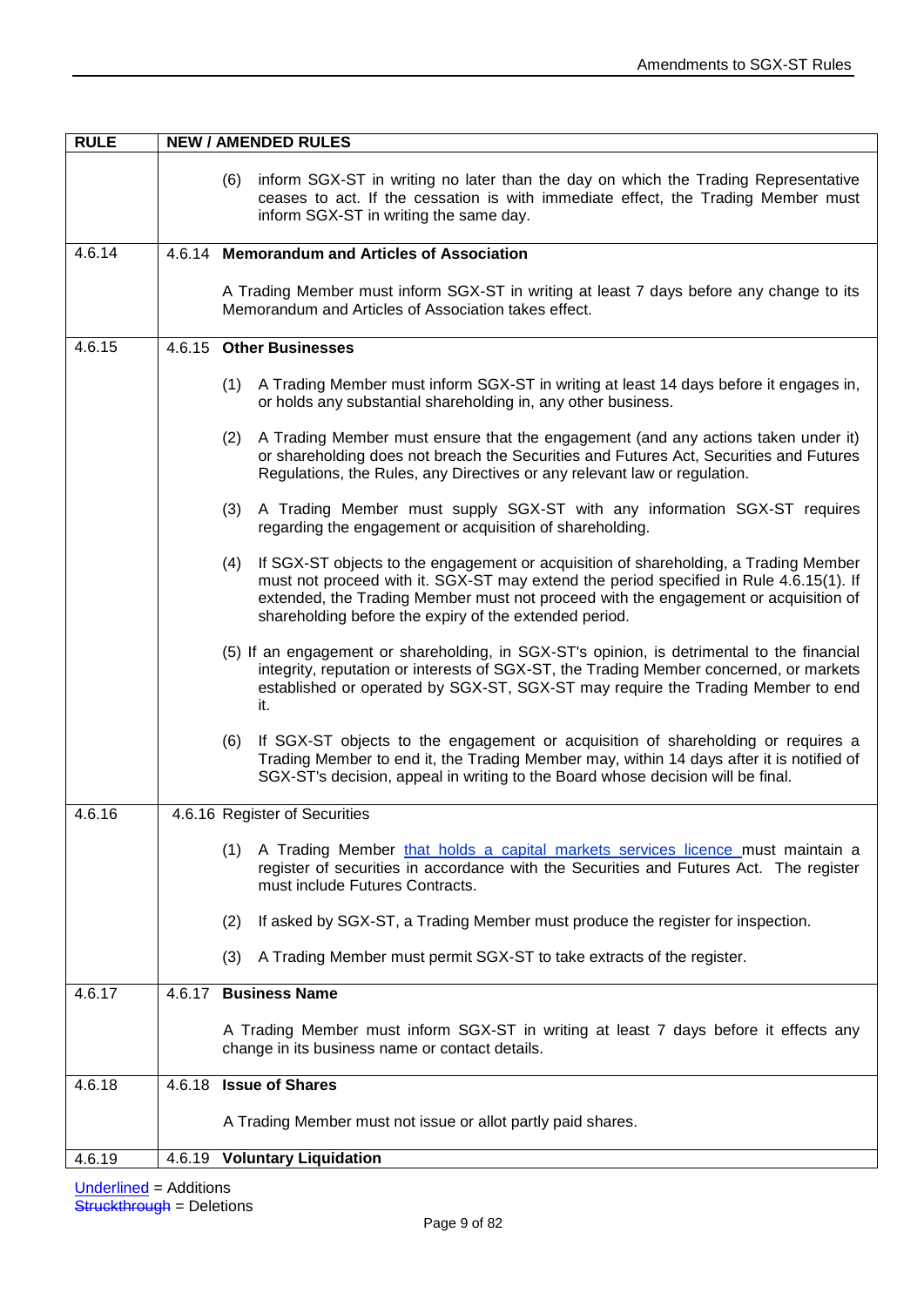| RULE | NEW / AMENDED RULES |
|---|---|
| | (6) inform SGX-ST in writing no later than the day on which the Trading Representative ceases to act. If the cessation is with immediate effect, the Trading Member must inform SGX-ST in writing the same day. |
| 4.6.14 | 4.6.14 **Memorandum and Articles of Association**<br><br>A Trading Member must inform SGX-ST in writing at least 7 days before any change to its Memorandum and Articles of Association takes effect. |
| 4.6.15 | 4.6.15 **Other Businesses**<br><br>(1) A Trading Member must inform SGX-ST in writing at least 14 days before it engages in, or holds any substantial shareholding in, any other business.<br><br>(2) A Trading Member must ensure that the engagement (and any actions taken under it) or shareholding does not breach the Securities and Futures Act, Securities and Futures Regulations, the Rules, any Directives or any relevant law or regulation.<br><br>(3) A Trading Member must supply SGX-ST with any information SGX-ST requires regarding the engagement or acquisition of shareholding.<br><br>(4) If SGX-ST objects to the engagement or acquisition of shareholding, a Trading Member must not proceed with it. SGX-ST may extend the period specified in Rule 4.6.15(1). If extended, the Trading Member must not proceed with the engagement or acquisition of shareholding before the expiry of the extended period.<br><br>(5) If an engagement or shareholding, in SGX-ST's opinion, is detrimental to the financial integrity, reputation or interests of SGX-ST, the Trading Member concerned, or markets established or operated by SGX-ST, SGX-ST may require the Trading Member to end it.<br><br>(6) If SGX-ST objects to the engagement or acquisition of shareholding or requires a Trading Member to end it, the Trading Member may, within 14 days after it is notified of SGX-ST's decision, appeal in writing to the Board whose decision will be final. |
| 4.6.16 | 4.6.16 Register of Securities<br><br>(1) A Trading Member <u>that holds a capital markets services licence</u> must maintain a register of securities in accordance with the Securities and Futures Act. The register must include Futures Contracts.<br><br>(2) If asked by SGX-ST, a Trading Member must produce the register for inspection.<br><br>(3) A Trading Member must permit SGX-ST to take extracts of the register. |
| 4.6.17 | 4.6.17 **Business Name**<br><br>A Trading Member must inform SGX-ST in writing at least 7 days before it effects any change in its business name or contact details. |
| 4.6.18 | 4.6.18 **Issue of Shares**<br><br>A Trading Member must not issue or allot partly paid shares. |
| 4.6.19 | 4.6.19 **Voluntary Liquidation** |

<u>Underlined</u> = Additions
~~Struckthrough~~ = Deletions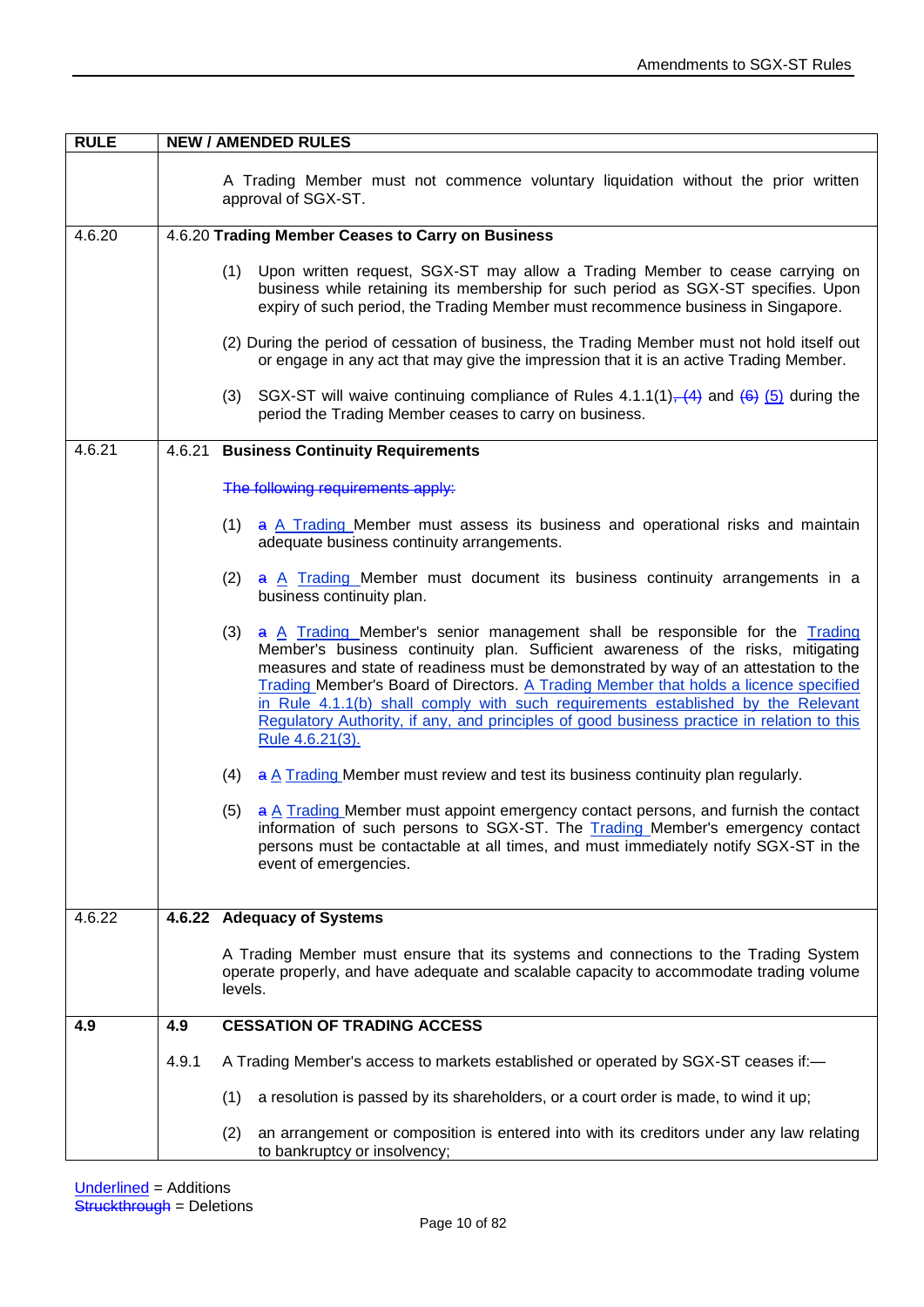| RULE | NEW / AMENDED RULES |
|---|---|
| | A Trading Member must not commence voluntary liquidation without the prior written approval of SGX-ST. |
| 4.6.20 | **4.6.20 Trading Member Ceases to Carry on Business**<br><br>(1) Upon written request, SGX-ST may allow a Trading Member to cease carrying on business while retaining its membership for such period as SGX-ST specifies. Upon expiry of such period, the Trading Member must recommence business in Singapore.<br><br>(2) During the period of cessation of business, the Trading Member must not hold itself out or engage in any act that may give the impression that it is an active Trading Member.<br><br>(3) SGX-ST will waive continuing compliance of Rules 4.1.1(1)~~, (4)~~ and ~~(6)~~ <u>(5)</u> during the period the Trading Member ceases to carry on business. |
| 4.6.21 | **4.6.21 Business Continuity Requirements**<br><br>~~The following requirements apply:~~<br><br>(1) ~~a~~ <u>A Trading</u> Member must assess its business and operational risks and maintain adequate business continuity arrangements.<br><br>(2) ~~a~~ <u>A Trading</u> Member must document its business continuity arrangements in a business continuity plan.<br><br>(3) ~~a~~ <u>A Trading</u> Member's senior management shall be responsible for the <u>Trading</u> Member's business continuity plan. Sufficient awareness of the risks, mitigating measures and state of readiness must be demonstrated by way of an attestation to the <u>Trading</u> Member's Board of Directors. <u>A Trading Member that holds a licence specified in Rule 4.1.1(b) shall comply with such requirements established by the Relevant Regulatory Authority, if any, and principles of good business practice in relation to this Rule 4.6.21(3).</u><br><br>(4) ~~a~~ <u>A Trading</u> Member must review and test its business continuity plan regularly.<br><br>(5) ~~a~~ <u>A Trading</u> Member must appoint emergency contact persons, and furnish the contact information of such persons to SGX-ST. The <u>Trading</u> Member's emergency contact persons must be contactable at all times, and must immediately notify SGX-ST in the event of emergencies. |
| 4.6.22 | **4.6.22 Adequacy of Systems**<br><br>A Trading Member must ensure that its systems and connections to the Trading System operate properly, and have adequate and scalable capacity to accommodate trading volume levels. |
| **4.9** | **4.9 CESSATION OF TRADING ACCESS**<br><br>4.9.1 A Trading Member's access to markets established or operated by SGX-ST ceases if:—<br><br>(1) a resolution is passed by its shareholders, or a court order is made, to wind it up;<br><br>(2) an arrangement or composition is entered into with its creditors under any law relating to bankruptcy or insolvency; |

<u>Underlined</u> = Additions
~~Struckthrough~~ = Deletions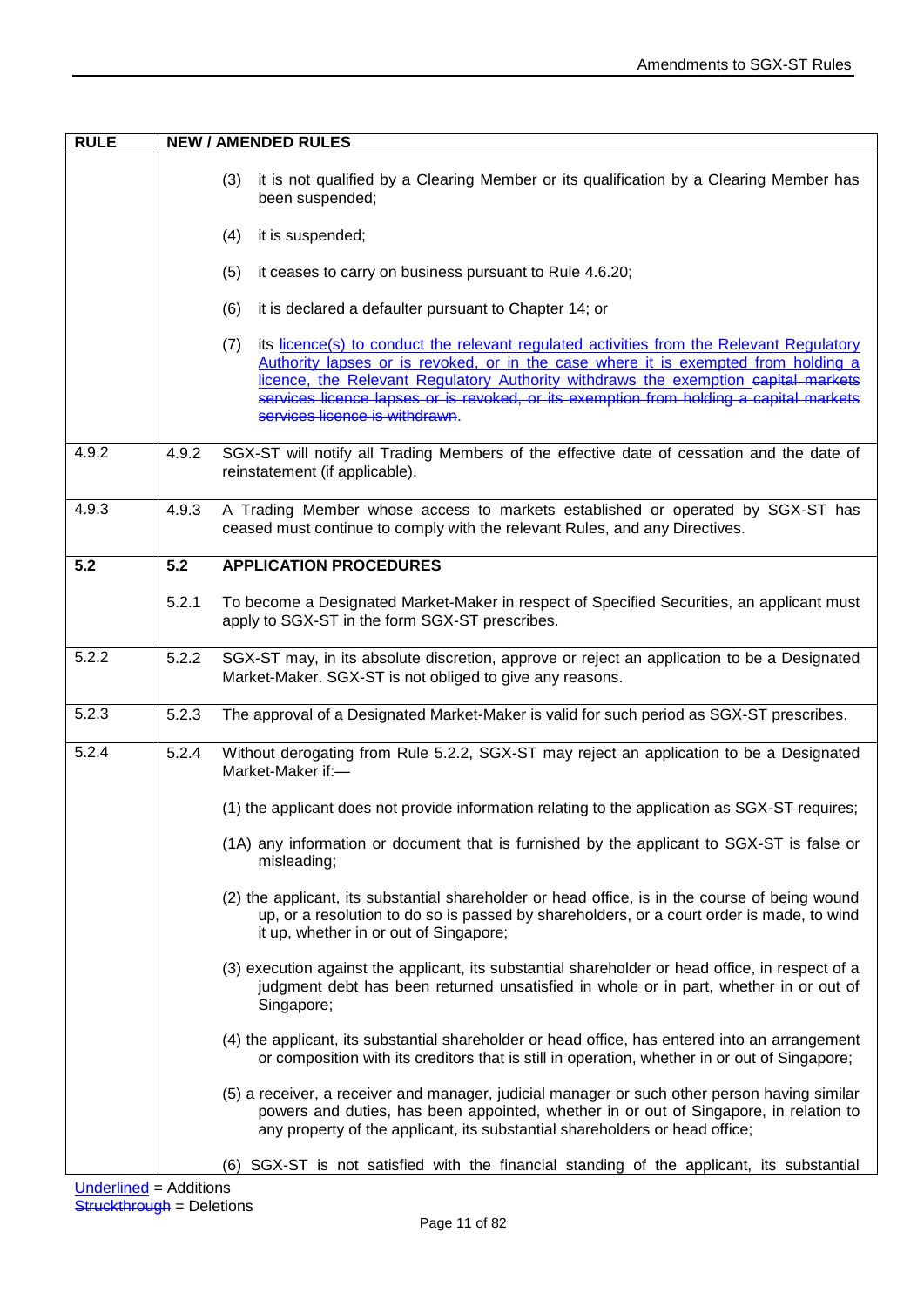| RULE | NEW / AMENDED RULES |
|---|---|
| | (3) it is not qualified by a Clearing Member or its qualification by a Clearing Member has been suspended;<br><br>(4) it is suspended;<br><br>(5) it ceases to carry on business pursuant to Rule 4.6.20;<br><br>(6) it is declared a defaulter pursuant to Chapter 14; or<br><br>(7) its <u>licence(s) to conduct the relevant regulated activities from the Relevant Regulatory Authority lapses or is revoked, or in the case where it is exempted from holding a licence, the Relevant Regulatory Authority withdraws the exemption</u> ~~capital markets services licence lapses or is revoked, or its exemption from holding a capital markets services licence is withdrawn~~. |
| 4.9.2 | 4.9.2 SGX-ST will notify all Trading Members of the effective date of cessation and the date of reinstatement (if applicable). |
| 4.9.3 | 4.9.3 A Trading Member whose access to markets established or operated by SGX-ST has ceased must continue to comply with the relevant Rules, and any Directives. |
| **5.2** | **5.2 APPLICATION PROCEDURES**<br><br>5.2.1 To become a Designated Market-Maker in respect of Specified Securities, an applicant must apply to SGX-ST in the form SGX-ST prescribes. |
| 5.2.2 | 5.2.2 SGX-ST may, in its absolute discretion, approve or reject an application to be a Designated Market-Maker. SGX-ST is not obliged to give any reasons. |
| 5.2.3 | 5.2.3 The approval of a Designated Market-Maker is valid for such period as SGX-ST prescribes. |
| 5.2.4 | 5.2.4 Without derogating from Rule 5.2.2, SGX-ST may reject an application to be a Designated Market-Maker if:—<br><br>(1) the applicant does not provide information relating to the application as SGX-ST requires;<br><br>(1A) any information or document that is furnished by the applicant to SGX-ST is false or misleading;<br><br>(2) the applicant, its substantial shareholder or head office, is in the course of being wound up, or a resolution to do so is passed by shareholders, or a court order is made, to wind it up, whether in or out of Singapore;<br><br>(3) execution against the applicant, its substantial shareholder or head office, in respect of a judgment debt has been returned unsatisfied in whole or in part, whether in or out of Singapore;<br><br>(4) the applicant, its substantial shareholder or head office, has entered into an arrangement or composition with its creditors that is still in operation, whether in or out of Singapore;<br><br>(5) a receiver, a receiver and manager, judicial manager or such other person having similar powers and duties, has been appointed, whether in or out of Singapore, in relation to any property of the applicant, its substantial shareholders or head office;<br><br>(6) SGX-ST is not satisfied with the financial standing of the applicant, its substantial |

<u>Underlined</u> = Additions
~~Struckthrough~~ = Deletions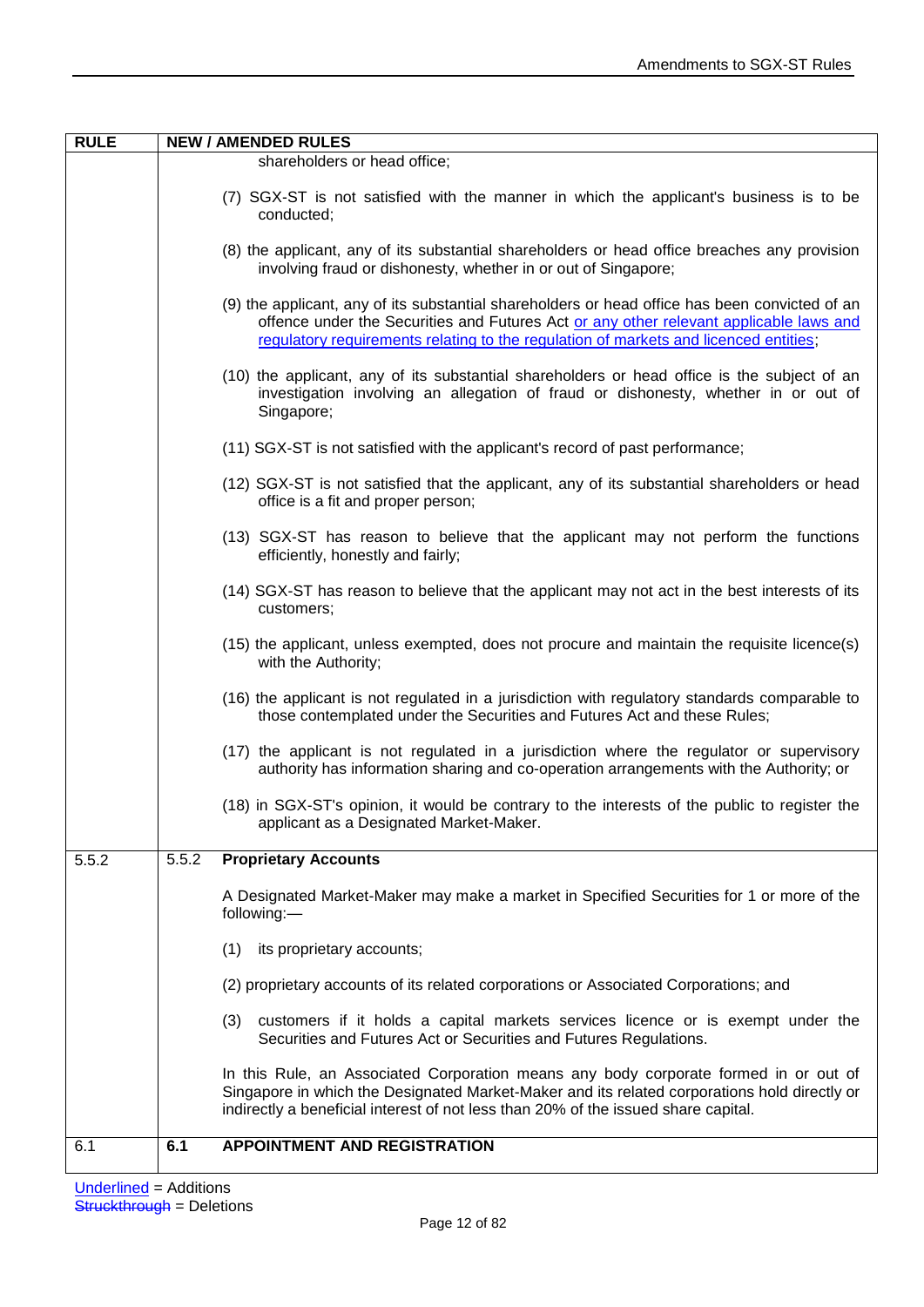| RULE | NEW / AMENDED RULES |
|---|---|
| | shareholders or head office;<br><br>(7) SGX-ST is not satisfied with the manner in which the applicant's business is to be conducted;<br><br>(8) the applicant, any of its substantial shareholders or head office breaches any provision involving fraud or dishonesty, whether in or out of Singapore;<br><br>(9) the applicant, any of its substantial shareholders or head office has been convicted of an offence under the Securities and Futures Act <u>or any other relevant applicable laws and regulatory requirements relating to the regulation of markets and licenced entities</u>;<br><br>(10) the applicant, any of its substantial shareholders or head office is the subject of an investigation involving an allegation of fraud or dishonesty, whether in or out of Singapore;<br><br>(11) SGX-ST is not satisfied with the applicant's record of past performance;<br><br>(12) SGX-ST is not satisfied that the applicant, any of its substantial shareholders or head office is a fit and proper person;<br><br>(13) SGX-ST has reason to believe that the applicant may not perform the functions efficiently, honestly and fairly;<br><br>(14) SGX-ST has reason to believe that the applicant may not act in the best interests of its customers;<br><br>(15) the applicant, unless exempted, does not procure and maintain the requisite licence(s) with the Authority;<br><br>(16) the applicant is not regulated in a jurisdiction with regulatory standards comparable to those contemplated under the Securities and Futures Act and these Rules;<br><br>(17) the applicant is not regulated in a jurisdiction where the regulator or supervisory authority has information sharing and co-operation arrangements with the Authority; or<br><br>(18) in SGX-ST's opinion, it would be contrary to the interests of the public to register the applicant as a Designated Market-Maker. |
| 5.5.2 | 5.5.2 **Proprietary Accounts**<br><br>A Designated Market-Maker may make a market in Specified Securities for 1 or more of the following:—<br><br>(1) its proprietary accounts;<br><br>(2) proprietary accounts of its related corporations or Associated Corporations; and<br><br>(3) customers if it holds a capital markets services licence or is exempt under the Securities and Futures Act or Securities and Futures Regulations.<br><br>In this Rule, an Associated Corporation means any body corporate formed in or out of Singapore in which the Designated Market-Maker and its related corporations hold directly or indirectly a beneficial interest of not less than 20% of the issued share capital. |
| 6.1 | **6.1 APPOINTMENT AND REGISTRATION** |

<u>Underlined</u> = Additions
~~Struckthrough~~ = Deletions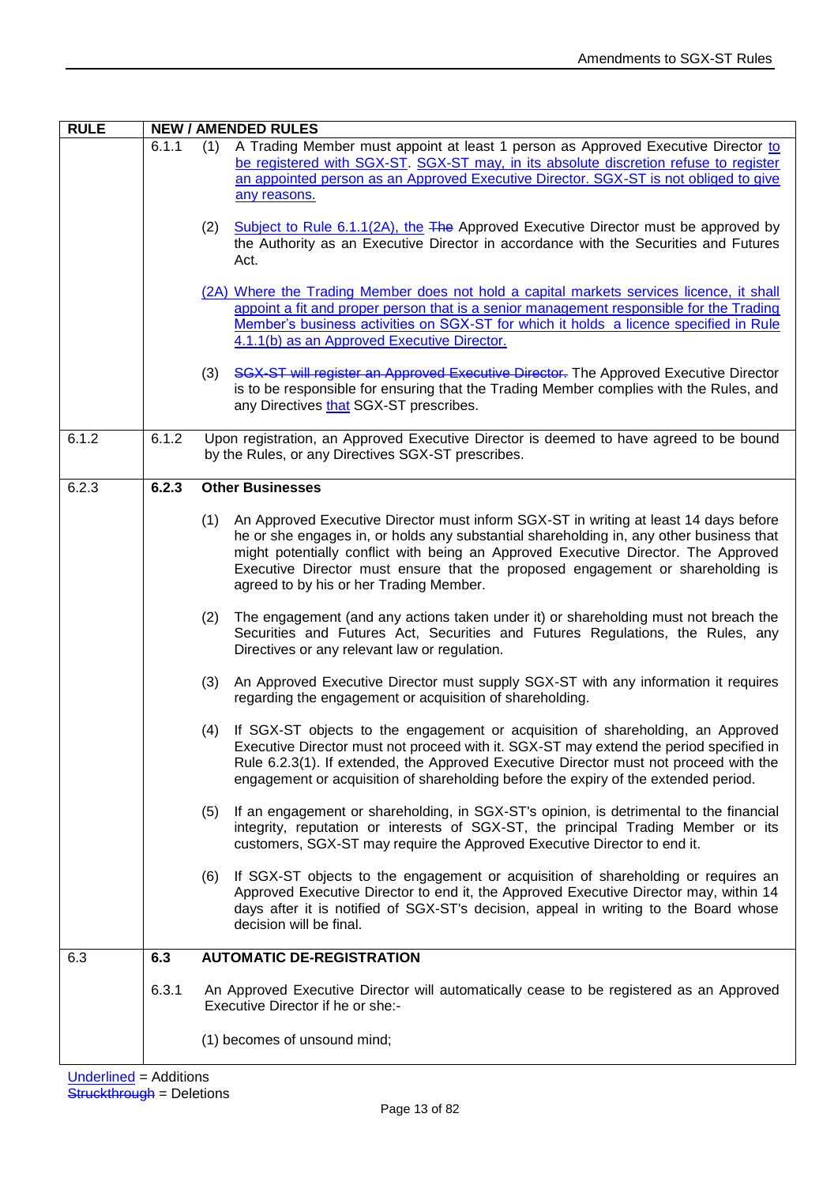| RULE | NEW / AMENDED RULES |
|---|---|
| | 6.1.1 (1) A Trading Member must appoint at least 1 person as Approved Executive Director <ins>to be registered with SGX-ST</ins>. <ins>SGX-ST may, in its absolute discretion refuse to register an appointed person as an Approved Executive Director. SGX-ST is not obliged to give any reasons.</ins><br><br>(2) <ins>Subject to Rule 6.1.1(2A), the</ins> ~~The~~ Approved Executive Director must be approved by the Authority as an Executive Director in accordance with the Securities and Futures Act.<br><br><ins>(2A) Where the Trading Member does not hold a capital markets services licence, it shall appoint a fit and proper person that is a senior management responsible for the Trading Member's business activities on SGX-ST for which it holds a licence specified in Rule 4.1.1(b) as an Approved Executive Director.</ins><br><br>(3) ~~SGX-ST will register an Approved Executive Director.~~ The Approved Executive Director is to be responsible for ensuring that the Trading Member complies with the Rules, and any Directives <ins>that</ins> SGX-ST prescribes. |
| 6.1.2 | 6.1.2 Upon registration, an Approved Executive Director is deemed to have agreed to be bound by the Rules, or any Directives SGX-ST prescribes. |
| 6.2.3 | **6.2.3 Other Businesses**<br><br>(1) An Approved Executive Director must inform SGX-ST in writing at least 14 days before he or she engages in, or holds any substantial shareholding in, any other business that might potentially conflict with being an Approved Executive Director. The Approved Executive Director must ensure that the proposed engagement or shareholding is agreed to by his or her Trading Member.<br><br>(2) The engagement (and any actions taken under it) or shareholding must not breach the Securities and Futures Act, Securities and Futures Regulations, the Rules, any Directives or any relevant law or regulation.<br><br>(3) An Approved Executive Director must supply SGX-ST with any information it requires regarding the engagement or acquisition of shareholding.<br><br>(4) If SGX-ST objects to the engagement or acquisition of shareholding, an Approved Executive Director must not proceed with it. SGX-ST may extend the period specified in Rule 6.2.3(1). If extended, the Approved Executive Director must not proceed with the engagement or acquisition of shareholding before the expiry of the extended period.<br><br>(5) If an engagement or shareholding, in SGX-ST's opinion, is detrimental to the financial integrity, reputation or interests of SGX-ST, the principal Trading Member or its customers, SGX-ST may require the Approved Executive Director to end it.<br><br>(6) If SGX-ST objects to the engagement or acquisition of shareholding or requires an Approved Executive Director to end it, the Approved Executive Director may, within 14 days after it is notified of SGX-ST's decision, appeal in writing to the Board whose decision will be final. |
| 6.3 | **6.3 AUTOMATIC DE-REGISTRATION**<br><br>6.3.1 An Approved Executive Director will automatically cease to be registered as an Approved Executive Director if he or she:-<br><br>(1) becomes of unsound mind; |

<ins>Underlined</ins> = Additions
~~Struckthrough~~ = Deletions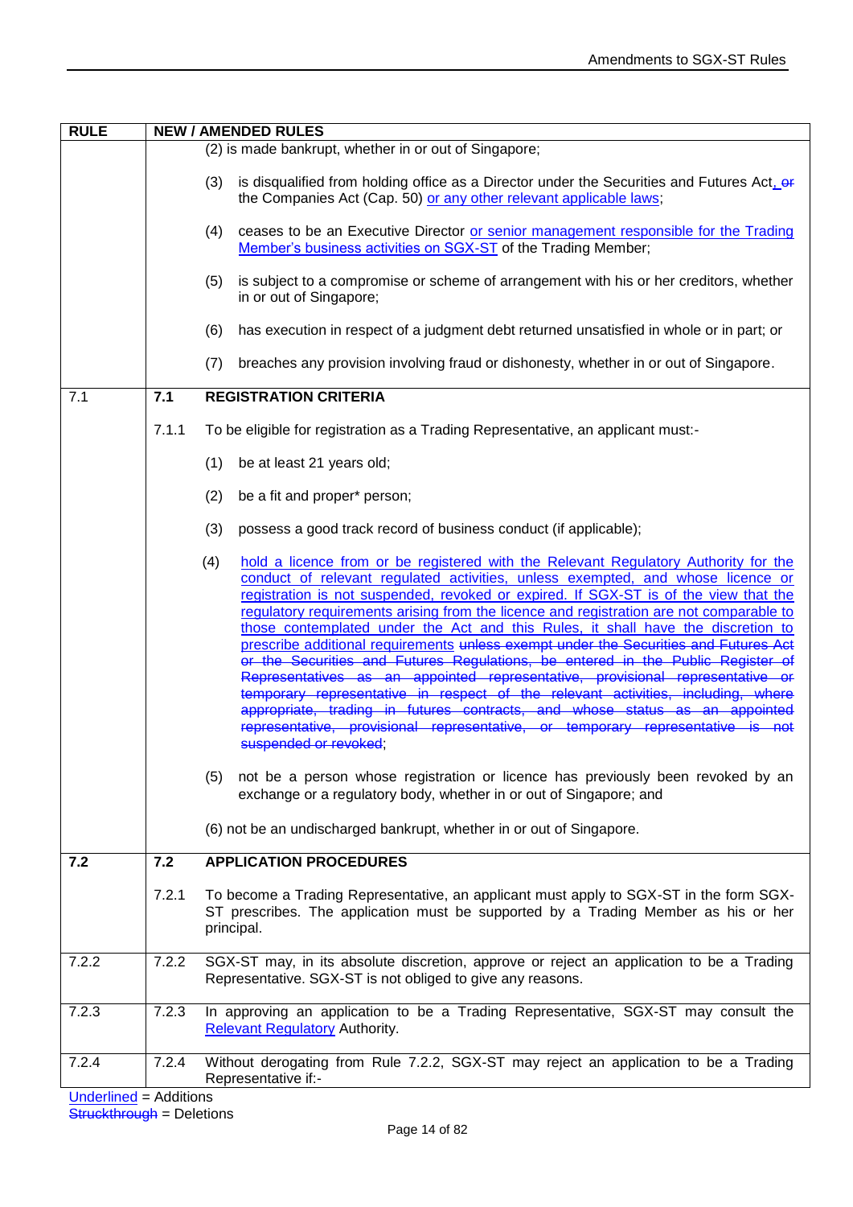| RULE | NEW / AMENDED RULES |
| --- | --- |
| | (2) is made bankrupt, whether in or out of Singapore;<br><br>(3) is disqualified from holding office as a Director under the Securities and Futures Act, ~~or~~ the Companies Act (Cap. 50) <u>or any other relevant applicable laws</u>;<br><br>(4) ceases to be an Executive Director <u>or senior management responsible for the Trading Member's business activities on SGX-ST</u> of the Trading Member;<br><br>(5) is subject to a compromise or scheme of arrangement with his or her creditors, whether in or out of Singapore;<br><br>(6) has execution in respect of a judgment debt returned unsatisfied in whole or in part; or<br><br>(7) breaches any provision involving fraud or dishonesty, whether in or out of Singapore. |
| 7.1 | **7.1 REGISTRATION CRITERIA**<br><br>7.1.1 To be eligible for registration as a Trading Representative, an applicant must:-<br><br>(1) be at least 21 years old;<br><br>(2) be a fit and proper* person;<br><br>(3) possess a good track record of business conduct (if applicable);<br><br>(4) <u>hold a licence from or be registered with the Relevant Regulatory Authority for the conduct of relevant regulated activities, unless exempted, and whose licence or registration is not suspended, revoked or expired. If SGX-ST is of the view that the regulatory requirements arising from the licence and registration are not comparable to those contemplated under the Act and this Rules, it shall have the discretion to prescribe additional requirements</u> ~~unless exempt under the Securities and Futures Act or the Securities and Futures Regulations, be entered in the Public Register of Representatives as an appointed representative, provisional representative or temporary representative in respect of the relevant activities, including, where appropriate, trading in futures contracts, and whose status as an appointed representative, provisional representative, or temporary representative is not suspended or revoked~~;<br><br>(5) not be a person whose registration or licence has previously been revoked by an exchange or a regulatory body, whether in or out of Singapore; and<br><br>(6) not be an undischarged bankrupt, whether in or out of Singapore. |
| **7.2** | **7.2 APPLICATION PROCEDURES**<br><br>7.2.1 To become a Trading Representative, an applicant must apply to SGX-ST in the form SGX-ST prescribes. The application must be supported by a Trading Member as his or her principal. |
| 7.2.2 | 7.2.2 SGX-ST may, in its absolute discretion, approve or reject an application to be a Trading Representative. SGX-ST is not obliged to give any reasons. |
| 7.2.3 | 7.2.3 In approving an application to be a Trading Representative, SGX-ST may consult the <u>Relevant Regulatory</u> Authority. |
| 7.2.4 | 7.2.4 Without derogating from Rule 7.2.2, SGX-ST may reject an application to be a Trading Representative if:- |

<u>Underlined</u> = Additions
~~Struckthrough~~ = Deletions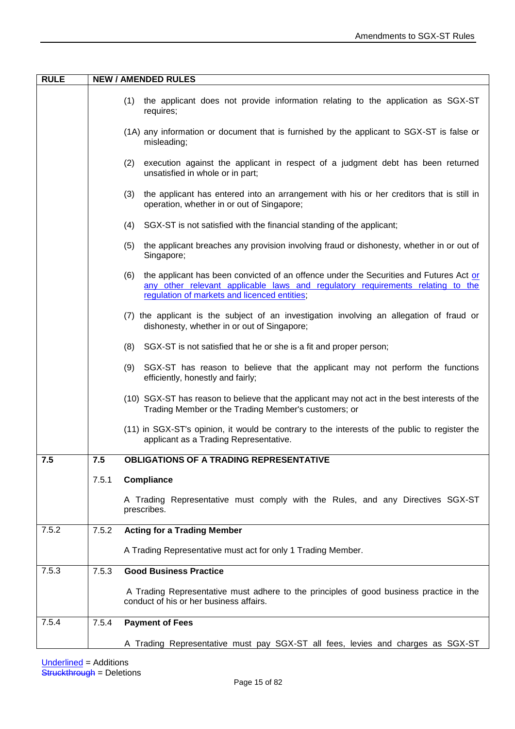| RULE | NEW / AMENDED RULES |
|---|---|
| | (1) the applicant does not provide information relating to the application as SGX-ST requires;<br><br>(1A) any information or document that is furnished by the applicant to SGX-ST is false or misleading;<br><br>(2) execution against the applicant in respect of a judgment debt has been returned unsatisfied in whole or in part;<br><br>(3) the applicant has entered into an arrangement with his or her creditors that is still in operation, whether in or out of Singapore;<br><br>(4) SGX-ST is not satisfied with the financial standing of the applicant;<br><br>(5) the applicant breaches any provision involving fraud or dishonesty, whether in or out of Singapore;<br><br>(6) the applicant has been convicted of an offence under the Securities and Futures Act <u>or any other relevant applicable laws and regulatory requirements relating to the regulation of markets and licenced entities</u>;<br><br>(7) the applicant is the subject of an investigation involving an allegation of fraud or dishonesty, whether in or out of Singapore;<br><br>(8) SGX-ST is not satisfied that he or she is a fit and proper person;<br><br>(9) SGX-ST has reason to believe that the applicant may not perform the functions efficiently, honestly and fairly;<br><br>(10) SGX-ST has reason to believe that the applicant may not act in the best interests of the Trading Member or the Trading Member's customers; or<br><br>(11) in SGX-ST's opinion, it would be contrary to the interests of the public to register the applicant as a Trading Representative. |
| 7.5 | 7.5 **OBLIGATIONS OF A TRADING REPRESENTATIVE**<br><br>7.5.1 **Compliance**<br><br>A Trading Representative must comply with the Rules, and any Directives SGX-ST prescribes. |
| 7.5.2 | 7.5.2 **Acting for a Trading Member**<br><br>A Trading Representative must act for only 1 Trading Member. |
| 7.5.3 | 7.5.3 **Good Business Practice**<br><br>A Trading Representative must adhere to the principles of good business practice in the conduct of his or her business affairs. |
| 7.5.4 | 7.5.4 **Payment of Fees**<br><br>A Trading Representative must pay SGX-ST all fees, levies and charges as SGX-ST |

<u>Underlined</u> = Additions
~~Struckthrough~~ = Deletions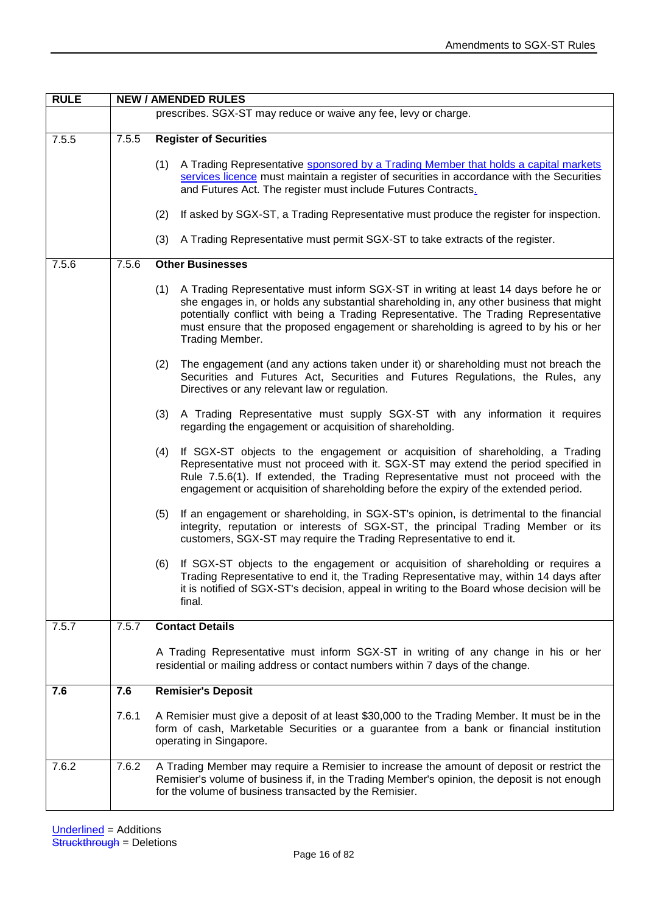| RULE | NEW / AMENDED RULES |
|---|---|
| | prescribes. SGX-ST may reduce or waive any fee, levy or charge. |
| 7.5.5 | 7.5.5 **Register of Securities**<br><br>(1) A Trading Representative <u>sponsored by a Trading Member that holds a capital markets services licence</u> must maintain a register of securities in accordance with the Securities and Futures Act. The register must include Futures Contracts<u>.</u><br><br>(2) If asked by SGX-ST, a Trading Representative must produce the register for inspection.<br><br>(3) A Trading Representative must permit SGX-ST to take extracts of the register. |
| 7.5.6 | 7.5.6 **Other Businesses**<br><br>(1) A Trading Representative must inform SGX-ST in writing at least 14 days before he or she engages in, or holds any substantial shareholding in, any other business that might potentially conflict with being a Trading Representative. The Trading Representative must ensure that the proposed engagement or shareholding is agreed to by his or her Trading Member.<br><br>(2) The engagement (and any actions taken under it) or shareholding must not breach the Securities and Futures Act, Securities and Futures Regulations, the Rules, any Directives or any relevant law or regulation.<br><br>(3) A Trading Representative must supply SGX-ST with any information it requires regarding the engagement or acquisition of shareholding.<br><br>(4) If SGX-ST objects to the engagement or acquisition of shareholding, a Trading Representative must not proceed with it. SGX-ST may extend the period specified in Rule 7.5.6(1). If extended, the Trading Representative must not proceed with the engagement or acquisition of shareholding before the expiry of the extended period.<br><br>(5) If an engagement or shareholding, in SGX-ST's opinion, is detrimental to the financial integrity, reputation or interests of SGX-ST, the principal Trading Member or its customers, SGX-ST may require the Trading Representative to end it.<br><br>(6) If SGX-ST objects to the engagement or acquisition of shareholding or requires a Trading Representative to end it, the Trading Representative may, within 14 days after it is notified of SGX-ST's decision, appeal in writing to the Board whose decision will be final. |
| 7.5.7 | 7.5.7 **Contact Details**<br><br>A Trading Representative must inform SGX-ST in writing of any change in his or her residential or mailing address or contact numbers within 7 days of the change. |
| **7.6** | **7.6 Remisier's Deposit**<br><br>7.6.1 A Remisier must give a deposit of at least $30,000 to the Trading Member. It must be in the form of cash, Marketable Securities or a guarantee from a bank or financial institution operating in Singapore. |
| 7.6.2 | 7.6.2 A Trading Member may require a Remisier to increase the amount of deposit or restrict the Remisier's volume of business if, in the Trading Member's opinion, the deposit is not enough for the volume of business transacted by the Remisier. |

<u>Underlined</u> = Additions
~~Struckthrough~~ = Deletions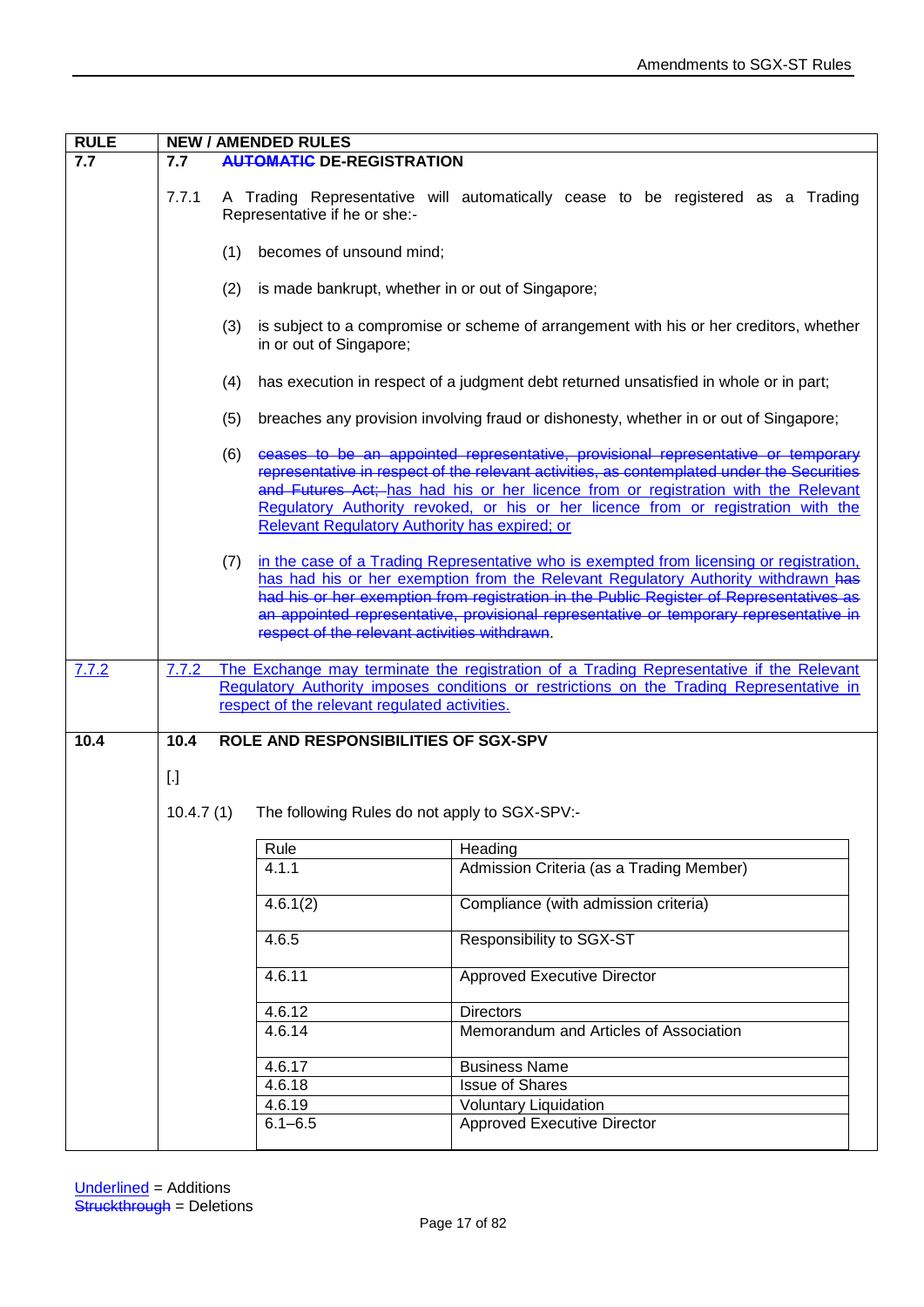| RULE | NEW / AMENDED RULES |
|---|---|
| 7.7 | **7.7 ~~AUTOMATIC~~ DE-REGISTRATION**<br><br>7.7.1 A Trading Representative will automatically cease to be registered as a Trading Representative if he or she:-<br><br>(1) becomes of unsound mind;<br><br>(2) is made bankrupt, whether in or out of Singapore;<br><br>(3) is subject to a compromise or scheme of arrangement with his or her creditors, whether in or out of Singapore;<br><br>(4) has execution in respect of a judgment debt returned unsatisfied in whole or in part;<br><br>(5) breaches any provision involving fraud or dishonesty, whether in or out of Singapore;<br><br>(6) ~~ceases to be an appointed representative, provisional representative or temporary representative in respect of the relevant activities, as contemplated under the Securities and Futures Act;~~ <u>has had his or her licence from or registration with the Relevant Regulatory Authority revoked, or his or her licence from or registration with the Relevant Regulatory Authority has expired; or</u><br><br>(7) <u>in the case of a Trading Representative who is exempted from licensing or registration, has had his or her exemption from the Relevant Regulatory Authority withdrawn</u> ~~has had his or her exemption from registration in the Public Register of Representatives as an appointed representative, provisional representative or temporary representative in respect of the relevant activities withdrawn~~. |
| <u>7.7.2</u> | <u>7.7.2 The Exchange may terminate the registration of a Trading Representative if the Relevant Regulatory Authority imposes conditions or restrictions on the Trading Representative in respect of the relevant regulated activities.</u> |
| 10.4 | **10.4 ROLE AND RESPONSIBILITIES OF SGX-SPV**<br><br>[.]<br><br>10.4.7 (1) The following Rules do not apply to SGX-SPV:-<br><br>Rule — Heading<br>4.1.1 — Admission Criteria (as a Trading Member)<br>4.6.1(2) — Compliance (with admission criteria)<br>4.6.5 — Responsibility to SGX-ST<br>4.6.11 — Approved Executive Director<br>4.6.12 — Directors<br>4.6.14 — Memorandum and Articles of Association<br>4.6.17 — Business Name<br>4.6.18 — Issue of Shares<br>4.6.19 — Voluntary Liquidation<br>6.1–6.5 — Approved Executive Director |

<u>Underlined</u> = Additions
~~Struckthrough~~ = Deletions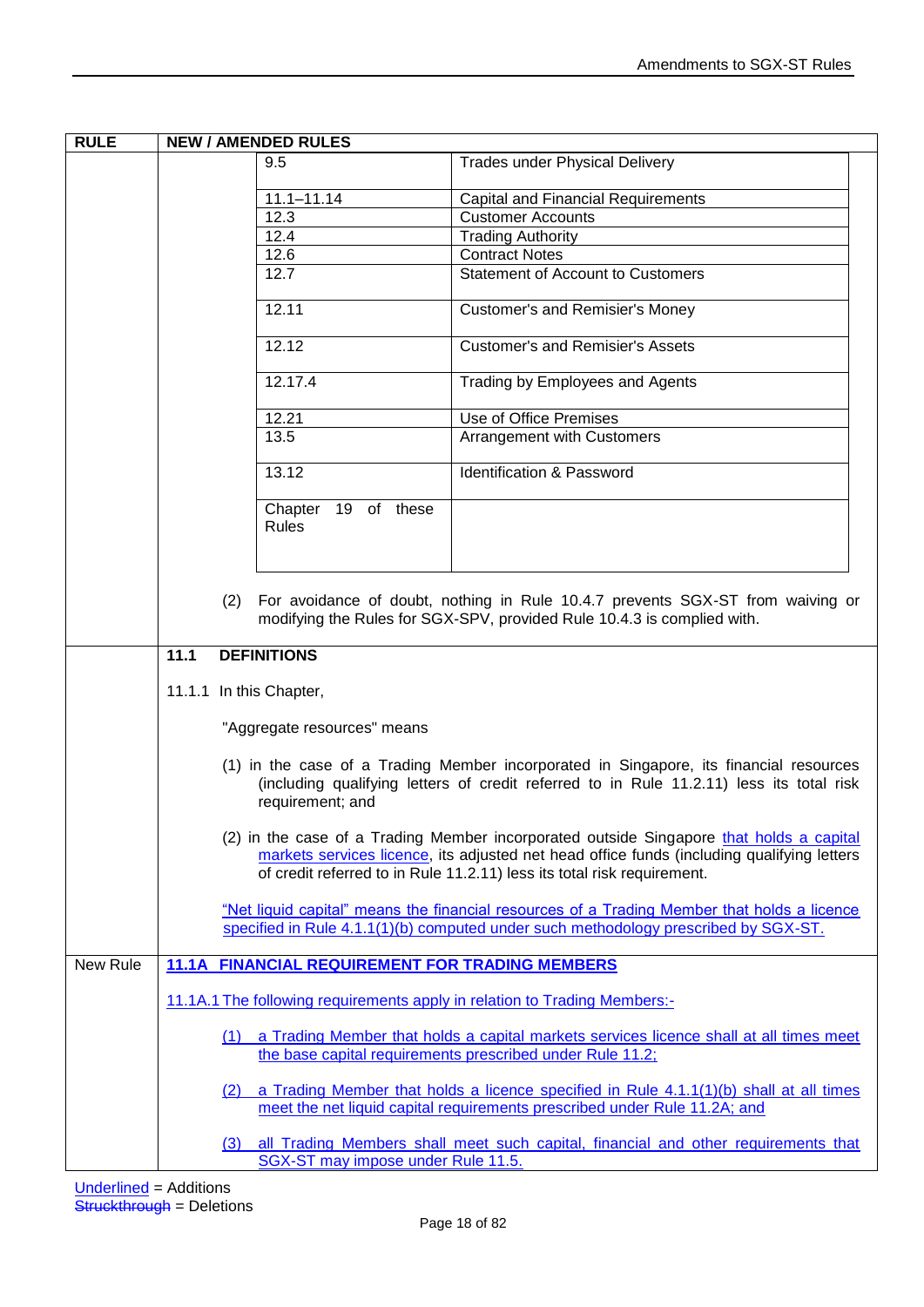| RULE | NEW / AMENDED RULES |
|---|---|
| | 9.5 — Trades under Physical Delivery<br>11.1–11.14 — Capital and Financial Requirements<br>12.3 — Customer Accounts<br>12.4 — Trading Authority<br>12.6 — Contract Notes<br>12.7 — Statement of Account to Customers<br>12.11 — Customer's and Remisier's Money<br>12.12 — Customer's and Remisier's Assets<br>12.17.4 — Trading by Employees and Agents<br>12.21 — Use of Office Premises<br>13.5 — Arrangement with Customers<br>13.12 — Identification & Password<br>Chapter 19 of these Rules<br><br>(2) For avoidance of doubt, nothing in Rule 10.4.7 prevents SGX-ST from waiving or modifying the Rules for SGX-SPV, provided Rule 10.4.3 is complied with. |
| | **11.1 DEFINITIONS**<br><br>11.1.1 In this Chapter,<br><br>"Aggregate resources" means<br><br>(1) in the case of a Trading Member incorporated in Singapore, its financial resources (including qualifying letters of credit referred to in Rule 11.2.11) less its total risk requirement; and<br><br>(2) in the case of a Trading Member incorporated outside Singapore <u>that holds a capital markets services licence</u>, its adjusted net head office funds (including qualifying letters of credit referred to in Rule 11.2.11) less its total risk requirement.<br><br><u>"Net liquid capital" means the financial resources of a Trading Member that holds a licence specified in Rule 4.1.1(1)(b) computed under such methodology prescribed by SGX-ST.</u> |
| New Rule | <u>**11.1A FINANCIAL REQUIREMENT FOR TRADING MEMBERS**</u><br><br><u>11.1A.1 The following requirements apply in relation to Trading Members:-</u><br><br><u>(1) a Trading Member that holds a capital markets services licence shall at all times meet the base capital requirements prescribed under Rule 11.2;</u><br><br><u>(2) a Trading Member that holds a licence specified in Rule 4.1.1(1)(b) shall at all times meet the net liquid capital requirements prescribed under Rule 11.2A; and</u><br><br><u>(3) all Trading Members shall meet such capital, financial and other requirements that SGX-ST may impose under Rule 11.5.</u> |

<u>Underlined</u> = Additions
~~Struckthrough~~ = Deletions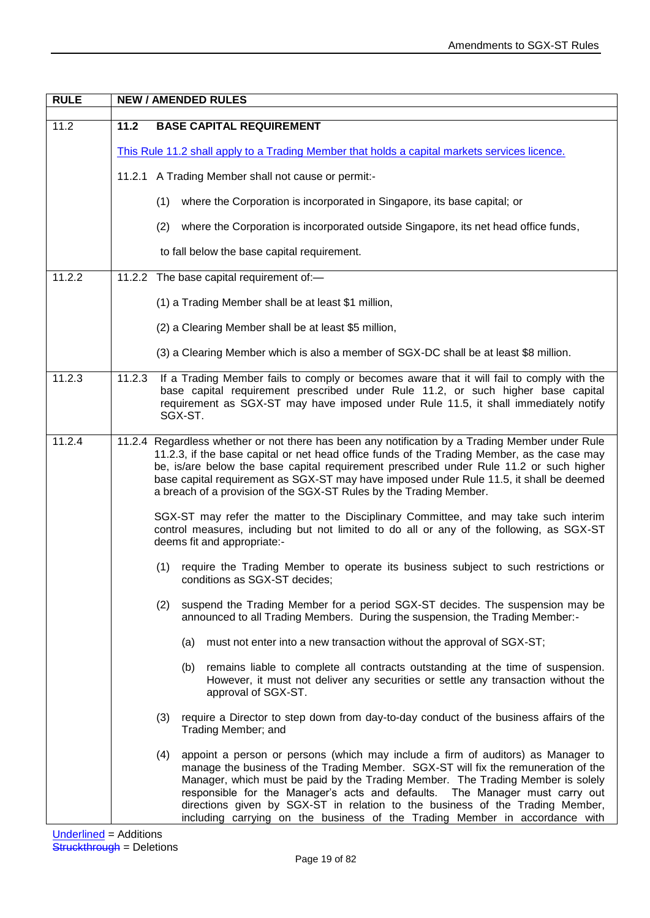| RULE | NEW / AMENDED RULES |
|---|---|
| 11.2 | **11.2 BASE CAPITAL REQUIREMENT**<br><br><u>This Rule 11.2 shall apply to a Trading Member that holds a capital markets services licence.</u><br><br>11.2.1 A Trading Member shall not cause or permit:-<br><br>(1) where the Corporation is incorporated in Singapore, its base capital; or<br><br>(2) where the Corporation is incorporated outside Singapore, its net head office funds,<br><br>to fall below the base capital requirement. |
| 11.2.2 | 11.2.2 The base capital requirement of:—<br><br>(1) a Trading Member shall be at least $1 million,<br><br>(2) a Clearing Member shall be at least $5 million,<br><br>(3) a Clearing Member which is also a member of SGX-DC shall be at least $8 million. |
| 11.2.3 | 11.2.3 If a Trading Member fails to comply or becomes aware that it will fail to comply with the base capital requirement prescribed under Rule 11.2, or such higher base capital requirement as SGX-ST may have imposed under Rule 11.5, it shall immediately notify SGX-ST. |
| 11.2.4 | 11.2.4 Regardless whether or not there has been any notification by a Trading Member under Rule 11.2.3, if the base capital or net head office funds of the Trading Member, as the case may be, is/are below the base capital requirement prescribed under Rule 11.2 or such higher base capital requirement as SGX-ST may have imposed under Rule 11.5, it shall be deemed a breach of a provision of the SGX-ST Rules by the Trading Member.<br><br>SGX-ST may refer the matter to the Disciplinary Committee, and may take such interim control measures, including but not limited to do all or any of the following, as SGX-ST deems fit and appropriate:-<br><br>(1) require the Trading Member to operate its business subject to such restrictions or conditions as SGX-ST decides;<br><br>(2) suspend the Trading Member for a period SGX-ST decides. The suspension may be announced to all Trading Members. During the suspension, the Trading Member:-<br><br>(a) must not enter into a new transaction without the approval of SGX-ST;<br><br>(b) remains liable to complete all contracts outstanding at the time of suspension. However, it must not deliver any securities or settle any transaction without the approval of SGX-ST.<br><br>(3) require a Director to step down from day-to-day conduct of the business affairs of the Trading Member; and<br><br>(4) appoint a person or persons (which may include a firm of auditors) as Manager to manage the business of the Trading Member. SGX-ST will fix the remuneration of the Manager, which must be paid by the Trading Member. The Trading Member is solely responsible for the Manager's acts and defaults. The Manager must carry out directions given by SGX-ST in relation to the business of the Trading Member, including carrying on the business of the Trading Member in accordance with |

<u>Underlined</u> = Additions
~~Struckthrough~~ = Deletions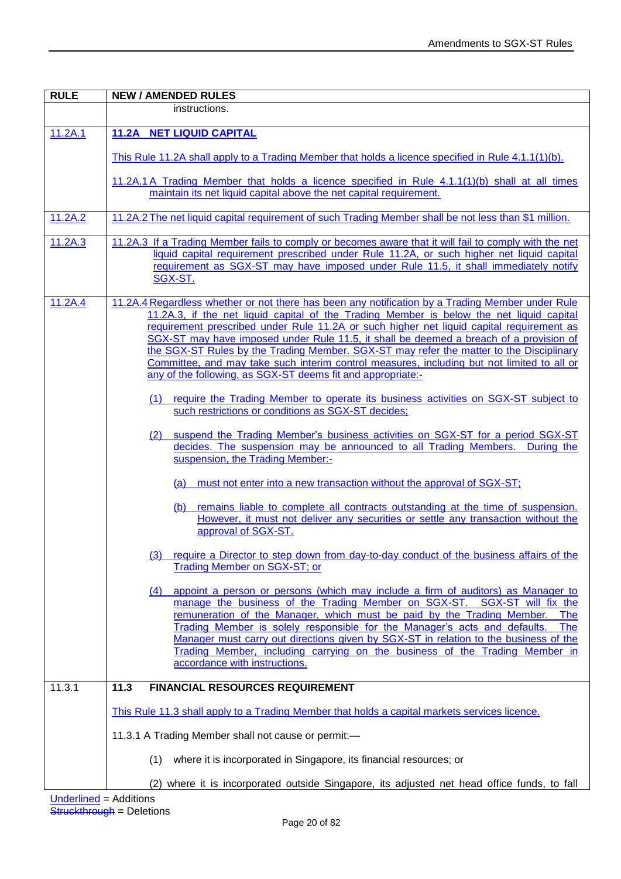| RULE | NEW / AMENDED RULES |
|---|---|
| | instructions. |
| <u>11.2A.1</u> | <u>**11.2A NET LIQUID CAPITAL**</u><br><br><u>This Rule 11.2A shall apply to a Trading Member that holds a licence specified in Rule 4.1.1(1)(b).</u><br><br><u>11.2A.1 A Trading Member that holds a licence specified in Rule 4.1.1(1)(b) shall at all times maintain its net liquid capital above the net capital requirement.</u> |
| <u>11.2A.2</u> | <u>11.2A.2 The net liquid capital requirement of such Trading Member shall be not less than $1 million.</u> |
| <u>11.2A.3</u> | <u>11.2A.3 If a Trading Member fails to comply or becomes aware that it will fail to comply with the net liquid capital requirement prescribed under Rule 11.2A, or such higher net liquid capital requirement as SGX-ST may have imposed under Rule 11.5, it shall immediately notify SGX-ST.</u> |
| <u>11.2A.4</u> | <u>11.2A.4 Regardless whether or not there has been any notification by a Trading Member under Rule 11.2A.3, if the net liquid capital of the Trading Member is below the net liquid capital requirement prescribed under Rule 11.2A or such higher net liquid capital requirement as SGX-ST may have imposed under Rule 11.5, it shall be deemed a breach of a provision of the SGX-ST Rules by the Trading Member. SGX-ST may refer the matter to the Disciplinary Committee, and may take such interim control measures, including but not limited to all or any of the following, as SGX-ST deems fit and appropriate:-</u><br><br><u>(1) require the Trading Member to operate its business activities on SGX-ST subject to such restrictions or conditions as SGX-ST decides;</u><br><br><u>(2) suspend the Trading Member's business activities on SGX-ST for a period SGX-ST decides. The suspension may be announced to all Trading Members. During the suspension, the Trading Member:-</u><br><br><u>(a) must not enter into a new transaction without the approval of SGX-ST;</u><br><br><u>(b) remains liable to complete all contracts outstanding at the time of suspension. However, it must not deliver any securities or settle any transaction without the approval of SGX-ST.</u><br><br><u>(3) require a Director to step down from day-to-day conduct of the business affairs of the Trading Member on SGX-ST; or</u><br><br><u>(4) appoint a person or persons (which may include a firm of auditors) as Manager to manage the business of the Trading Member on SGX-ST. SGX-ST will fix the remuneration of the Manager, which must be paid by the Trading Member. The Trading Member is solely responsible for the Manager's acts and defaults. The Manager must carry out directions given by SGX-ST in relation to the business of the Trading Member, including carrying on the business of the Trading Member in accordance with instructions.</u> |
| 11.3.1 | **11.3 FINANCIAL RESOURCES REQUIREMENT**<br><br><u>This Rule 11.3 shall apply to a Trading Member that holds a capital markets services licence.</u><br><br>11.3.1 A Trading Member shall not cause or permit:—<br><br>(1) where it is incorporated in Singapore, its financial resources; or<br><br>(2) where it is incorporated outside Singapore, its adjusted net head office funds, to fall |

<u>Underlined</u> = Additions
~~Struckthrough~~ = Deletions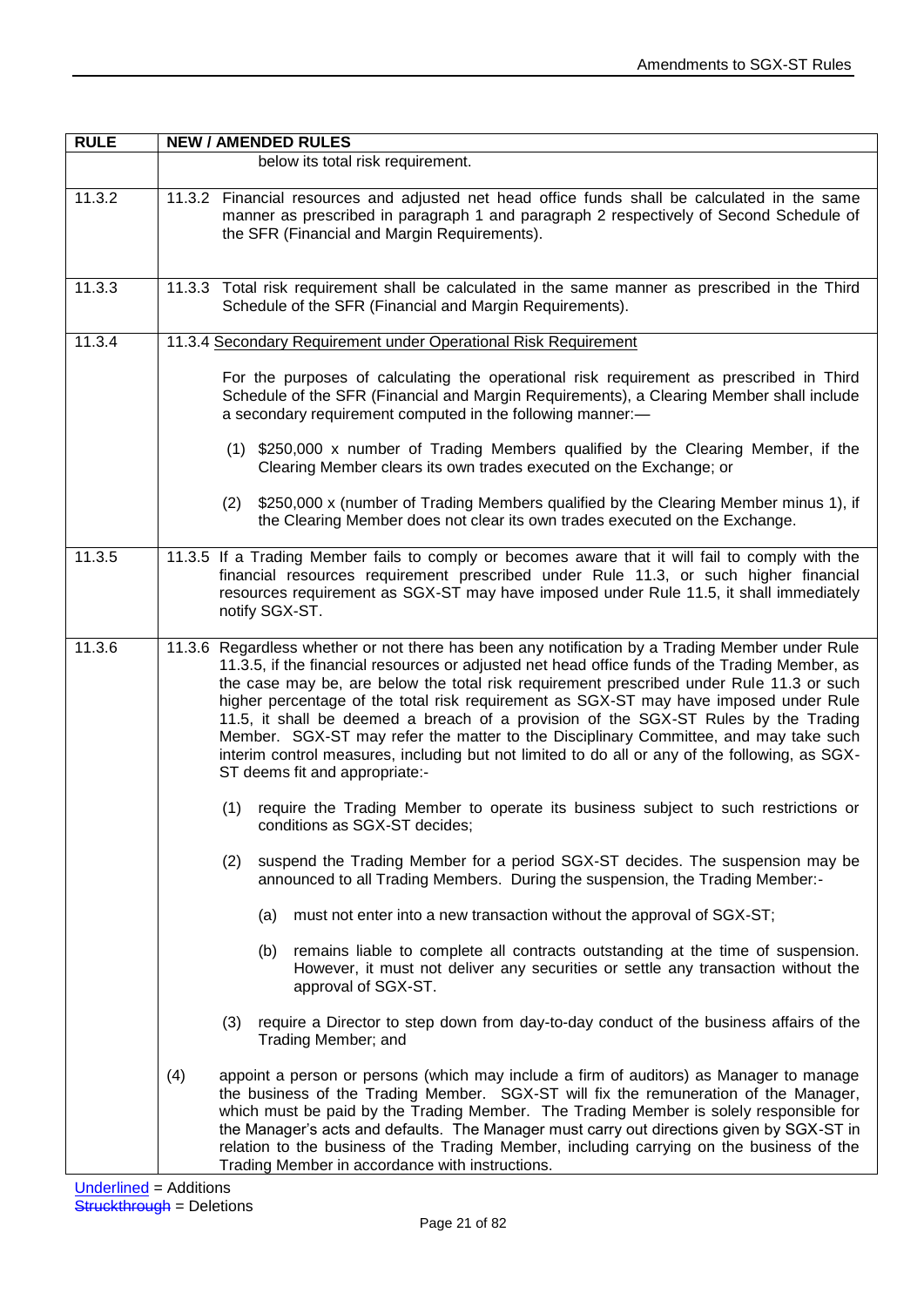| RULE | NEW / AMENDED RULES |
|---|---|
| | below its total risk requirement. |
| 11.3.2 | 11.3.2 Financial resources and adjusted net head office funds shall be calculated in the same manner as prescribed in paragraph 1 and paragraph 2 respectively of Second Schedule of the SFR (Financial and Margin Requirements). |
| 11.3.3 | 11.3.3 Total risk requirement shall be calculated in the same manner as prescribed in the Third Schedule of the SFR (Financial and Margin Requirements). |
| 11.3.4 | 11.3.4 <u>Secondary Requirement under Operational Risk Requirement</u><br><br>For the purposes of calculating the operational risk requirement as prescribed in Third Schedule of the SFR (Financial and Margin Requirements), a Clearing Member shall include a secondary requirement computed in the following manner:—<br><br>(1) \$250,000 x number of Trading Members qualified by the Clearing Member, if the Clearing Member clears its own trades executed on the Exchange; or<br><br>(2) \$250,000 x (number of Trading Members qualified by the Clearing Member minus 1), if the Clearing Member does not clear its own trades executed on the Exchange. |
| 11.3.5 | 11.3.5 If a Trading Member fails to comply or becomes aware that it will fail to comply with the financial resources requirement prescribed under Rule 11.3, or such higher financial resources requirement as SGX-ST may have imposed under Rule 11.5, it shall immediately notify SGX-ST. |
| 11.3.6 | 11.3.6 Regardless whether or not there has been any notification by a Trading Member under Rule 11.3.5, if the financial resources or adjusted net head office funds of the Trading Member, as the case may be, are below the total risk requirement prescribed under Rule 11.3 or such higher percentage of the total risk requirement as SGX-ST may have imposed under Rule 11.5, it shall be deemed a breach of a provision of the SGX-ST Rules by the Trading Member. SGX-ST may refer the matter to the Disciplinary Committee, and may take such interim control measures, including but not limited to do all or any of the following, as SGX-ST deems fit and appropriate:-<br><br>(1) require the Trading Member to operate its business subject to such restrictions or conditions as SGX-ST decides;<br><br>(2) suspend the Trading Member for a period SGX-ST decides. The suspension may be announced to all Trading Members. During the suspension, the Trading Member:-<br><br>(a) must not enter into a new transaction without the approval of SGX-ST;<br><br>(b) remains liable to complete all contracts outstanding at the time of suspension. However, it must not deliver any securities or settle any transaction without the approval of SGX-ST.<br><br>(3) require a Director to step down from day-to-day conduct of the business affairs of the Trading Member; and<br><br>(4) appoint a person or persons (which may include a firm of auditors) as Manager to manage the business of the Trading Member. SGX-ST will fix the remuneration of the Manager, which must be paid by the Trading Member. The Trading Member is solely responsible for the Manager's acts and defaults. The Manager must carry out directions given by SGX-ST in relation to the business of the Trading Member, including carrying on the business of the Trading Member in accordance with instructions. |

<u>Underlined</u> = Additions
~~Struckthrough~~ = Deletions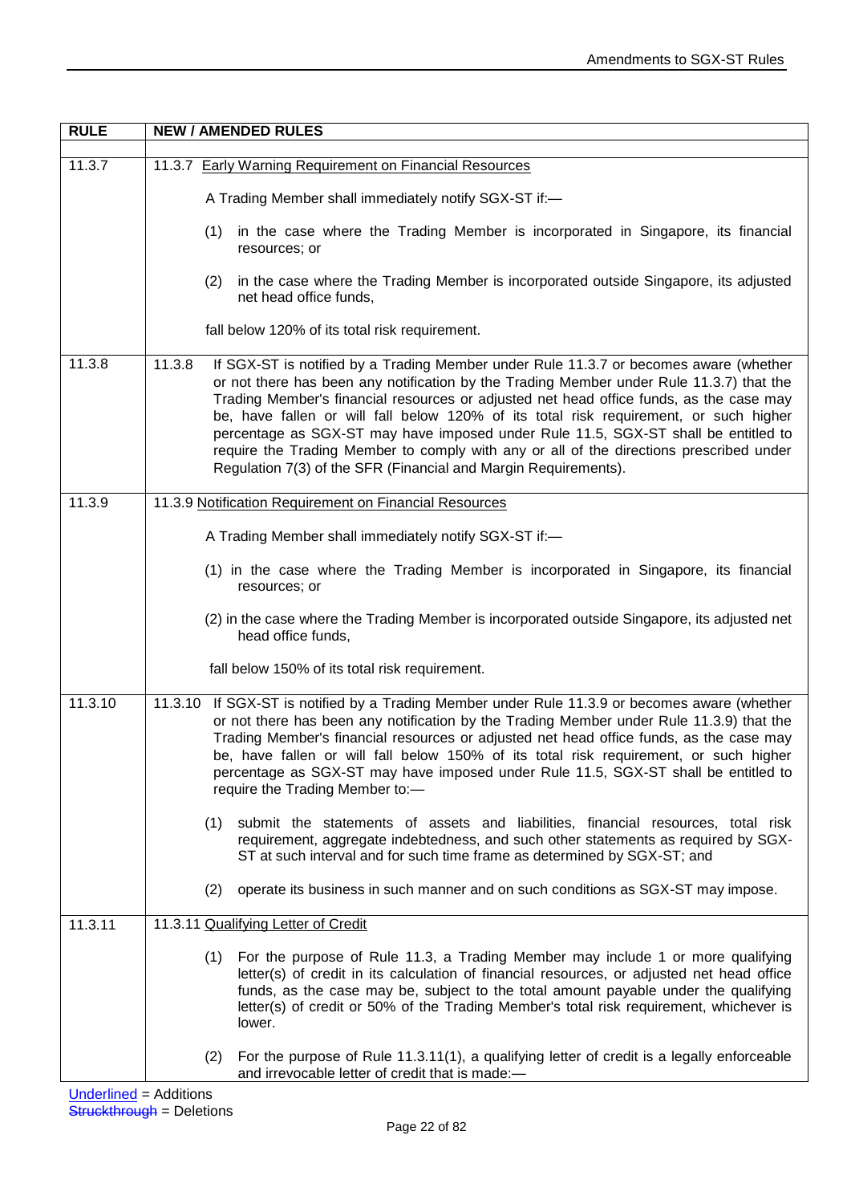| RULE | NEW / AMENDED RULES |
|---|---|
| 11.3.7 | 11.3.7 <u>Early Warning Requirement on Financial Resources</u><br><br>A Trading Member shall immediately notify SGX-ST if:—<br><br>(1) in the case where the Trading Member is incorporated in Singapore, its financial resources; or<br><br>(2) in the case where the Trading Member is incorporated outside Singapore, its adjusted net head office funds,<br><br>fall below 120% of its total risk requirement. |
| 11.3.8 | 11.3.8 If SGX-ST is notified by a Trading Member under Rule 11.3.7 or becomes aware (whether or not there has been any notification by the Trading Member under Rule 11.3.7) that the Trading Member's financial resources or adjusted net head office funds, as the case may be, have fallen or will fall below 120% of its total risk requirement, or such higher percentage as SGX-ST may have imposed under Rule 11.5, SGX-ST shall be entitled to require the Trading Member to comply with any or all of the directions prescribed under Regulation 7(3) of the SFR (Financial and Margin Requirements). |
| 11.3.9 | 11.3.9 <u>Notification Requirement on Financial Resources</u><br><br>A Trading Member shall immediately notify SGX-ST if:—<br><br>(1) in the case where the Trading Member is incorporated in Singapore, its financial resources; or<br><br>(2) in the case where the Trading Member is incorporated outside Singapore, its adjusted net head office funds,<br><br>fall below 150% of its total risk requirement. |
| 11.3.10 | 11.3.10 If SGX-ST is notified by a Trading Member under Rule 11.3.9 or becomes aware (whether or not there has been any notification by the Trading Member under Rule 11.3.9) that the Trading Member's financial resources or adjusted net head office funds, as the case may be, have fallen or will fall below 150% of its total risk requirement, or such higher percentage as SGX-ST may have imposed under Rule 11.5, SGX-ST shall be entitled to require the Trading Member to:—<br><br>(1) submit the statements of assets and liabilities, financial resources, total risk requirement, aggregate indebtedness, and such other statements as required by SGX-ST at such interval and for such time frame as determined by SGX-ST; and<br><br>(2) operate its business in such manner and on such conditions as SGX-ST may impose. |
| 11.3.11 | 11.3.11 <u>Qualifying Letter of Credit</u><br><br>(1) For the purpose of Rule 11.3, a Trading Member may include 1 or more qualifying letter(s) of credit in its calculation of financial resources, or adjusted net head office funds, as the case may be, subject to the total amount payable under the qualifying letter(s) of credit or 50% of the Trading Member's total risk requirement, whichever is lower.<br><br>(2) For the purpose of Rule 11.3.11(1), a qualifying letter of credit is a legally enforceable and irrevocable letter of credit that is made:— |

<u>Underlined</u> = Additions
~~Struckthrough~~ = Deletions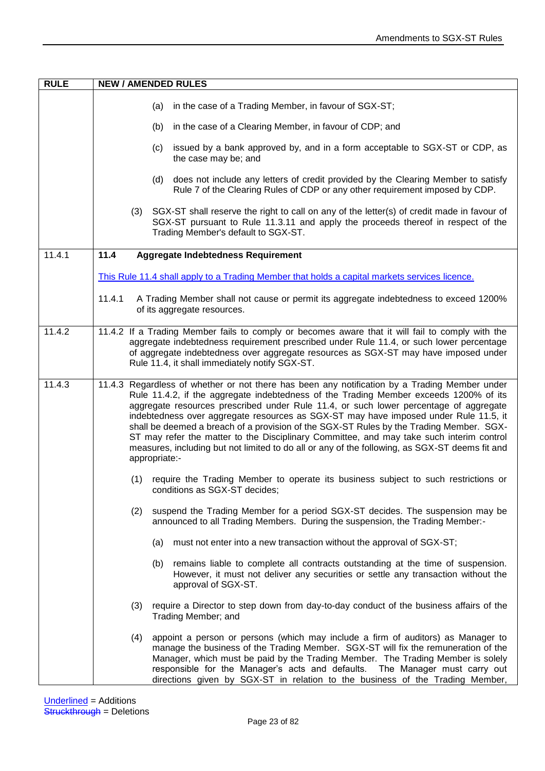| RULE | NEW / AMENDED RULES |
|---|---|
| | (a) in the case of a Trading Member, in favour of SGX-ST;<br><br>(b) in the case of a Clearing Member, in favour of CDP; and<br><br>(c) issued by a bank approved by, and in a form acceptable to SGX-ST or CDP, as the case may be; and<br><br>(d) does not include any letters of credit provided by the Clearing Member to satisfy Rule 7 of the Clearing Rules of CDP or any other requirement imposed by CDP.<br><br>(3) SGX-ST shall reserve the right to call on any of the letter(s) of credit made in favour of SGX-ST pursuant to Rule 11.3.11 and apply the proceeds thereof in respect of the Trading Member's default to SGX-ST. |
| 11.4.1 | **11.4 Aggregate Indebtedness Requirement**<br><br><u>This Rule 11.4 shall apply to a Trading Member that holds a capital markets services licence.</u><br><br>11.4.1 A Trading Member shall not cause or permit its aggregate indebtedness to exceed 1200% of its aggregate resources. |
| 11.4.2 | 11.4.2 If a Trading Member fails to comply or becomes aware that it will fail to comply with the aggregate indebtedness requirement prescribed under Rule 11.4, or such lower percentage of aggregate indebtedness over aggregate resources as SGX-ST may have imposed under Rule 11.4, it shall immediately notify SGX-ST. |
| 11.4.3 | 11.4.3 Regardless of whether or not there has been any notification by a Trading Member under Rule 11.4.2, if the aggregate indebtedness of the Trading Member exceeds 1200% of its aggregate resources prescribed under Rule 11.4, or such lower percentage of aggregate indebtedness over aggregate resources as SGX-ST may have imposed under Rule 11.5, it shall be deemed a breach of a provision of the SGX-ST Rules by the Trading Member. SGX-ST may refer the matter to the Disciplinary Committee, and may take such interim control measures, including but not limited to do all or any of the following, as SGX-ST deems fit and appropriate:-<br><br>(1) require the Trading Member to operate its business subject to such restrictions or conditions as SGX-ST decides;<br><br>(2) suspend the Trading Member for a period SGX-ST decides. The suspension may be announced to all Trading Members. During the suspension, the Trading Member:-<br><br>(a) must not enter into a new transaction without the approval of SGX-ST;<br><br>(b) remains liable to complete all contracts outstanding at the time of suspension. However, it must not deliver any securities or settle any transaction without the approval of SGX-ST.<br><br>(3) require a Director to step down from day-to-day conduct of the business affairs of the Trading Member; and<br><br>(4) appoint a person or persons (which may include a firm of auditors) as Manager to manage the business of the Trading Member. SGX-ST will fix the remuneration of the Manager, which must be paid by the Trading Member. The Trading Member is solely responsible for the Manager's acts and defaults. The Manager must carry out directions given by SGX-ST in relation to the business of the Trading Member, |

<u>Underlined</u> = Additions
~~Struckthrough~~ = Deletions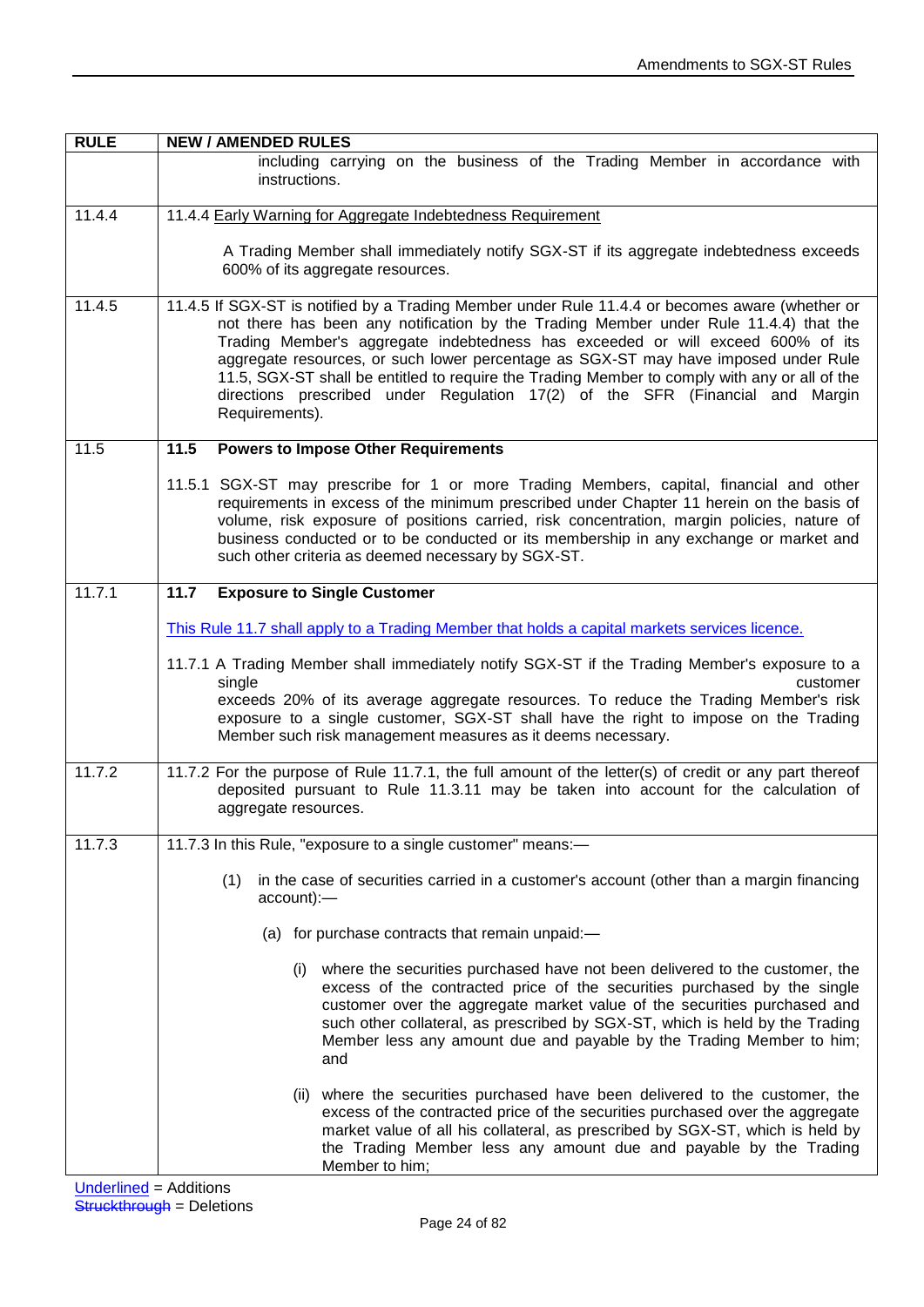| RULE | NEW / AMENDED RULES |
|---|---|
| | including carrying on the business of the Trading Member in accordance with instructions. |
| 11.4.4 | 11.4.4 <u>Early Warning for Aggregate Indebtedness Requirement</u><br><br>A Trading Member shall immediately notify SGX-ST if its aggregate indebtedness exceeds 600% of its aggregate resources. |
| 11.4.5 | 11.4.5 If SGX-ST is notified by a Trading Member under Rule 11.4.4 or becomes aware (whether or not there has been any notification by the Trading Member under Rule 11.4.4) that the Trading Member's aggregate indebtedness has exceeded or will exceed 600% of its aggregate resources, or such lower percentage as SGX-ST may have imposed under Rule 11.5, SGX-ST shall be entitled to require the Trading Member to comply with any or all of the directions prescribed under Regulation 17(2) of the SFR (Financial and Margin Requirements). |
| 11.5 | **11.5 Powers to Impose Other Requirements**<br><br>11.5.1 SGX-ST may prescribe for 1 or more Trading Members, capital, financial and other requirements in excess of the minimum prescribed under Chapter 11 herein on the basis of volume, risk exposure of positions carried, risk concentration, margin policies, nature of business conducted or to be conducted or its membership in any exchange or market and such other criteria as deemed necessary by SGX-ST. |
| 11.7.1 | **11.7 Exposure to Single Customer**<br><br><u>This Rule 11.7 shall apply to a Trading Member that holds a capital markets services licence.</u><br><br>11.7.1 A Trading Member shall immediately notify SGX-ST if the Trading Member's exposure to a single customer exceeds 20% of its average aggregate resources. To reduce the Trading Member's risk exposure to a single customer, SGX-ST shall have the right to impose on the Trading Member such risk management measures as it deems necessary. |
| 11.7.2 | 11.7.2 For the purpose of Rule 11.7.1, the full amount of the letter(s) of credit or any part thereof deposited pursuant to Rule 11.3.11 may be taken into account for the calculation of aggregate resources. |
| 11.7.3 | 11.7.3 In this Rule, "exposure to a single customer" means:—<br><br>(1) in the case of securities carried in a customer's account (other than a margin financing account):—<br><br>(a) for purchase contracts that remain unpaid:—<br><br>(i) where the securities purchased have not been delivered to the customer, the excess of the contracted price of the securities purchased by the single customer over the aggregate market value of the securities purchased and such other collateral, as prescribed by SGX-ST, which is held by the Trading Member less any amount due and payable by the Trading Member to him; and<br><br>(ii) where the securities purchased have been delivered to the customer, the excess of the contracted price of the securities purchased over the aggregate market value of all his collateral, as prescribed by SGX-ST, which is held by the Trading Member less any amount due and payable by the Trading Member to him; |

<u>Underlined</u> = Additions
~~Struckthrough~~ = Deletions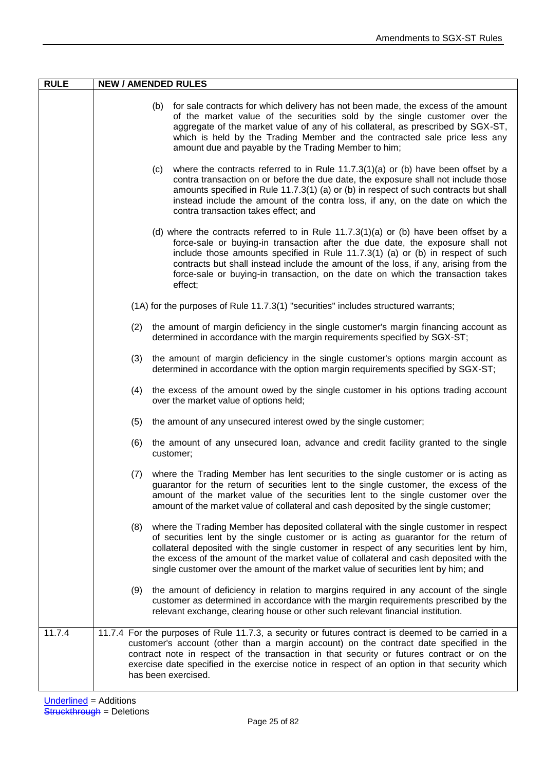| RULE | NEW / AMENDED RULES |
|---|---|
| | (b) for sale contracts for which delivery has not been made, the excess of the amount of the market value of the securities sold by the single customer over the aggregate of the market value of any of his collateral, as prescribed by SGX-ST, which is held by the Trading Member and the contracted sale price less any amount due and payable by the Trading Member to him;<br><br>(c) where the contracts referred to in Rule 11.7.3(1)(a) or (b) have been offset by a contra transaction on or before the due date, the exposure shall not include those amounts specified in Rule 11.7.3(1) (a) or (b) in respect of such contracts but shall instead include the amount of the contra loss, if any, on the date on which the contra transaction takes effect; and<br><br>(d) where the contracts referred to in Rule 11.7.3(1)(a) or (b) have been offset by a force-sale or buying-in transaction after the due date, the exposure shall not include those amounts specified in Rule 11.7.3(1) (a) or (b) in respect of such contracts but shall instead include the amount of the loss, if any, arising from the force-sale or buying-in transaction, on the date on which the transaction takes effect;<br><br>(1A) for the purposes of Rule 11.7.3(1) "securities" includes structured warrants;<br><br>(2) the amount of margin deficiency in the single customer's margin financing account as determined in accordance with the margin requirements specified by SGX-ST;<br><br>(3) the amount of margin deficiency in the single customer's options margin account as determined in accordance with the option margin requirements specified by SGX-ST;<br><br>(4) the excess of the amount owed by the single customer in his options trading account over the market value of options held;<br><br>(5) the amount of any unsecured interest owed by the single customer;<br><br>(6) the amount of any unsecured loan, advance and credit facility granted to the single customer;<br><br>(7) where the Trading Member has lent securities to the single customer or is acting as guarantor for the return of securities lent to the single customer, the excess of the amount of the market value of the securities lent to the single customer over the amount of the market value of collateral and cash deposited by the single customer;<br><br>(8) where the Trading Member has deposited collateral with the single customer in respect of securities lent by the single customer or is acting as guarantor for the return of collateral deposited with the single customer in respect of any securities lent by him, the excess of the amount of the market value of collateral and cash deposited with the single customer over the amount of the market value of securities lent by him; and<br><br>(9) the amount of deficiency in relation to margins required in any account of the single customer as determined in accordance with the margin requirements prescribed by the relevant exchange, clearing house or other such relevant financial institution. |
| 11.7.4 | 11.7.4 For the purposes of Rule 11.7.3, a security or futures contract is deemed to be carried in a customer's account (other than a margin account) on the contract date specified in the contract note in respect of the transaction in that security or futures contract or on the exercise date specified in the exercise notice in respect of an option in that security which has been exercised. |

Underlined = Additions
Struckthrough = Deletions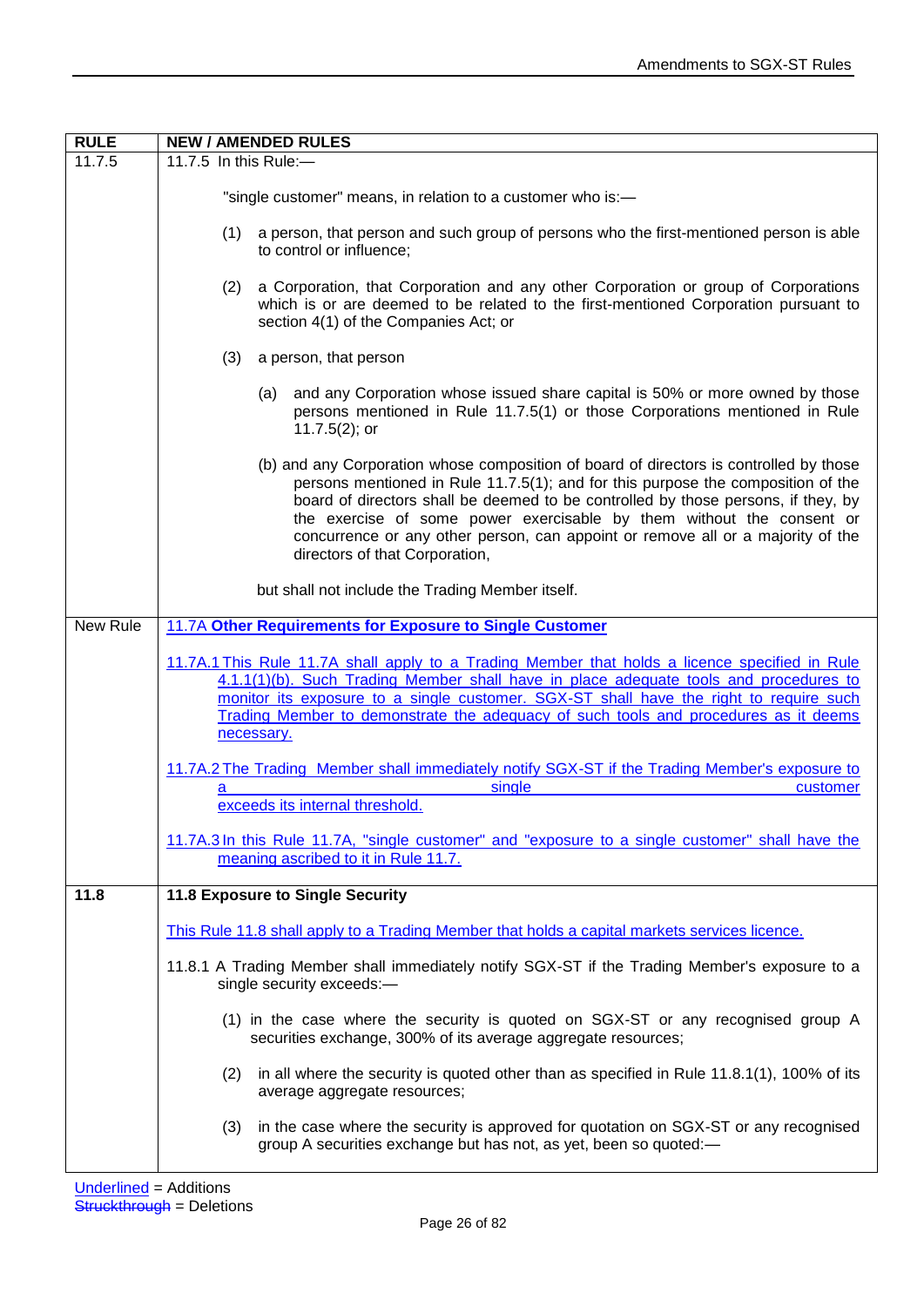| RULE | NEW / AMENDED RULES |
| --- | --- |
| 11.7.5 | 11.7.5 In this Rule:—<br><br>"single customer" means, in relation to a customer who is:—<br><br>(1) a person, that person and such group of persons who the first-mentioned person is able to control or influence;<br><br>(2) a Corporation, that Corporation and any other Corporation or group of Corporations which is or are deemed to be related to the first-mentioned Corporation pursuant to section 4(1) of the Companies Act; or<br><br>(3) a person, that person<br><br>(a) and any Corporation whose issued share capital is 50% or more owned by those persons mentioned in Rule 11.7.5(1) or those Corporations mentioned in Rule 11.7.5(2); or<br><br>(b) and any Corporation whose composition of board of directors is controlled by those persons mentioned in Rule 11.7.5(1); and for this purpose the composition of the board of directors shall be deemed to be controlled by those persons, if they, by the exercise of some power exercisable by them without the consent or concurrence or any other person, can appoint or remove all or a majority of the directors of that Corporation,<br><br>but shall not include the Trading Member itself. |
| New Rule | <u>**11.7A Other Requirements for Exposure to Single Customer**</u><br><br><u>11.7A.1 This Rule 11.7A shall apply to a Trading Member that holds a licence specified in Rule 4.1.1(1)(b). Such Trading Member shall have in place adequate tools and procedures to monitor its exposure to a single customer. SGX-ST shall have the right to require such Trading Member to demonstrate the adequacy of such tools and procedures as it deems necessary.</u><br><br><u>11.7A.2 The Trading Member shall immediately notify SGX-ST if the Trading Member's exposure to a single customer exceeds its internal threshold.</u><br><br><u>11.7A.3 In this Rule 11.7A, "single customer" and "exposure to a single customer" shall have the meaning ascribed to it in Rule 11.7.</u> |
| **11.8** | **11.8 Exposure to Single Security**<br><br><u>This Rule 11.8 shall apply to a Trading Member that holds a capital markets services licence.</u><br><br>11.8.1 A Trading Member shall immediately notify SGX-ST if the Trading Member's exposure to a single security exceeds:—<br><br>(1) in the case where the security is quoted on SGX-ST or any recognised group A securities exchange, 300% of its average aggregate resources;<br><br>(2) in all where the security is quoted other than as specified in Rule 11.8.1(1), 100% of its average aggregate resources;<br><br>(3) in the case where the security is approved for quotation on SGX-ST or any recognised group A securities exchange but has not, as yet, been so quoted:— |

<u>Underlined</u> = Additions
~~Struckthrough~~ = Deletions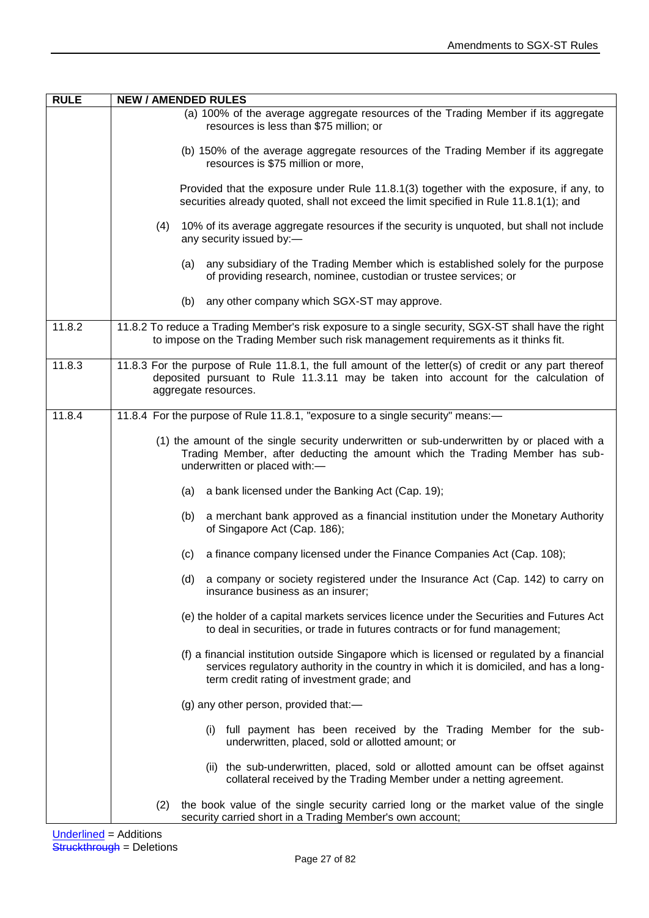| RULE | NEW / AMENDED RULES |
|---|---|
| | (a) 100% of the average aggregate resources of the Trading Member if its aggregate resources is less than $75 million; or<br><br>(b) 150% of the average aggregate resources of the Trading Member if its aggregate resources is $75 million or more,<br><br>Provided that the exposure under Rule 11.8.1(3) together with the exposure, if any, to securities already quoted, shall not exceed the limit specified in Rule 11.8.1(1); and<br><br>(4) 10% of its average aggregate resources if the security is unquoted, but shall not include any security issued by:—<br><br>(a) any subsidiary of the Trading Member which is established solely for the purpose of providing research, nominee, custodian or trustee services; or<br><br>(b) any other company which SGX-ST may approve. |
| 11.8.2 | 11.8.2 To reduce a Trading Member's risk exposure to a single security, SGX-ST shall have the right to impose on the Trading Member such risk management requirements as it thinks fit. |
| 11.8.3 | 11.8.3 For the purpose of Rule 11.8.1, the full amount of the letter(s) of credit or any part thereof deposited pursuant to Rule 11.3.11 may be taken into account for the calculation of aggregate resources. |
| 11.8.4 | 11.8.4 For the purpose of Rule 11.8.1, "exposure to a single security" means:—<br><br>(1) the amount of the single security underwritten or sub-underwritten by or placed with a Trading Member, after deducting the amount which the Trading Member has sub-underwritten or placed with:—<br><br>(a) a bank licensed under the Banking Act (Cap. 19);<br><br>(b) a merchant bank approved as a financial institution under the Monetary Authority of Singapore Act (Cap. 186);<br><br>(c) a finance company licensed under the Finance Companies Act (Cap. 108);<br><br>(d) a company or society registered under the Insurance Act (Cap. 142) to carry on insurance business as an insurer;<br><br>(e) the holder of a capital markets services licence under the Securities and Futures Act to deal in securities, or trade in futures contracts or for fund management;<br><br>(f) a financial institution outside Singapore which is licensed or regulated by a financial services regulatory authority in the country in which it is domiciled, and has a long-term credit rating of investment grade; and<br><br>(g) any other person, provided that:—<br><br>(i) full payment has been received by the Trading Member for the sub-underwritten, placed, sold or allotted amount; or<br><br>(ii) the sub-underwritten, placed, sold or allotted amount can be offset against collateral received by the Trading Member under a netting agreement.<br><br>(2) the book value of the single security carried long or the market value of the single security carried short in a Trading Member's own account; |

Underlined = Additions
~~Struckthrough~~ = Deletions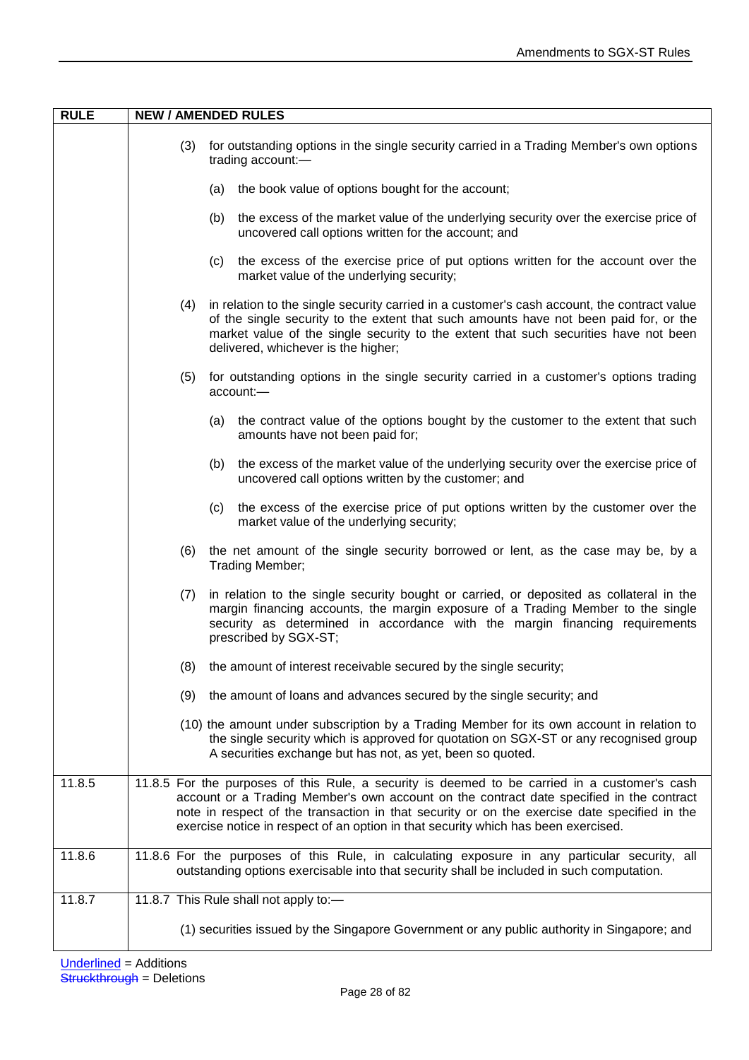| RULE | NEW / AMENDED RULES |
|---|---|
| | (3) for outstanding options in the single security carried in a Trading Member's own options trading account:—<br><br>(a) the book value of options bought for the account;<br><br>(b) the excess of the market value of the underlying security over the exercise price of uncovered call options written for the account; and<br><br>(c) the excess of the exercise price of put options written for the account over the market value of the underlying security;<br><br>(4) in relation to the single security carried in a customer's cash account, the contract value of the single security to the extent that such amounts have not been paid for, or the market value of the single security to the extent that such securities have not been delivered, whichever is the higher;<br><br>(5) for outstanding options in the single security carried in a customer's options trading account:—<br><br>(a) the contract value of the options bought by the customer to the extent that such amounts have not been paid for;<br><br>(b) the excess of the market value of the underlying security over the exercise price of uncovered call options written by the customer; and<br><br>(c) the excess of the exercise price of put options written by the customer over the market value of the underlying security;<br><br>(6) the net amount of the single security borrowed or lent, as the case may be, by a Trading Member;<br><br>(7) in relation to the single security bought or carried, or deposited as collateral in the margin financing accounts, the margin exposure of a Trading Member to the single security as determined in accordance with the margin financing requirements prescribed by SGX-ST;<br><br>(8) the amount of interest receivable secured by the single security;<br><br>(9) the amount of loans and advances secured by the single security; and<br><br>(10) the amount under subscription by a Trading Member for its own account in relation to the single security which is approved for quotation on SGX-ST or any recognised group A securities exchange but has not, as yet, been so quoted. |
| 11.8.5 | 11.8.5 For the purposes of this Rule, a security is deemed to be carried in a customer's cash account or a Trading Member's own account on the contract date specified in the contract note in respect of the transaction in that security or on the exercise date specified in the exercise notice in respect of an option in that security which has been exercised. |
| 11.8.6 | 11.8.6 For the purposes of this Rule, in calculating exposure in any particular security, all outstanding options exercisable into that security shall be included in such computation. |
| 11.8.7 | 11.8.7 This Rule shall not apply to:—<br><br>(1) securities issued by the Singapore Government or any public authority in Singapore; and |

Underlined = Additions
~~Struckthrough~~ = Deletions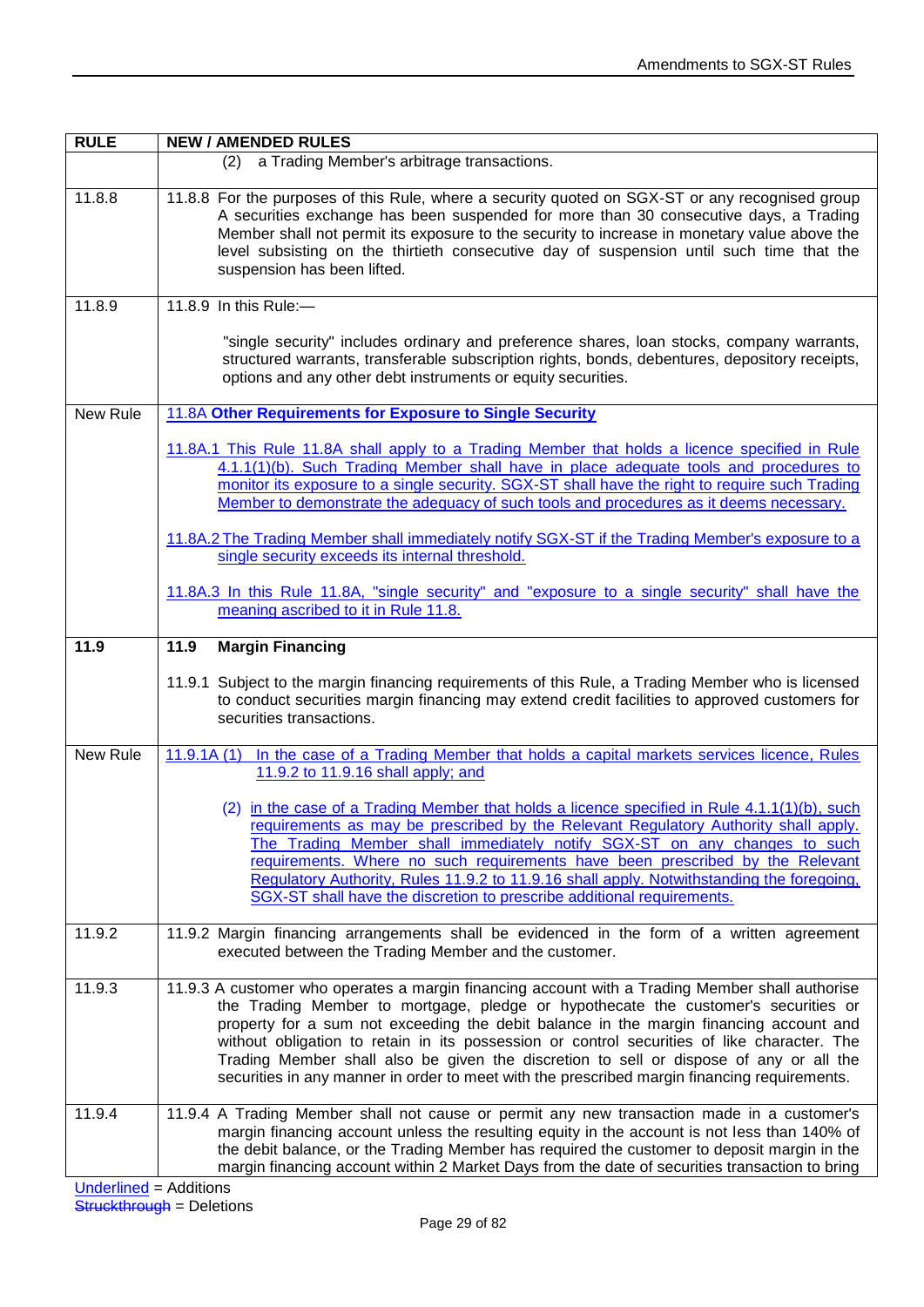| RULE | NEW / AMENDED RULES |
|---|---|
| | (2) a Trading Member's arbitrage transactions. |
| 11.8.8 | 11.8.8 For the purposes of this Rule, where a security quoted on SGX-ST or any recognised group A securities exchange has been suspended for more than 30 consecutive days, a Trading Member shall not permit its exposure to the security to increase in monetary value above the level subsisting on the thirtieth consecutive day of suspension until such time that the suspension has been lifted. |
| 11.8.9 | 11.8.9 In this Rule:— <br><br> "single security" includes ordinary and preference shares, loan stocks, company warrants, structured warrants, transferable subscription rights, bonds, debentures, depository receipts, options and any other debt instruments or equity securities. |
| New Rule | **11.8A Other Requirements for Exposure to Single Security** <br><br> 11.8A.1 This Rule 11.8A shall apply to a Trading Member that holds a licence specified in Rule 4.1.1(1)(b). Such Trading Member shall have in place adequate tools and procedures to monitor its exposure to a single security. SGX-ST shall have the right to require such Trading Member to demonstrate the adequacy of such tools and procedures as it deems necessary. <br><br> 11.8A.2 The Trading Member shall immediately notify SGX-ST if the Trading Member's exposure to a single security exceeds its internal threshold. <br><br> 11.8A.3 In this Rule 11.8A, "single security" and "exposure to a single security" shall have the meaning ascribed to it in Rule 11.8. |
| **11.9** | **11.9 Margin Financing** <br><br> 11.9.1 Subject to the margin financing requirements of this Rule, a Trading Member who is licensed to conduct securities margin financing may extend credit facilities to approved customers for securities transactions. |
| New Rule | 11.9.1A (1) In the case of a Trading Member that holds a capital markets services licence, Rules 11.9.2 to 11.9.16 shall apply; and <br><br> (2) in the case of a Trading Member that holds a licence specified in Rule 4.1.1(1)(b), such requirements as may be prescribed by the Relevant Regulatory Authority shall apply. The Trading Member shall immediately notify SGX-ST on any changes to such requirements. Where no such requirements have been prescribed by the Relevant Regulatory Authority, Rules 11.9.2 to 11.9.16 shall apply. Notwithstanding the foregoing, SGX-ST shall have the discretion to prescribe additional requirements. |
| 11.9.2 | 11.9.2 Margin financing arrangements shall be evidenced in the form of a written agreement executed between the Trading Member and the customer. |
| 11.9.3 | 11.9.3 A customer who operates a margin financing account with a Trading Member shall authorise the Trading Member to mortgage, pledge or hypothecate the customer's securities or property for a sum not exceeding the debit balance in the margin financing account and without obligation to retain in its possession or control securities of like character. The Trading Member shall also be given the discretion to sell or dispose of any or all the securities in any manner in order to meet with the prescribed margin financing requirements. |
| 11.9.4 | 11.9.4 A Trading Member shall not cause or permit any new transaction made in a customer's margin financing account unless the resulting equity in the account is not less than 140% of the debit balance, or the Trading Member has required the customer to deposit margin in the margin financing account within 2 Market Days from the date of securities transaction to bring |

Underlined = Additions
Struckthrough = Deletions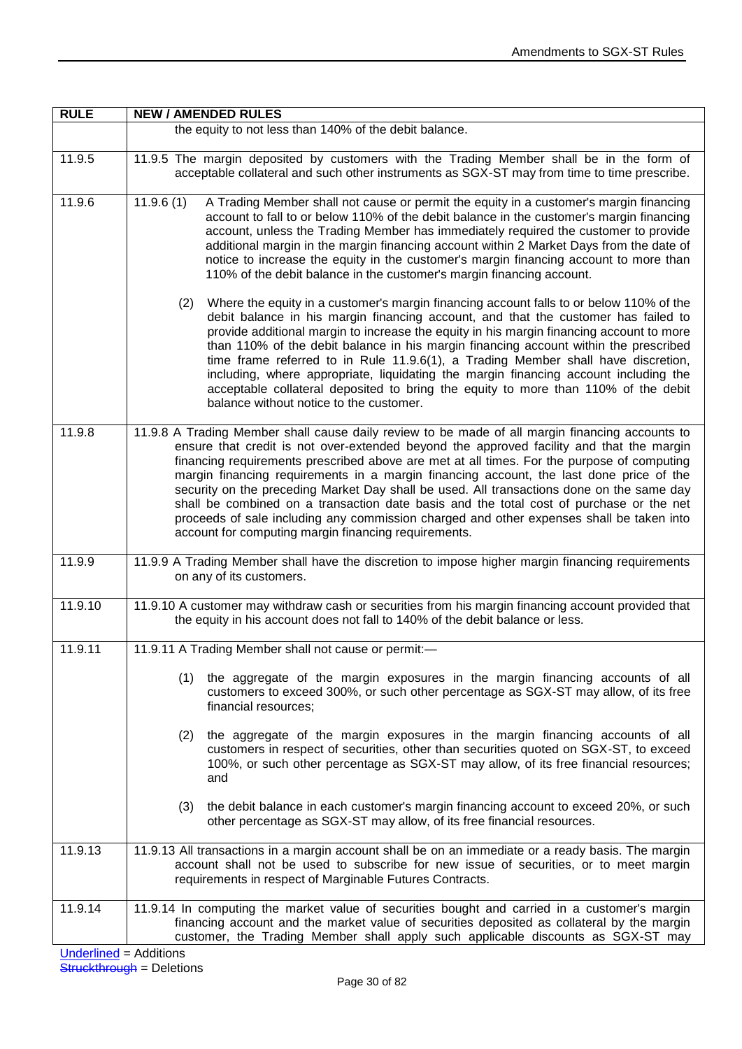| RULE | NEW / AMENDED RULES |
|---|---|
| | the equity to not less than 140% of the debit balance. |
| 11.9.5 | 11.9.5 The margin deposited by customers with the Trading Member shall be in the form of acceptable collateral and such other instruments as SGX-ST may from time to time prescribe. |
| 11.9.6 | 11.9.6 (1) A Trading Member shall not cause or permit the equity in a customer's margin financing account to fall to or below 110% of the debit balance in the customer's margin financing account, unless the Trading Member has immediately required the customer to provide additional margin in the margin financing account within 2 Market Days from the date of notice to increase the equity in the customer's margin financing account to more than 110% of the debit balance in the customer's margin financing account.<br><br>(2) Where the equity in a customer's margin financing account falls to or below 110% of the debit balance in his margin financing account, and that the customer has failed to provide additional margin to increase the equity in his margin financing account to more than 110% of the debit balance in his margin financing account within the prescribed time frame referred to in Rule 11.9.6(1), a Trading Member shall have discretion, including, where appropriate, liquidating the margin financing account including the acceptable collateral deposited to bring the equity to more than 110% of the debit balance without notice to the customer. |
| 11.9.8 | 11.9.8 A Trading Member shall cause daily review to be made of all margin financing accounts to ensure that credit is not over-extended beyond the approved facility and that the margin financing requirements prescribed above are met at all times. For the purpose of computing margin financing requirements in a margin financing account, the last done price of the security on the preceding Market Day shall be used. All transactions done on the same day shall be combined on a transaction date basis and the total cost of purchase or the net proceeds of sale including any commission charged and other expenses shall be taken into account for computing margin financing requirements. |
| 11.9.9 | 11.9.9 A Trading Member shall have the discretion to impose higher margin financing requirements on any of its customers. |
| 11.9.10 | 11.9.10 A customer may withdraw cash or securities from his margin financing account provided that the equity in his account does not fall to 140% of the debit balance or less. |
| 11.9.11 | 11.9.11 A Trading Member shall not cause or permit:—<br><br>(1) the aggregate of the margin exposures in the margin financing accounts of all customers to exceed 300%, or such other percentage as SGX-ST may allow, of its free financial resources;<br><br>(2) the aggregate of the margin exposures in the margin financing accounts of all customers in respect of securities, other than securities quoted on SGX-ST, to exceed 100%, or such other percentage as SGX-ST may allow, of its free financial resources; and<br><br>(3) the debit balance in each customer's margin financing account to exceed 20%, or such other percentage as SGX-ST may allow, of its free financial resources. |
| 11.9.13 | 11.9.13 All transactions in a margin account shall be on an immediate or a ready basis. The margin account shall not be used to subscribe for new issue of securities, or to meet margin requirements in respect of Marginable Futures Contracts. |
| 11.9.14 | 11.9.14 In computing the market value of securities bought and carried in a customer's margin financing account and the market value of securities deposited as collateral by the margin customer, the Trading Member shall apply such applicable discounts as SGX-ST may |

Underlined = Additions
Struckthrough = Deletions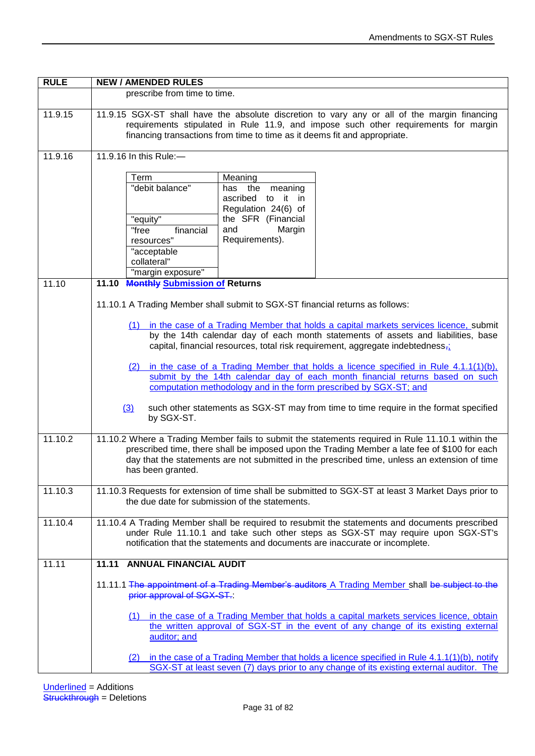| RULE | NEW / AMENDED RULES |
|---|---|
| | prescribe from time to time. |
| 11.9.15 | 11.9.15 SGX-ST shall have the absolute discretion to vary any or all of the margin financing requirements stipulated in Rule 11.9, and impose such other requirements for margin financing transactions from time to time as it deems fit and appropriate. |
| 11.9.16 | 11.9.16 In this Rule:— <br><br> Term / Meaning: <br> "debit balance", "equity", "free financial resources", "acceptable collateral", "margin exposure" — has the meaning ascribed to it in Regulation 24(6) of the SFR (Financial and Margin Requirements). |
| 11.10 | **11.10 ~~Monthly~~ <u>Submission of</u> Returns** <br><br> 11.10.1 A Trading Member shall submit to SGX-ST financial returns as follows: <br><br> <u>(1) in the case of a Trading Member that holds a capital markets services licence,</u> submit by the 14th calendar day of each month statements of assets and liabilities, base capital, financial resources, total risk requirement, aggregate indebtedness~~,~~<u>;</u> <br><br> <u>(2) in the case of a Trading Member that holds a licence specified in Rule 4.1.1(1)(b), submit by the 14th calendar day of each month financial returns based on such computation methodology and in the form prescribed by SGX-ST; and</u> <br><br> <u>(3)</u> such other statements as SGX-ST may from time to time require in the format specified by SGX-ST. |
| 11.10.2 | 11.10.2 Where a Trading Member fails to submit the statements required in Rule 11.10.1 within the prescribed time, there shall be imposed upon the Trading Member a late fee of $100 for each day that the statements are not submitted in the prescribed time, unless an extension of time has been granted. |
| 11.10.3 | 11.10.3 Requests for extension of time shall be submitted to SGX-ST at least 3 Market Days prior to the due date for submission of the statements. |
| 11.10.4 | 11.10.4 A Trading Member shall be required to resubmit the statements and documents prescribed under Rule 11.10.1 and take such other steps as SGX-ST may require upon SGX-ST's notification that the statements and documents are inaccurate or incomplete. |
| 11.11 | **11.11 ANNUAL FINANCIAL AUDIT** <br><br> 11.11.1 ~~The appointment of a Trading Member's auditors~~ <u>A Trading Member</u> shall ~~be subject to the prior approval of SGX-ST.~~<u>:</u> <br><br> <u>(1) in the case of a Trading Member that holds a capital markets services licence, obtain the written approval of SGX-ST in the event of any change of its existing external auditor; and</u> <br><br> <u>(2) in the case of a Trading Member that holds a licence specified in Rule 4.1.1(1)(b), notify SGX-ST at least seven (7) days prior to any change of its existing external auditor. The</u> |

<u>Underlined</u> = Additions
~~Struckthrough~~ = Deletions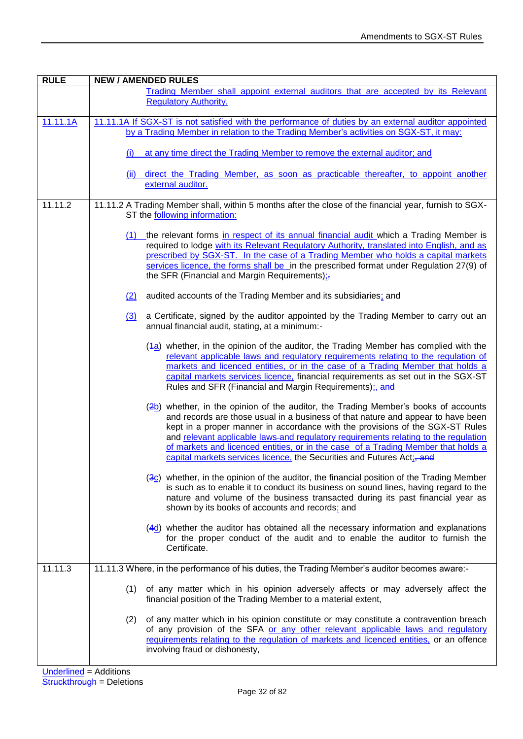| RULE | NEW / AMENDED RULES |
|---|---|
| | Trading Member shall appoint external auditors that are accepted by its Relevant Regulatory Authority. |
| 11.11.1A | 11.11.1A If SGX-ST is not satisfied with the performance of duties by an external auditor appointed by a Trading Member in relation to the Trading Member's activities on SGX-ST, it may:<br><br>(i) at any time direct the Trading Member to remove the external auditor; and<br><br>(ii) direct the Trading Member, as soon as practicable thereafter, to appoint another external auditor. |
| 11.11.2 | 11.11.2 A Trading Member shall, within 5 months after the close of the financial year, furnish to SGX-ST the following information:<br><br>(1) the relevant forms in respect of its annual financial audit which a Trading Member is required to lodge with its Relevant Regulatory Authority, translated into English, and as prescribed by SGX-ST. In the case of a Trading Member who holds a capital markets services licence, the forms shall be in the prescribed format under Regulation 27(9) of the SFR (Financial and Margin Requirements);,<br><br>(2) audited accounts of the Trading Member and its subsidiaries; and<br><br>(3) a Certificate, signed by the auditor appointed by the Trading Member to carry out an annual financial audit, stating, at a minimum:-<br><br>(~~1~~a) whether, in the opinion of the auditor, the Trading Member has complied with the relevant applicable laws and regulatory requirements relating to the regulation of markets and licenced entities, or in the case of a Trading Member that holds a capital markets services licence, financial requirements as set out in the SGX-ST Rules and SFR (Financial and Margin Requirements);~~, and~~<br><br>(~~2~~b) whether, in the opinion of the auditor, the Trading Member's books of accounts and records are those usual in a business of that nature and appear to have been kept in a proper manner in accordance with the provisions of the SGX-ST Rules and relevant applicable laws and regulatory requirements relating to the regulation of markets and licenced entities, or in the case of a Trading Member that holds a capital markets services licence, the Securities and Futures Act;~~, and~~<br><br>(~~3~~c) whether, in the opinion of the auditor, the financial position of the Trading Member is such as to enable it to conduct its business on sound lines, having regard to the nature and volume of the business transacted during its past financial year as shown by its books of accounts and records; and<br><br>(~~4~~d) whether the auditor has obtained all the necessary information and explanations for the proper conduct of the audit and to enable the auditor to furnish the Certificate. |
| 11.11.3 | 11.11.3 Where, in the performance of his duties, the Trading Member's auditor becomes aware:-<br><br>(1) of any matter which in his opinion adversely affects or may adversely affect the financial position of the Trading Member to a material extent,<br><br>(2) of any matter which in his opinion constitute or may constitute a contravention breach of any provision of the SFA or any other relevant applicable laws and regulatory requirements relating to the regulation of markets and licenced entities, or an offence involving fraud or dishonesty, |

Underlined = Additions
~~Struckthrough~~ = Deletions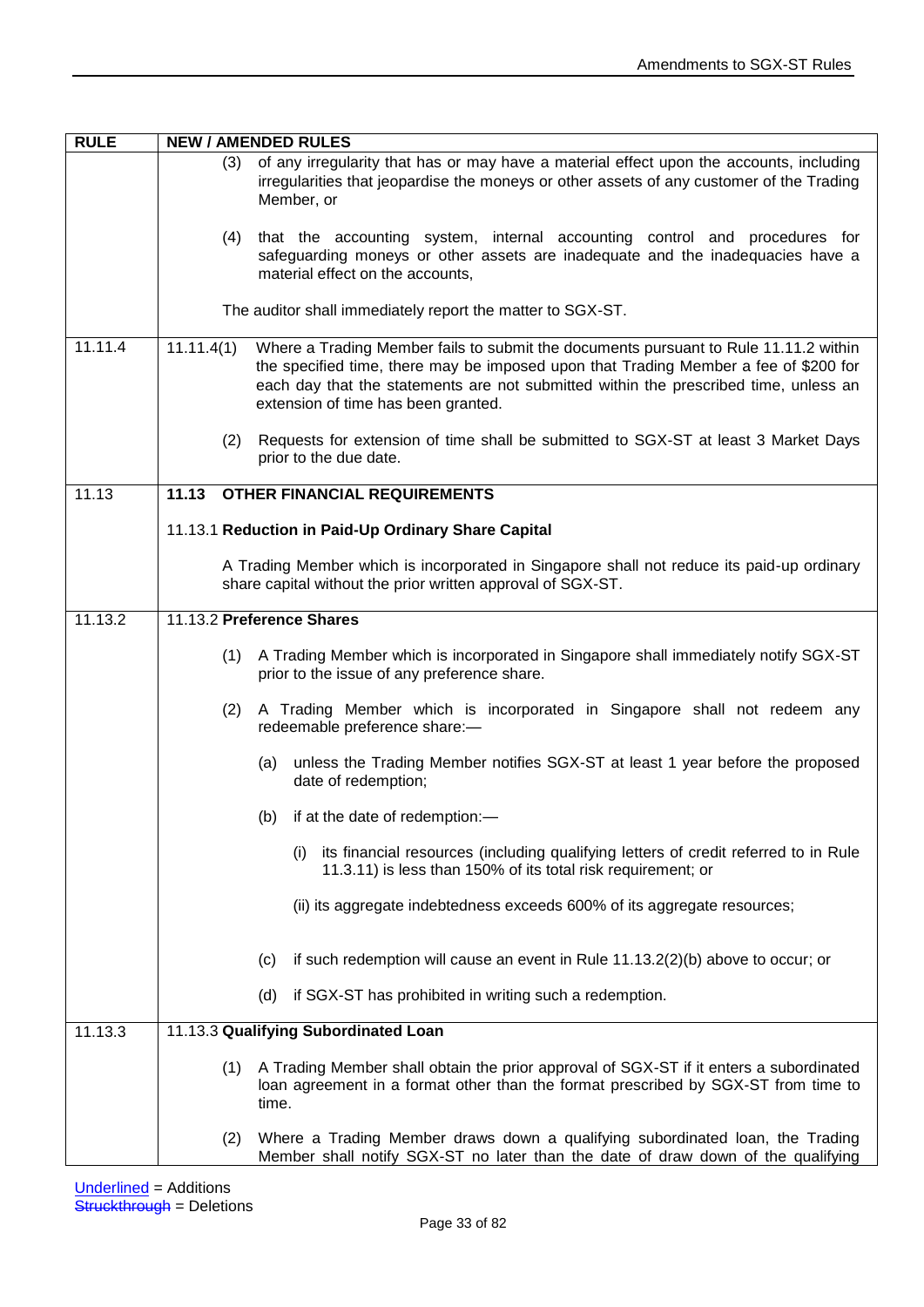| RULE | NEW / AMENDED RULES |
|---|---|
| | (3) of any irregularity that has or may have a material effect upon the accounts, including irregularities that jeopardise the moneys or other assets of any customer of the Trading Member, or<br><br>(4) that the accounting system, internal accounting control and procedures for safeguarding moneys or other assets are inadequate and the inadequacies have a material effect on the accounts,<br><br>The auditor shall immediately report the matter to SGX-ST. |
| 11.11.4 | 11.11.4(1) Where a Trading Member fails to submit the documents pursuant to Rule 11.11.2 within the specified time, there may be imposed upon that Trading Member a fee of $200 for each day that the statements are not submitted within the prescribed time, unless an extension of time has been granted.<br><br>(2) Requests for extension of time shall be submitted to SGX-ST at least 3 Market Days prior to the due date. |
| 11.13 | **11.13 OTHER FINANCIAL REQUIREMENTS**<br><br>11.13.1 **Reduction in Paid-Up Ordinary Share Capital**<br><br>A Trading Member which is incorporated in Singapore shall not reduce its paid-up ordinary share capital without the prior written approval of SGX-ST. |
| 11.13.2 | 11.13.2 **Preference Shares**<br><br>(1) A Trading Member which is incorporated in Singapore shall immediately notify SGX-ST prior to the issue of any preference share.<br><br>(2) A Trading Member which is incorporated in Singapore shall not redeem any redeemable preference share:—<br><br>(a) unless the Trading Member notifies SGX-ST at least 1 year before the proposed date of redemption;<br><br>(b) if at the date of redemption:—<br><br>(i) its financial resources (including qualifying letters of credit referred to in Rule 11.3.11) is less than 150% of its total risk requirement; or<br><br>(ii) its aggregate indebtedness exceeds 600% of its aggregate resources;<br><br>(c) if such redemption will cause an event in Rule 11.13.2(2)(b) above to occur; or<br><br>(d) if SGX-ST has prohibited in writing such a redemption. |
| 11.13.3 | 11.13.3 **Qualifying Subordinated Loan**<br><br>(1) A Trading Member shall obtain the prior approval of SGX-ST if it enters a subordinated loan agreement in a format other than the format prescribed by SGX-ST from time to time.<br><br>(2) Where a Trading Member draws down a qualifying subordinated loan, the Trading Member shall notify SGX-ST no later than the date of draw down of the qualifying |

Underlined = Additions
~~Struckthrough~~ = Deletions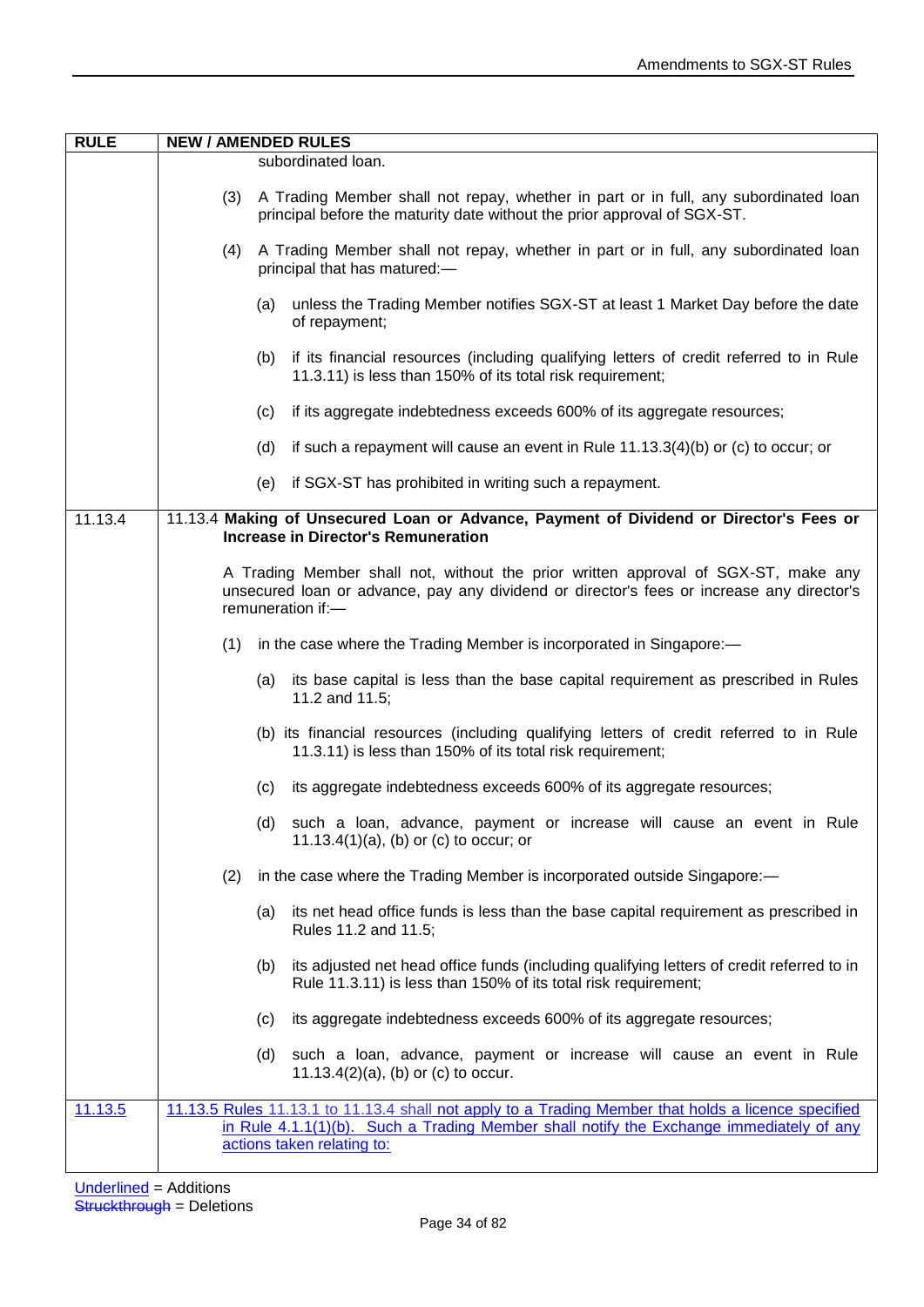| RULE | NEW / AMENDED RULES |
| --- | --- |
| | subordinated loan.<br><br>(3) A Trading Member shall not repay, whether in part or in full, any subordinated loan principal before the maturity date without the prior approval of SGX-ST.<br><br>(4) A Trading Member shall not repay, whether in part or in full, any subordinated loan principal that has matured:—<br><br>(a) unless the Trading Member notifies SGX-ST at least 1 Market Day before the date of repayment;<br><br>(b) if its financial resources (including qualifying letters of credit referred to in Rule 11.3.11) is less than 150% of its total risk requirement;<br><br>(c) if its aggregate indebtedness exceeds 600% of its aggregate resources;<br><br>(d) if such a repayment will cause an event in Rule 11.13.3(4)(b) or (c) to occur; or<br><br>(e) if SGX-ST has prohibited in writing such a repayment. |
| 11.13.4 | 11.13.4 **Making of Unsecured Loan or Advance, Payment of Dividend or Director's Fees or Increase in Director's Remuneration**<br><br>A Trading Member shall not, without the prior written approval of SGX-ST, make any unsecured loan or advance, pay any dividend or director's fees or increase any director's remuneration if:—<br><br>(1) in the case where the Trading Member is incorporated in Singapore:—<br><br>(a) its base capital is less than the base capital requirement as prescribed in Rules 11.2 and 11.5;<br><br>(b) its financial resources (including qualifying letters of credit referred to in Rule 11.3.11) is less than 150% of its total risk requirement;<br><br>(c) its aggregate indebtedness exceeds 600% of its aggregate resources;<br><br>(d) such a loan, advance, payment or increase will cause an event in Rule 11.13.4(1)(a), (b) or (c) to occur; or<br><br>(2) in the case where the Trading Member is incorporated outside Singapore:—<br><br>(a) its net head office funds is less than the base capital requirement as prescribed in Rules 11.2 and 11.5;<br><br>(b) its adjusted net head office funds (including qualifying letters of credit referred to in Rule 11.3.11) is less than 150% of its total risk requirement;<br><br>(c) its aggregate indebtedness exceeds 600% of its aggregate resources;<br><br>(d) such a loan, advance, payment or increase will cause an event in Rule 11.13.4(2)(a), (b) or (c) to occur. |
| <u>11.13.5</u> | <u>11.13.5 Rules 11.13.1 to 11.13.4 shall not apply to a Trading Member that holds a licence specified in Rule 4.1.1(1)(b). Such a Trading Member shall notify the Exchange immediately of any actions taken relating to:</u> |

<u>Underlined</u> = Additions
~~Struckthrough~~ = Deletions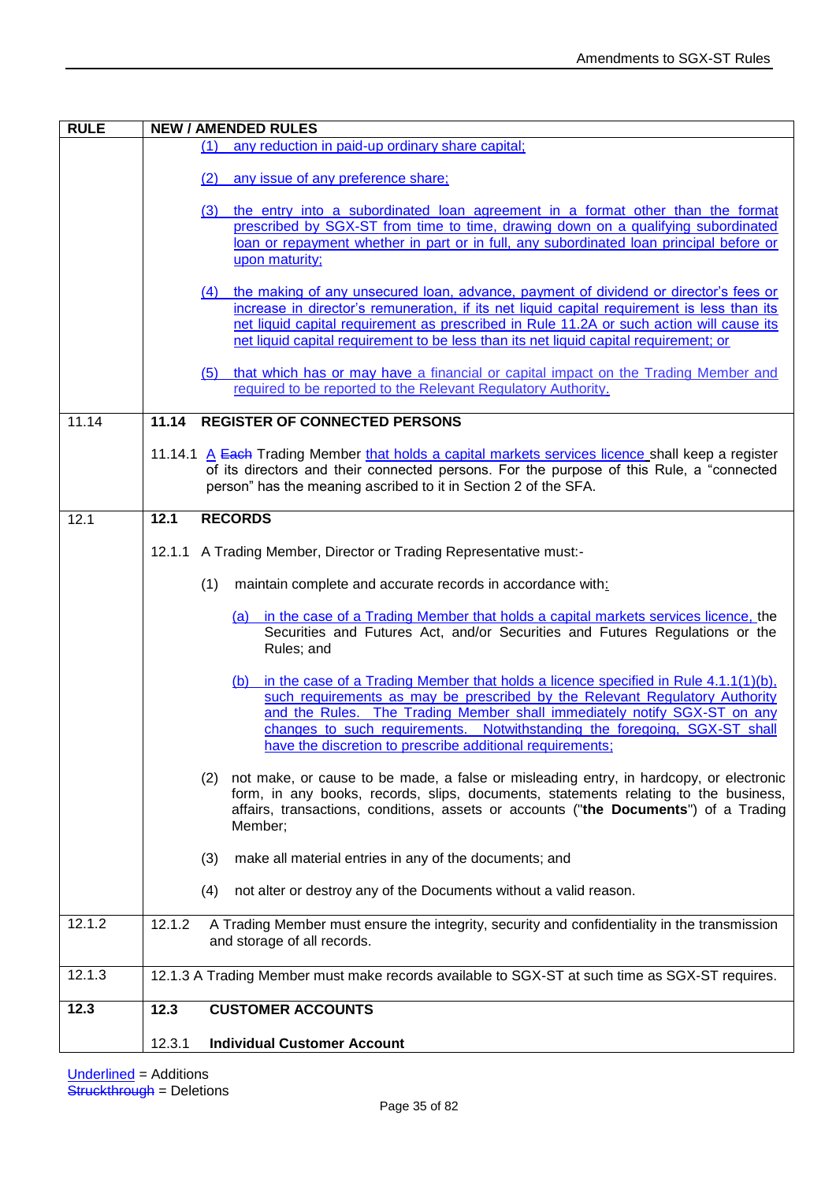| RULE | NEW / AMENDED RULES |
|---|---|
| | (1) any reduction in paid-up ordinary share capital;<br><br>(2) any issue of any preference share;<br><br>(3) the entry into a subordinated loan agreement in a format other than the format prescribed by SGX-ST from time to time, drawing down on a qualifying subordinated loan or repayment whether in part or in full, any subordinated loan principal before or upon maturity;<br><br>(4) the making of any unsecured loan, advance, payment of dividend or director's fees or increase in director's remuneration, if its net liquid capital requirement is less than its net liquid capital requirement as prescribed in Rule 11.2A or such action will cause its net liquid capital requirement to be less than its net liquid capital requirement; or<br><br>(5) that which has or may have a financial or capital impact on the Trading Member and required to be reported to the Relevant Regulatory Authority. |
| 11.14 | **11.14 REGISTER OF CONNECTED PERSONS**<br><br>11.14.1 A ~~Each~~ Trading Member that holds a capital markets services licence shall keep a register of its directors and their connected persons. For the purpose of this Rule, a "connected person" has the meaning ascribed to it in Section 2 of the SFA. |
| 12.1 | **12.1 RECORDS**<br><br>12.1.1 A Trading Member, Director or Trading Representative must:-<br><br>(1) maintain complete and accurate records in accordance with:<br><br>(a) in the case of a Trading Member that holds a capital markets services licence, the Securities and Futures Act, and/or Securities and Futures Regulations or the Rules; and<br><br>(b) in the case of a Trading Member that holds a licence specified in Rule 4.1.1(1)(b), such requirements as may be prescribed by the Relevant Regulatory Authority and the Rules. The Trading Member shall immediately notify SGX-ST on any changes to such requirements. Notwithstanding the foregoing, SGX-ST shall have the discretion to prescribe additional requirements;<br><br>(2) not make, or cause to be made, a false or misleading entry, in hardcopy, or electronic form, in any books, records, slips, documents, statements relating to the business, affairs, transactions, conditions, assets or accounts ("**the Documents**") of a Trading Member;<br><br>(3) make all material entries in any of the documents; and<br><br>(4) not alter or destroy any of the Documents without a valid reason. |
| 12.1.2 | 12.1.2 A Trading Member must ensure the integrity, security and confidentiality in the transmission and storage of all records. |
| 12.1.3 | 12.1.3 A Trading Member must make records available to SGX-ST at such time as SGX-ST requires. |
| **12.3** | **12.3 CUSTOMER ACCOUNTS**<br><br>12.3.1 **Individual Customer Account** |

Underlined = Additions
~~Struckthrough~~ = Deletions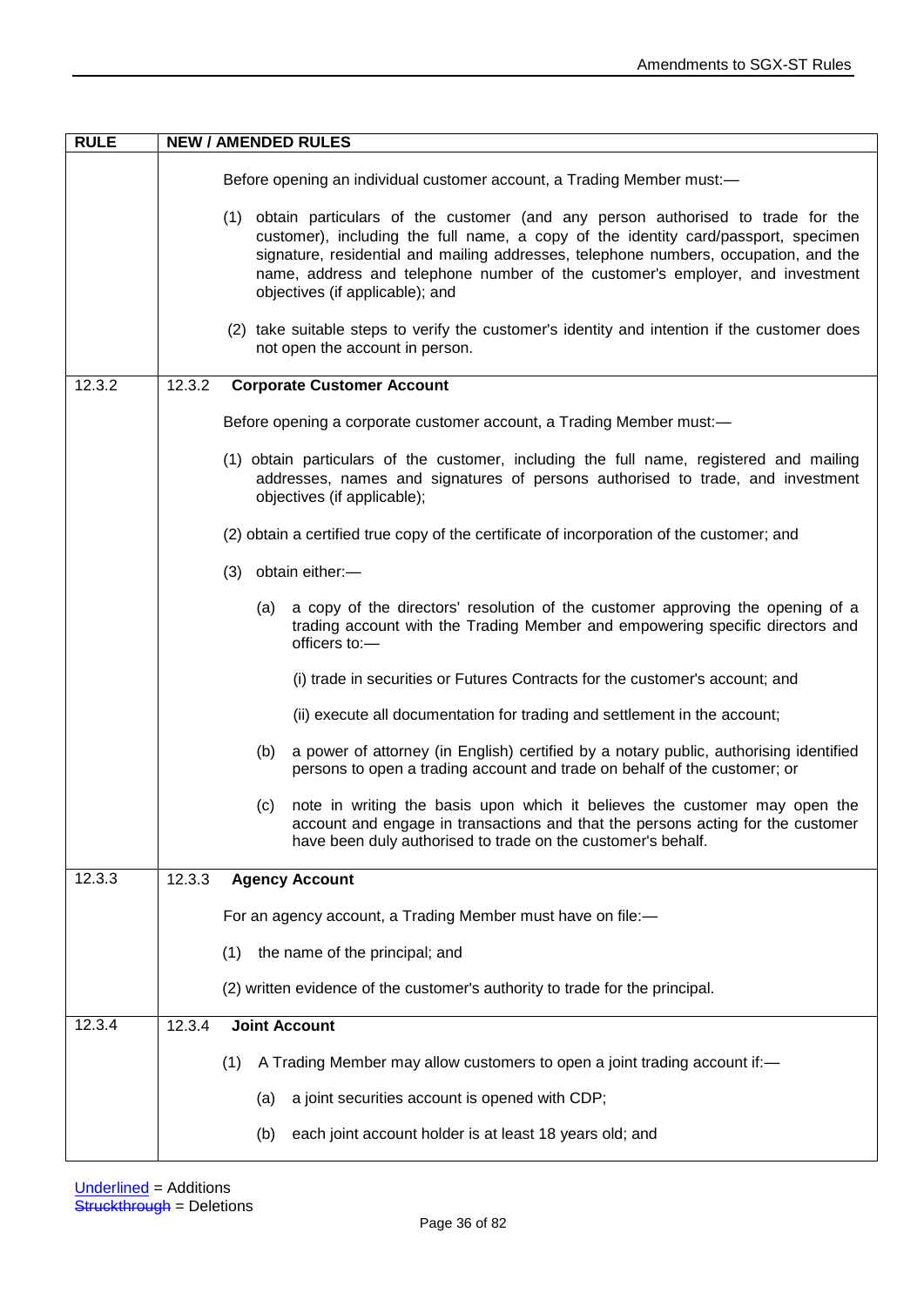| RULE | NEW / AMENDED RULES |
|---|---|
| | Before opening an individual customer account, a Trading Member must:—<br><br>(1) obtain particulars of the customer (and any person authorised to trade for the customer), including the full name, a copy of the identity card/passport, specimen signature, residential and mailing addresses, telephone numbers, occupation, and the name, address and telephone number of the customer's employer, and investment objectives (if applicable); and<br><br>(2) take suitable steps to verify the customer's identity and intention if the customer does not open the account in person. |
| 12.3.2 | 12.3.2 **Corporate Customer Account**<br><br>Before opening a corporate customer account, a Trading Member must:—<br><br>(1) obtain particulars of the customer, including the full name, registered and mailing addresses, names and signatures of persons authorised to trade, and investment objectives (if applicable);<br><br>(2) obtain a certified true copy of the certificate of incorporation of the customer; and<br><br>(3) obtain either:—<br><br>(a) a copy of the directors' resolution of the customer approving the opening of a trading account with the Trading Member and empowering specific directors and officers to:—<br><br>(i) trade in securities or Futures Contracts for the customer's account; and<br><br>(ii) execute all documentation for trading and settlement in the account;<br><br>(b) a power of attorney (in English) certified by a notary public, authorising identified persons to open a trading account and trade on behalf of the customer; or<br><br>(c) note in writing the basis upon which it believes the customer may open the account and engage in transactions and that the persons acting for the customer have been duly authorised to trade on the customer's behalf. |
| 12.3.3 | 12.3.3 **Agency Account**<br><br>For an agency account, a Trading Member must have on file:—<br><br>(1) the name of the principal; and<br><br>(2) written evidence of the customer's authority to trade for the principal. |
| 12.3.4 | 12.3.4 **Joint Account**<br><br>(1) A Trading Member may allow customers to open a joint trading account if:—<br><br>(a) a joint securities account is opened with CDP;<br><br>(b) each joint account holder is at least 18 years old; and |

Underlined = Additions
~~Struckthrough~~ = Deletions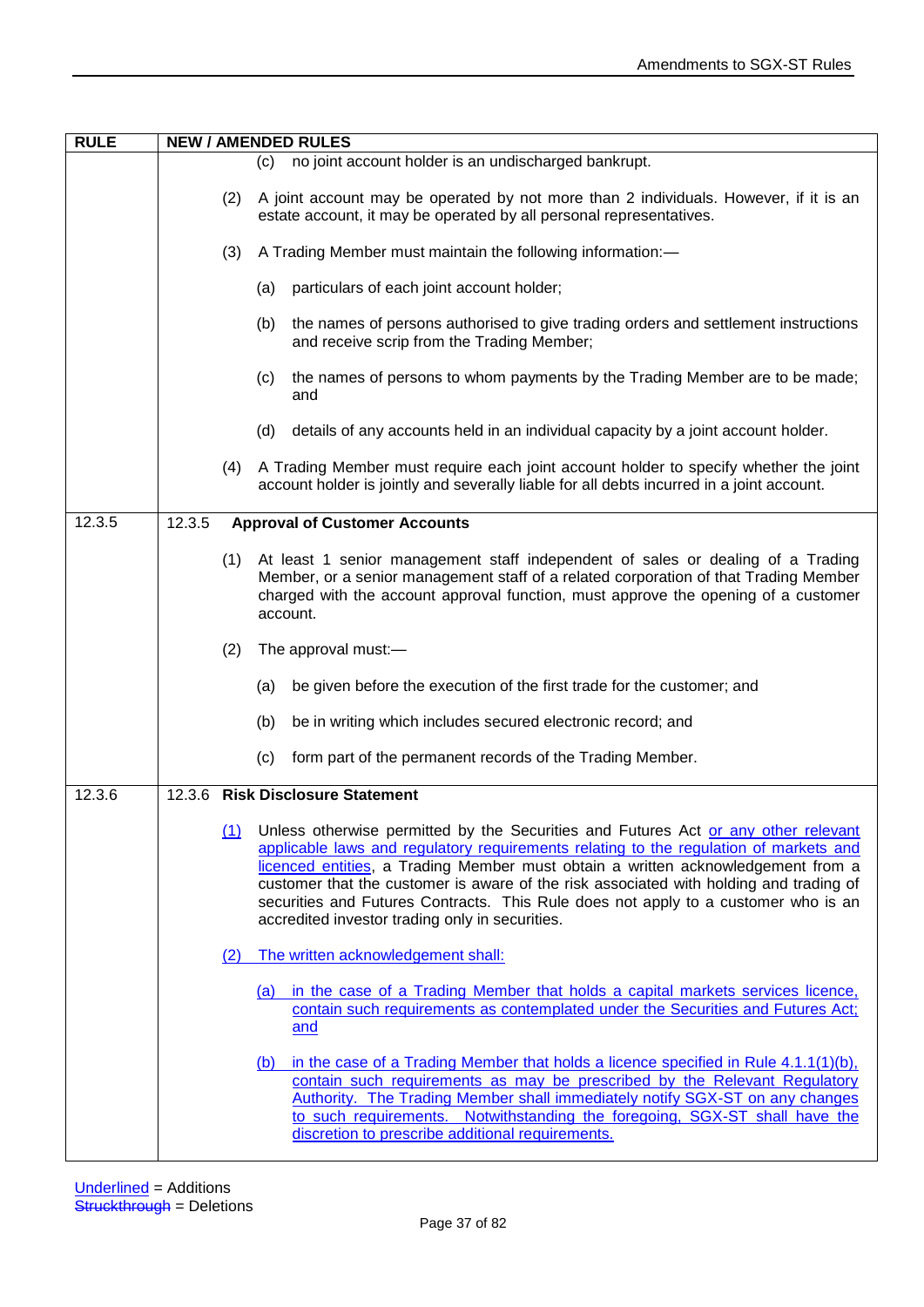| RULE | NEW / AMENDED RULES |
| --- | --- |
| | (c) no joint account holder is an undischarged bankrupt.<br><br>(2) A joint account may be operated by not more than 2 individuals. However, if it is an estate account, it may be operated by all personal representatives.<br><br>(3) A Trading Member must maintain the following information:—<br><br>(a) particulars of each joint account holder;<br><br>(b) the names of persons authorised to give trading orders and settlement instructions and receive scrip from the Trading Member;<br><br>(c) the names of persons to whom payments by the Trading Member are to be made; and<br><br>(d) details of any accounts held in an individual capacity by a joint account holder.<br><br>(4) A Trading Member must require each joint account holder to specify whether the joint account holder is jointly and severally liable for all debts incurred in a joint account. |
| 12.3.5 | 12.3.5 **Approval of Customer Accounts**<br><br>(1) At least 1 senior management staff independent of sales or dealing of a Trading Member, or a senior management staff of a related corporation of that Trading Member charged with the account approval function, must approve the opening of a customer account.<br><br>(2) The approval must:—<br><br>(a) be given before the execution of the first trade for the customer; and<br><br>(b) be in writing which includes secured electronic record; and<br><br>(c) form part of the permanent records of the Trading Member. |
| 12.3.6 | 12.3.6 **Risk Disclosure Statement**<br><br><u>(1)</u> Unless otherwise permitted by the Securities and Futures Act <u>or any other relevant applicable laws and regulatory requirements relating to the regulation of markets and licenced entities</u>, a Trading Member must obtain a written acknowledgement from a customer that the customer is aware of the risk associated with holding and trading of securities and Futures Contracts. This Rule does not apply to a customer who is an accredited investor trading only in securities.<br><br><u>(2) The written acknowledgement shall:</u><br><br><u>(a) in the case of a Trading Member that holds a capital markets services licence, contain such requirements as contemplated under the Securities and Futures Act; and</u><br><br><u>(b) in the case of a Trading Member that holds a licence specified in Rule 4.1.1(1)(b), contain such requirements as may be prescribed by the Relevant Regulatory Authority. The Trading Member shall immediately notify SGX-ST on any changes to such requirements. Notwithstanding the foregoing, SGX-ST shall have the discretion to prescribe additional requirements.</u> |

<u>Underlined</u> = Additions
~~Struckthrough~~ = Deletions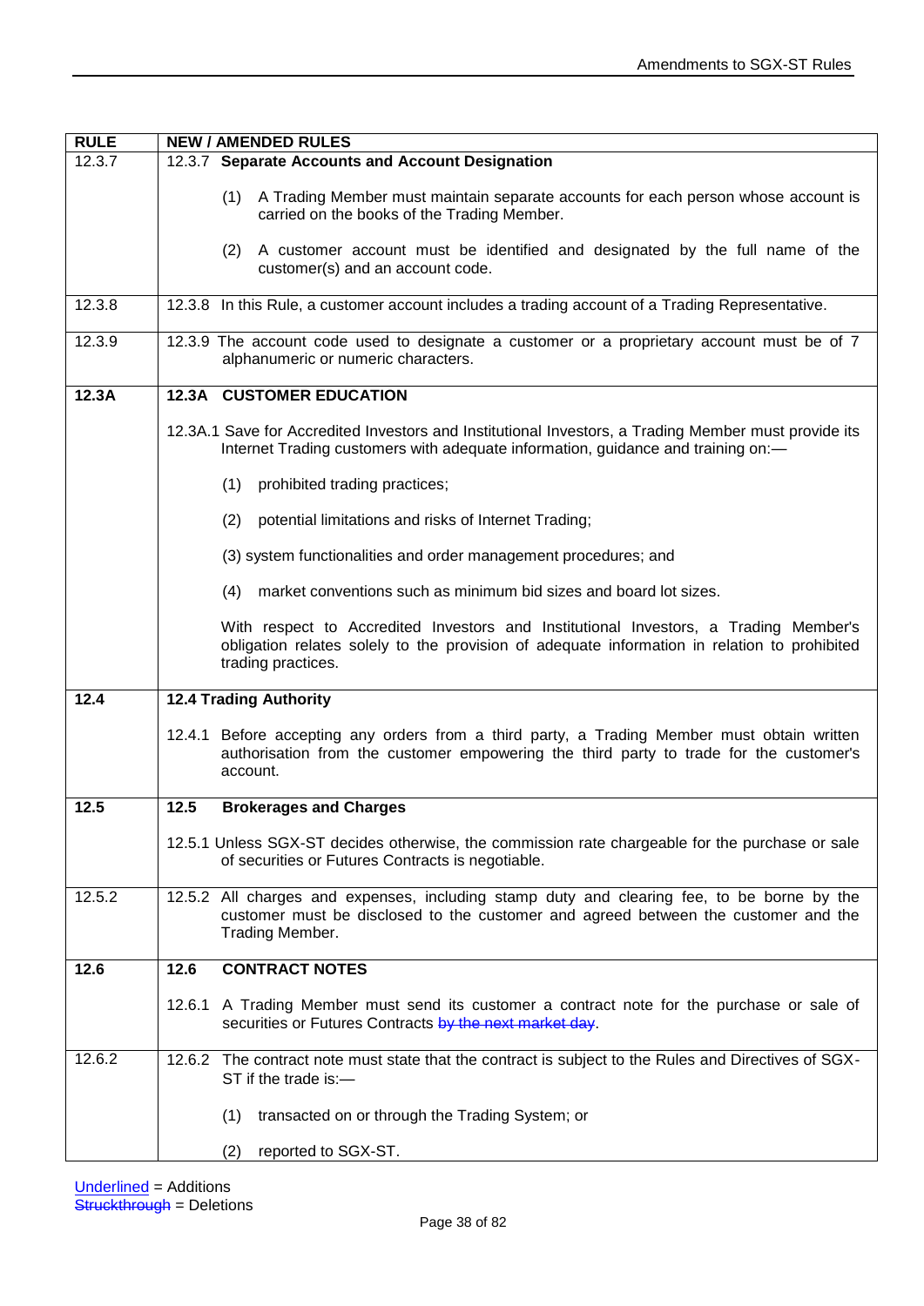| RULE | NEW / AMENDED RULES |
|---|---|
| 12.3.7 | 12.3.7 **Separate Accounts and Account Designation**<br><br>(1) A Trading Member must maintain separate accounts for each person whose account is carried on the books of the Trading Member.<br><br>(2) A customer account must be identified and designated by the full name of the customer(s) and an account code. |
| 12.3.8 | 12.3.8 In this Rule, a customer account includes a trading account of a Trading Representative. |
| 12.3.9 | 12.3.9 The account code used to designate a customer or a proprietary account must be of 7 alphanumeric or numeric characters. |
| **12.3A** | **12.3A CUSTOMER EDUCATION**<br><br>12.3A.1 Save for Accredited Investors and Institutional Investors, a Trading Member must provide its Internet Trading customers with adequate information, guidance and training on:—<br><br>(1) prohibited trading practices;<br><br>(2) potential limitations and risks of Internet Trading;<br><br>(3) system functionalities and order management procedures; and<br><br>(4) market conventions such as minimum bid sizes and board lot sizes.<br><br>With respect to Accredited Investors and Institutional Investors, a Trading Member's obligation relates solely to the provision of adequate information in relation to prohibited trading practices. |
| **12.4** | **12.4 Trading Authority**<br><br>12.4.1 Before accepting any orders from a third party, a Trading Member must obtain written authorisation from the customer empowering the third party to trade for the customer's account. |
| **12.5** | **12.5 Brokerages and Charges**<br><br>12.5.1 Unless SGX-ST decides otherwise, the commission rate chargeable for the purchase or sale of securities or Futures Contracts is negotiable. |
| 12.5.2 | 12.5.2 All charges and expenses, including stamp duty and clearing fee, to be borne by the customer must be disclosed to the customer and agreed between the customer and the Trading Member. |
| **12.6** | **12.6 CONTRACT NOTES**<br><br>12.6.1 A Trading Member must send its customer a contract note for the purchase or sale of securities or Futures Contracts ~~by the next market day~~. |
| 12.6.2 | 12.6.2 The contract note must state that the contract is subject to the Rules and Directives of SGX-ST if the trade is:—<br><br>(1) transacted on or through the Trading System; or<br><br>(2) reported to SGX-ST. |

Underlined = Additions
~~Struckthrough~~ = Deletions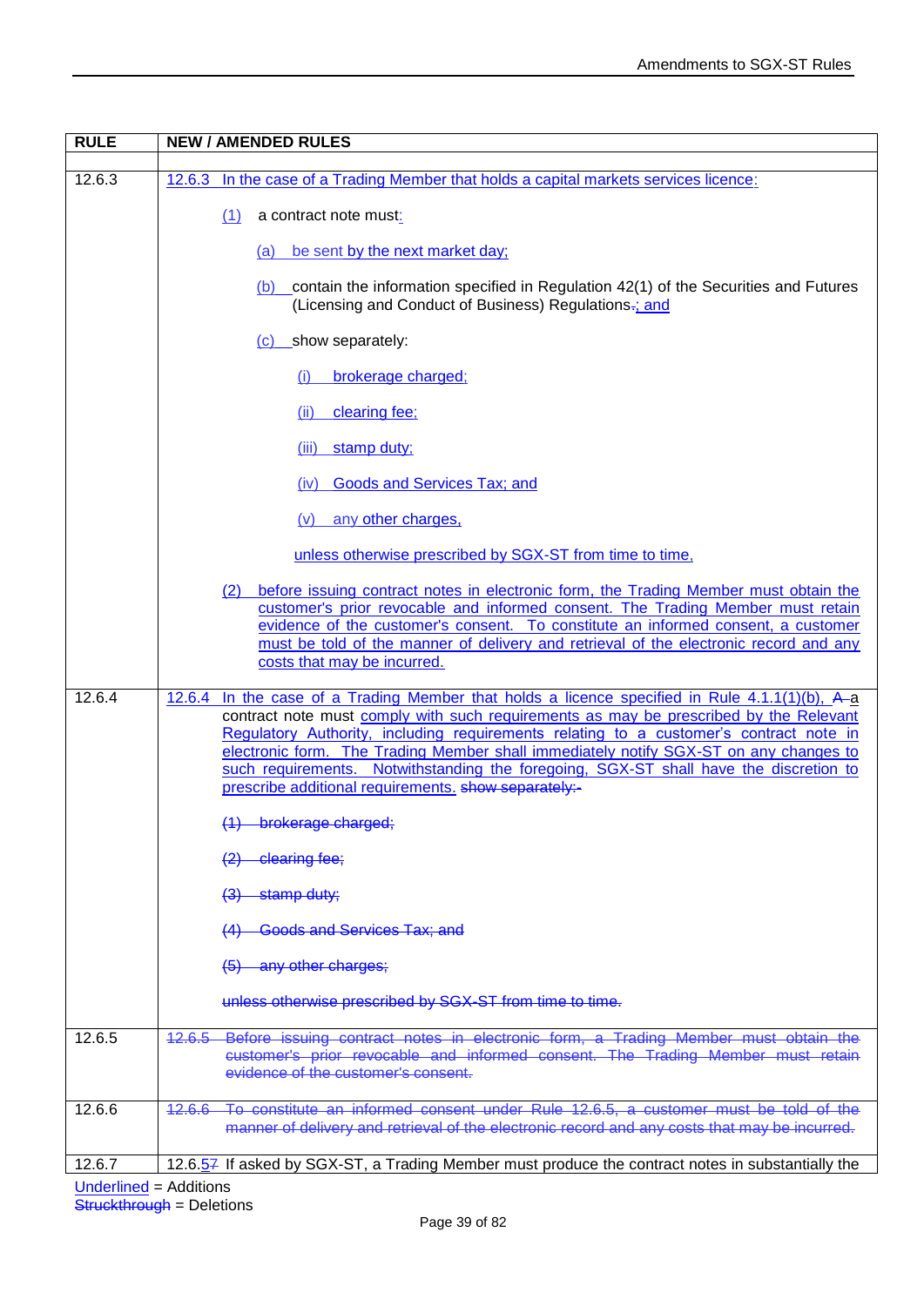| RULE | NEW / AMENDED RULES |
|---|---|
| | |
| 12.6.3 | 12.6.3 In the case of a Trading Member that holds a capital markets services licence:<br><br>(1) a contract note must:<br><br>(a) be sent by the next market day;<br><br>(b) contain the information specified in Regulation 42(1) of the Securities and Futures (Licensing and Conduct of Business) Regulations.; and<br><br>(c) show separately:<br><br>(i) brokerage charged;<br><br>(ii) clearing fee;<br><br>(iii) stamp duty;<br><br>(iv) Goods and Services Tax; and<br><br>(v) any other charges,<br><br>unless otherwise prescribed by SGX-ST from time to time,<br><br>(2) before issuing contract notes in electronic form, the Trading Member must obtain the customer's prior revocable and informed consent. The Trading Member must retain evidence of the customer's consent. To constitute an informed consent, a customer must be told of the manner of delivery and retrieval of the electronic record and any costs that may be incurred. |
| 12.6.4 | 12.6.4 In the case of a Trading Member that holds a licence specified in Rule 4.1.1(1)(b), A a contract note must comply with such requirements as may be prescribed by the Relevant Regulatory Authority, including requirements relating to a customer's contract note in electronic form. The Trading Member shall immediately notify SGX-ST on any changes to such requirements. Notwithstanding the foregoing, SGX-ST shall have the discretion to prescribe additional requirements. ~~show separately:-~~<br><br>~~(1) brokerage charged;~~<br><br>~~(2) clearing fee;~~<br><br>~~(3) stamp duty;~~<br><br>~~(4) Goods and Services Tax; and~~<br><br>~~(5) any other charges;~~<br><br>~~unless otherwise prescribed by SGX-ST from time to time.~~ |
| 12.6.5 | ~~12.6.5 Before issuing contract notes in electronic form, a Trading Member must obtain the customer's prior revocable and informed consent. The Trading Member must retain evidence of the customer's consent.~~ |
| 12.6.6 | ~~12.6.6 To constitute an informed consent under Rule 12.6.5, a customer must be told of the manner of delivery and retrieval of the electronic record and any costs that may be incurred.~~ |
| 12.6.7 | 12.6.5~~7~~ If asked by SGX-ST, a Trading Member must produce the contract notes in substantially the |

Underlined = Additions
~~Struckthrough~~ = Deletions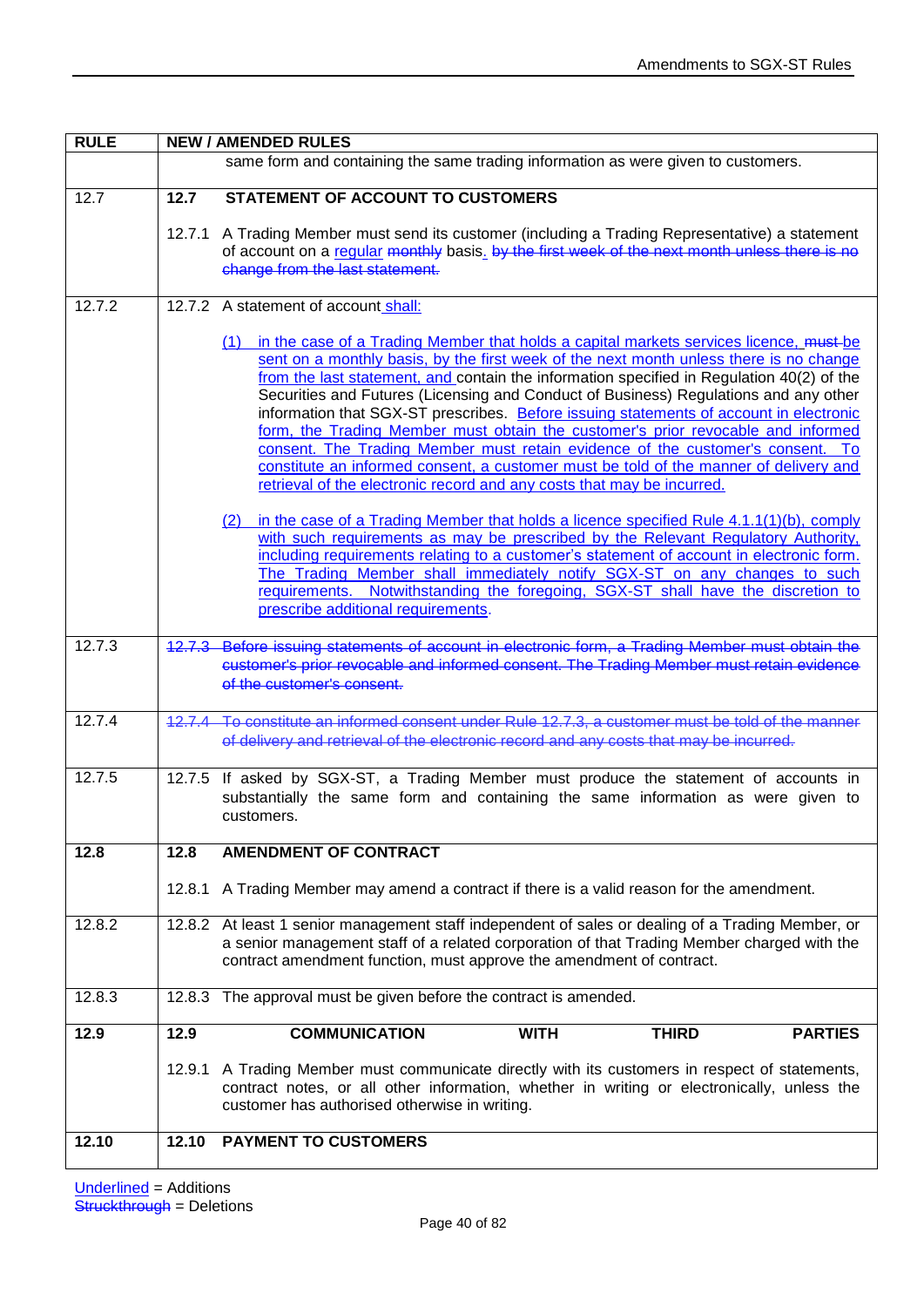| RULE | NEW / AMENDED RULES |
|---|---|
| | same form and containing the same trading information as were given to customers. |
| 12.7 | **12.7 STATEMENT OF ACCOUNT TO CUSTOMERS**<br><br>12.7.1 A Trading Member must send its customer (including a Trading Representative) a statement of account on a <u>regular</u> ~~monthly~~ basis<u>.</u> ~~by the first week of the next month unless there is no change from the last statement.~~ |
| 12.7.2 | 12.7.2 A statement of account<u> shall:</u><br><br><u>(1) in the case of a Trading Member that holds a capital markets services licence,</u> ~~must~~ <u>be sent on a monthly basis, by the first week of the next month unless there is no change from the last statement, and</u> contain the information specified in Regulation 40(2) of the Securities and Futures (Licensing and Conduct of Business) Regulations and any other information that SGX-ST prescribes. <u>Before issuing statements of account in electronic form, the Trading Member must obtain the customer's prior revocable and informed consent. The Trading Member must retain evidence of the customer's consent. To constitute an informed consent, a customer must be told of the manner of delivery and retrieval of the electronic record and any costs that may be incurred.</u><br><br><u>(2) in the case of a Trading Member that holds a licence specified Rule 4.1.1(1)(b), comply with such requirements as may be prescribed by the Relevant Regulatory Authority, including requirements relating to a customer's statement of account in electronic form. The Trading Member shall immediately notify SGX-ST on any changes to such requirements. Notwithstanding the foregoing, SGX-ST shall have the discretion to prescribe additional requirements</u>. |
| 12.7.3 | ~~12.7.3 Before issuing statements of account in electronic form, a Trading Member must obtain the customer's prior revocable and informed consent. The Trading Member must retain evidence of the customer's consent.~~ |
| 12.7.4 | ~~12.7.4 To constitute an informed consent under Rule 12.7.3, a customer must be told of the manner of delivery and retrieval of the electronic record and any costs that may be incurred.~~ |
| 12.7.5 | 12.7.5 If asked by SGX-ST, a Trading Member must produce the statement of accounts in substantially the same form and containing the same information as were given to customers. |
| **12.8** | **12.8 AMENDMENT OF CONTRACT**<br><br>12.8.1 A Trading Member may amend a contract if there is a valid reason for the amendment. |
| 12.8.2 | 12.8.2 At least 1 senior management staff independent of sales or dealing of a Trading Member, or a senior management staff of a related corporation of that Trading Member charged with the contract amendment function, must approve the amendment of contract. |
| 12.8.3 | 12.8.3 The approval must be given before the contract is amended. |
| **12.9** | **12.9 COMMUNICATION WITH THIRD PARTIES**<br><br>12.9.1 A Trading Member must communicate directly with its customers in respect of statements, contract notes, or all other information, whether in writing or electronically, unless the customer has authorised otherwise in writing. |
| **12.10** | **12.10 PAYMENT TO CUSTOMERS** |

<u>Underlined</u> = Additions
~~Struckthrough~~ = Deletions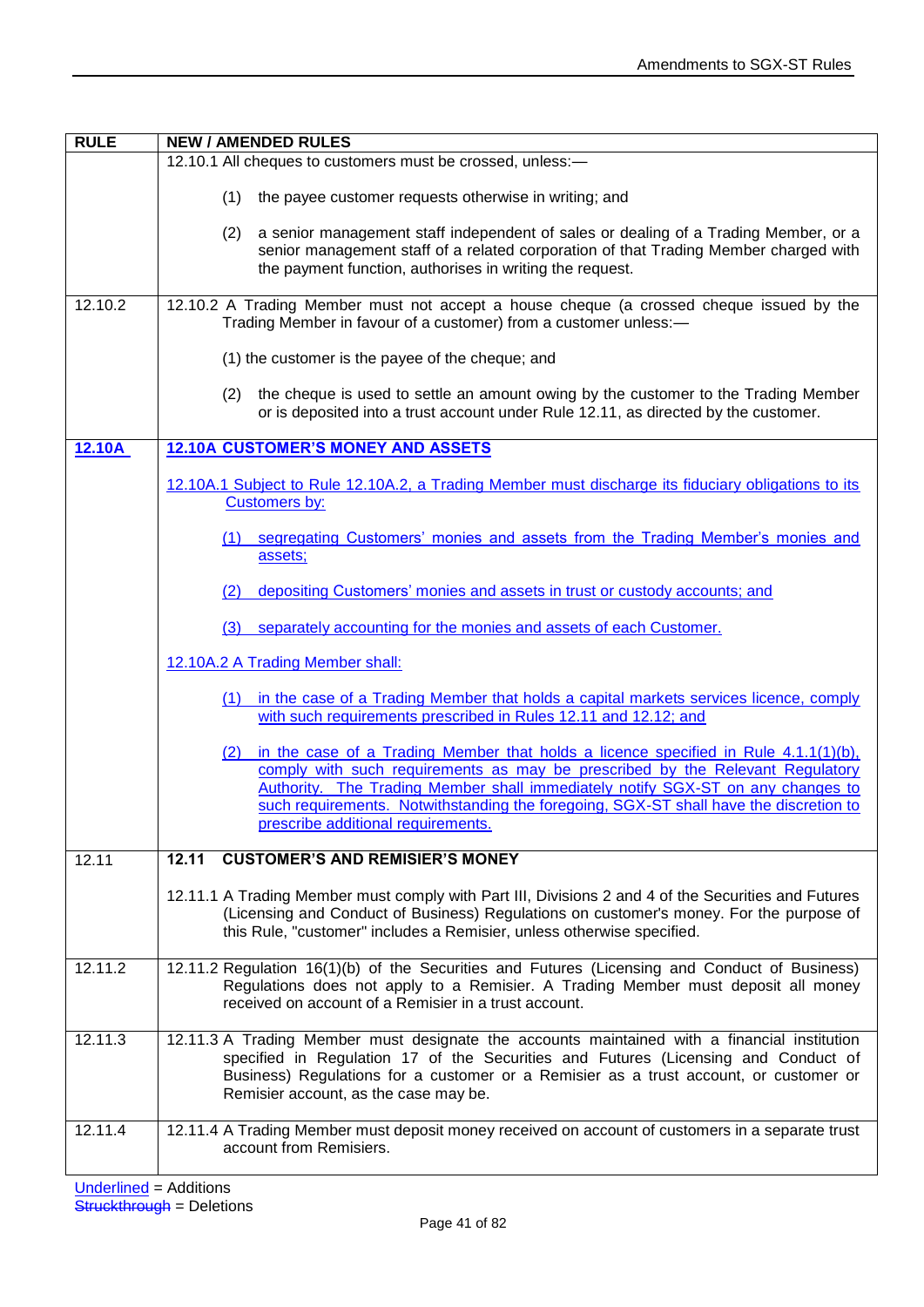| RULE | NEW / AMENDED RULES |
|---|---|
| | 12.10.1 All cheques to customers must be crossed, unless:—<br><br>(1) the payee customer requests otherwise in writing; and<br><br>(2) a senior management staff independent of sales or dealing of a Trading Member, or a senior management staff of a related corporation of that Trading Member charged with the payment function, authorises in writing the request. |
| 12.10.2 | 12.10.2 A Trading Member must not accept a house cheque (a crossed cheque issued by the Trading Member in favour of a customer) from a customer unless:—<br><br>(1) the customer is the payee of the cheque; and<br><br>(2) the cheque is used to settle an amount owing by the customer to the Trading Member or is deposited into a trust account under Rule 12.11, as directed by the customer. |
| <u>**12.10A**</u> | <u>**12.10A CUSTOMER'S MONEY AND ASSETS**</u><br><br><u>12.10A.1 Subject to Rule 12.10A.2, a Trading Member must discharge its fiduciary obligations to its Customers by:</u><br><br><u>(1) segregating Customers' monies and assets from the Trading Member's monies and assets;</u><br><br><u>(2) depositing Customers' monies and assets in trust or custody accounts; and</u><br><br><u>(3) separately accounting for the monies and assets of each Customer.</u><br><br><u>12.10A.2 A Trading Member shall:</u><br><br><u>(1) in the case of a Trading Member that holds a capital markets services licence, comply with such requirements prescribed in Rules 12.11 and 12.12; and</u><br><br><u>(2) in the case of a Trading Member that holds a licence specified in Rule 4.1.1(1)(b), comply with such requirements as may be prescribed by the Relevant Regulatory Authority. The Trading Member shall immediately notify SGX-ST on any changes to such requirements. Notwithstanding the foregoing, SGX-ST shall have the discretion to prescribe additional requirements.</u> |
| 12.11 | **12.11 CUSTOMER'S AND REMISIER'S MONEY**<br><br>12.11.1 A Trading Member must comply with Part III, Divisions 2 and 4 of the Securities and Futures (Licensing and Conduct of Business) Regulations on customer's money. For the purpose of this Rule, "customer" includes a Remisier, unless otherwise specified. |
| 12.11.2 | 12.11.2 Regulation 16(1)(b) of the Securities and Futures (Licensing and Conduct of Business) Regulations does not apply to a Remisier. A Trading Member must deposit all money received on account of a Remisier in a trust account. |
| 12.11.3 | 12.11.3 A Trading Member must designate the accounts maintained with a financial institution specified in Regulation 17 of the Securities and Futures (Licensing and Conduct of Business) Regulations for a customer or a Remisier as a trust account, or customer or Remisier account, as the case may be. |
| 12.11.4 | 12.11.4 A Trading Member must deposit money received on account of customers in a separate trust account from Remisiers. |

<u>Underlined</u> = Additions
~~Struckthrough~~ = Deletions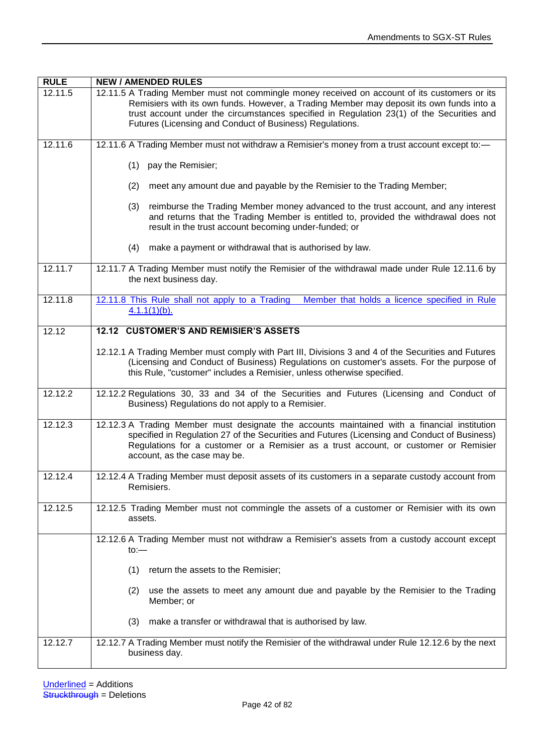| RULE | NEW / AMENDED RULES |
|---|---|
| 12.11.5 | 12.11.5 A Trading Member must not commingle money received on account of its customers or its Remisiers with its own funds. However, a Trading Member may deposit its own funds into a trust account under the circumstances specified in Regulation 23(1) of the Securities and Futures (Licensing and Conduct of Business) Regulations. |
| 12.11.6 | 12.11.6 A Trading Member must not withdraw a Remisier's money from a trust account except to:— <br><br> (1) pay the Remisier; <br><br> (2) meet any amount due and payable by the Remisier to the Trading Member; <br><br> (3) reimburse the Trading Member money advanced to the trust account, and any interest and returns that the Trading Member is entitled to, provided the withdrawal does not result in the trust account becoming under-funded; or <br><br> (4) make a payment or withdrawal that is authorised by law. |
| 12.11.7 | 12.11.7 A Trading Member must notify the Remisier of the withdrawal made under Rule 12.11.6 by the next business day. |
| 12.11.8 | <u>12.11.8 This Rule shall not apply to a Trading Member that holds a licence specified in Rule 4.1.1(1)(b).</u> |
| 12.12 | **12.12 CUSTOMER'S AND REMISIER'S ASSETS** <br><br> 12.12.1 A Trading Member must comply with Part III, Divisions 3 and 4 of the Securities and Futures (Licensing and Conduct of Business) Regulations on customer's assets. For the purpose of this Rule, "customer" includes a Remisier, unless otherwise specified. |
| 12.12.2 | 12.12.2 Regulations 30, 33 and 34 of the Securities and Futures (Licensing and Conduct of Business) Regulations do not apply to a Remisier. |
| 12.12.3 | 12.12.3 A Trading Member must designate the accounts maintained with a financial institution specified in Regulation 27 of the Securities and Futures (Licensing and Conduct of Business) Regulations for a customer or a Remisier as a trust account, or customer or Remisier account, as the case may be. |
| 12.12.4 | 12.12.4 A Trading Member must deposit assets of its customers in a separate custody account from Remisiers. |
| 12.12.5 | 12.12.5 Trading Member must not commingle the assets of a customer or Remisier with its own assets. |
| | 12.12.6 A Trading Member must not withdraw a Remisier's assets from a custody account except to:— <br><br> (1) return the assets to the Remisier; <br><br> (2) use the assets to meet any amount due and payable by the Remisier to the Trading Member; or <br><br> (3) make a transfer or withdrawal that is authorised by law. |
| 12.12.7 | 12.12.7 A Trading Member must notify the Remisier of the withdrawal under Rule 12.12.6 by the next business day. |

<u>Underlined</u> = Additions
~~Struckthrough~~ = Deletions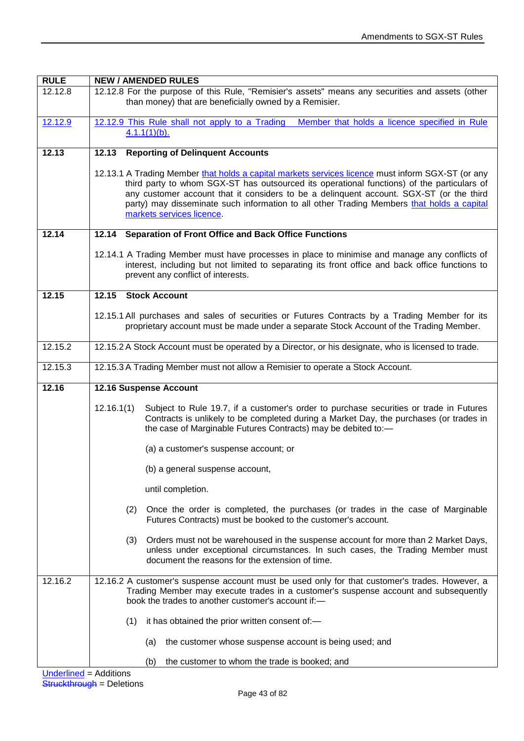| RULE | NEW / AMENDED RULES |
|---|---|
| 12.12.8 | 12.12.8 For the purpose of this Rule, "Remisier's assets" means any securities and assets (other than money) that are beneficially owned by a Remisier. |
| <u>12.12.9</u> | <u>12.12.9 This Rule shall not apply to a Trading Member that holds a licence specified in Rule 4.1.1(1)(b).</u> |
| **12.13** | **12.13 Reporting of Delinquent Accounts**<br><br>12.13.1 A Trading Member <u>that holds a capital markets services licence</u> must inform SGX-ST (or any third party to whom SGX-ST has outsourced its operational functions) of the particulars of any customer account that it considers to be a delinquent account. SGX-ST (or the third party) may disseminate such information to all other Trading Members <u>that holds a capital markets services licence</u>. |
| **12.14** | **12.14 Separation of Front Office and Back Office Functions**<br><br>12.14.1 A Trading Member must have processes in place to minimise and manage any conflicts of interest, including but not limited to separating its front office and back office functions to prevent any conflict of interests. |
| **12.15** | **12.15 Stock Account**<br><br>12.15.1 All purchases and sales of securities or Futures Contracts by a Trading Member for its proprietary account must be made under a separate Stock Account of the Trading Member. |
| 12.15.2 | 12.15.2 A Stock Account must be operated by a Director, or his designate, who is licensed to trade. |
| 12.15.3 | 12.15.3 A Trading Member must not allow a Remisier to operate a Stock Account. |
| **12.16** | **12.16 Suspense Account**<br><br>12.16.1(1) Subject to Rule 19.7, if a customer's order to purchase securities or trade in Futures Contracts is unlikely to be completed during a Market Day, the purchases (or trades in the case of Marginable Futures Contracts) may be debited to:—<br><br>(a) a customer's suspense account; or<br><br>(b) a general suspense account,<br><br>until completion.<br><br>(2) Once the order is completed, the purchases (or trades in the case of Marginable Futures Contracts) must be booked to the customer's account.<br><br>(3) Orders must not be warehoused in the suspense account for more than 2 Market Days, unless under exceptional circumstances. In such cases, the Trading Member must document the reasons for the extension of time. |
| 12.16.2 | 12.16.2 A customer's suspense account must be used only for that customer's trades. However, a Trading Member may execute trades in a customer's suspense account and subsequently book the trades to another customer's account if:—<br><br>(1) it has obtained the prior written consent of:—<br><br>(a) the customer whose suspense account is being used; and<br><br>(b) the customer to whom the trade is booked; and |

<u>Underlined</u> = Additions
~~Struckthrough~~ = Deletions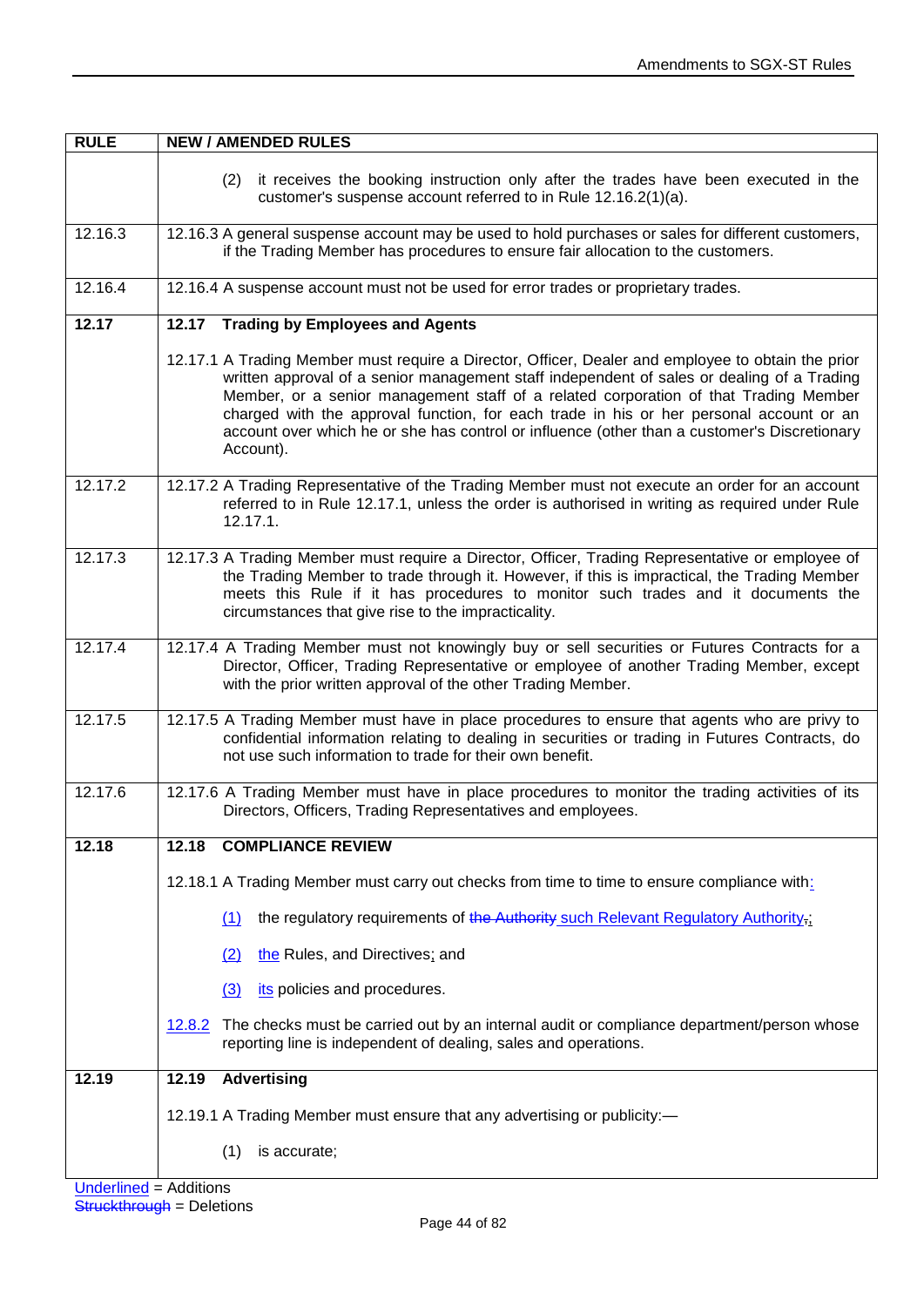| RULE | NEW / AMENDED RULES |
|---|---|
| | (2) it receives the booking instruction only after the trades have been executed in the customer's suspense account referred to in Rule 12.16.2(1)(a). |
| 12.16.3 | 12.16.3 A general suspense account may be used to hold purchases or sales for different customers, if the Trading Member has procedures to ensure fair allocation to the customers. |
| 12.16.4 | 12.16.4 A suspense account must not be used for error trades or proprietary trades. |
| **12.17** | **12.17 Trading by Employees and Agents**<br><br>12.17.1 A Trading Member must require a Director, Officer, Dealer and employee to obtain the prior written approval of a senior management staff independent of sales or dealing of a Trading Member, or a senior management staff of a related corporation of that Trading Member charged with the approval function, for each trade in his or her personal account or an account over which he or she has control or influence (other than a customer's Discretionary Account). |
| 12.17.2 | 12.17.2 A Trading Representative of the Trading Member must not execute an order for an account referred to in Rule 12.17.1, unless the order is authorised in writing as required under Rule 12.17.1. |
| 12.17.3 | 12.17.3 A Trading Member must require a Director, Officer, Trading Representative or employee of the Trading Member to trade through it. However, if this is impractical, the Trading Member meets this Rule if it has procedures to monitor such trades and it documents the circumstances that give rise to the impracticality. |
| 12.17.4 | 12.17.4 A Trading Member must not knowingly buy or sell securities or Futures Contracts for a Director, Officer, Trading Representative or employee of another Trading Member, except with the prior written approval of the other Trading Member. |
| 12.17.5 | 12.17.5 A Trading Member must have in place procedures to ensure that agents who are privy to confidential information relating to dealing in securities or trading in Futures Contracts, do not use such information to trade for their own benefit. |
| 12.17.6 | 12.17.6 A Trading Member must have in place procedures to monitor the trading activities of its Directors, Officers, Trading Representatives and employees. |
| **12.18** | **12.18 COMPLIANCE REVIEW**<br><br>12.18.1 A Trading Member must carry out checks from time to time to ensure compliance with<ins>:</ins><br><br><ins>(1)</ins> the regulatory requirements of ~~the Authority~~ <ins>such Relevant Regulatory Authority</ins>~~,~~<ins>;</ins><br><br><ins>(2)</ins> <ins>the</ins> Rules, and Directives<ins>;</ins> and<br><br><ins>(3)</ins> <ins>its</ins> policies and procedures.<br><br><ins>12.8.2</ins> The checks must be carried out by an internal audit or compliance department/person whose reporting line is independent of dealing, sales and operations. |
| **12.19** | **12.19 Advertising**<br><br>12.19.1 A Trading Member must ensure that any advertising or publicity:—<br><br>(1) is accurate; |

<ins>Underlined</ins> = Additions
~~Struckthrough~~ = Deletions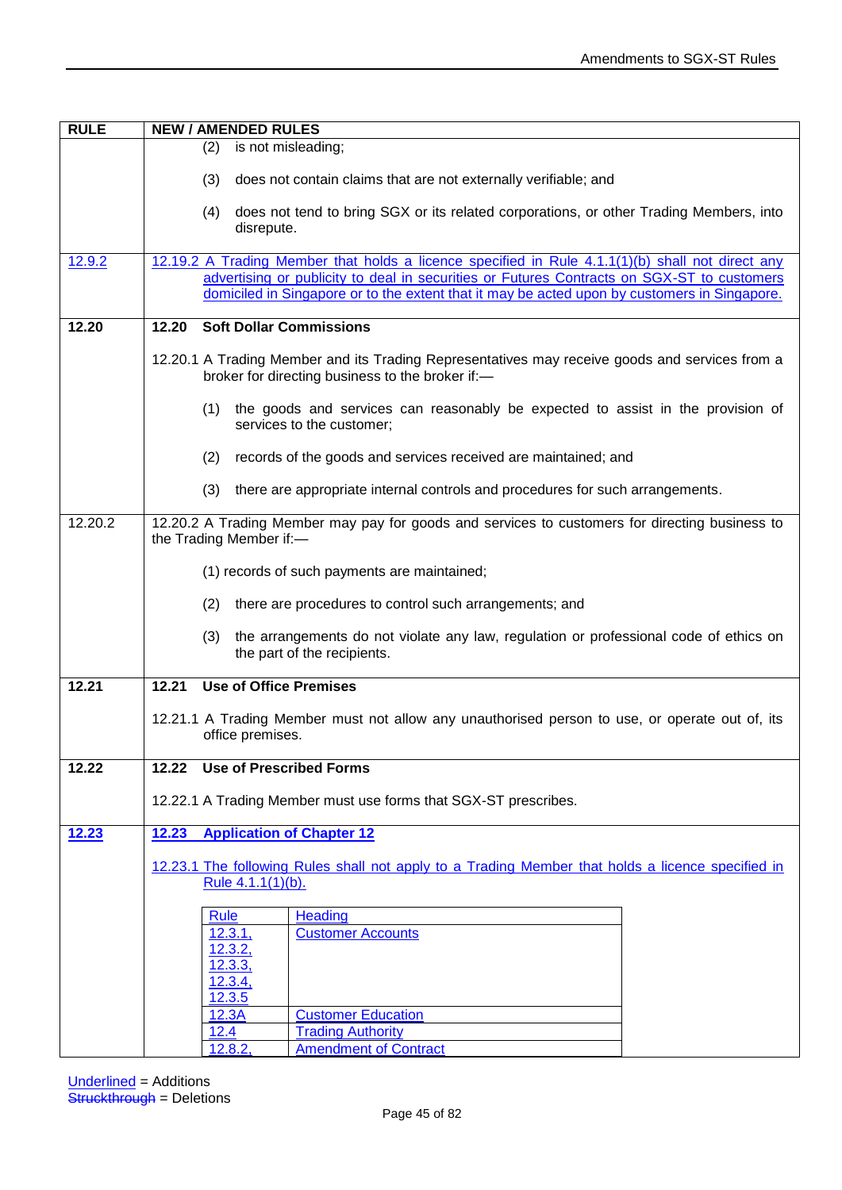| RULE | NEW / AMENDED RULES |
|---|---|
| | (2) is not misleading;<br><br>(3) does not contain claims that are not externally verifiable; and<br><br>(4) does not tend to bring SGX or its related corporations, or other Trading Members, into disrepute. |
| <u>12.9.2</u> | <u>12.19.2 A Trading Member that holds a licence specified in Rule 4.1.1(1)(b) shall not direct any advertising or publicity to deal in securities or Futures Contracts on SGX-ST to customers domiciled in Singapore or to the extent that it may be acted upon by customers in Singapore.</u> |
| **12.20** | **12.20 Soft Dollar Commissions**<br><br>12.20.1 A Trading Member and its Trading Representatives may receive goods and services from a broker for directing business to the broker if:—<br><br>(1) the goods and services can reasonably be expected to assist in the provision of services to the customer;<br><br>(2) records of the goods and services received are maintained; and<br><br>(3) there are appropriate internal controls and procedures for such arrangements. |
| 12.20.2 | 12.20.2 A Trading Member may pay for goods and services to customers for directing business to the Trading Member if:—<br><br>(1) records of such payments are maintained;<br><br>(2) there are procedures to control such arrangements; and<br><br>(3) the arrangements do not violate any law, regulation or professional code of ethics on the part of the recipients. |
| **12.21** | **12.21 Use of Office Premises**<br><br>12.21.1 A Trading Member must not allow any unauthorised person to use, or operate out of, its office premises. |
| **12.22** | **12.22 Use of Prescribed Forms**<br><br>12.22.1 A Trading Member must use forms that SGX-ST prescribes. |
| <u>**12.23**</u> | <u>**12.23 Application of Chapter 12**</u><br><br><u>12.23.1 The following Rules shall not apply to a Trading Member that holds a licence specified in Rule 4.1.1(1)(b).</u> |

| <u>Rule</u> | <u>Heading</u> |
|---|---|
| <u>12.3.1, 12.3.2, 12.3.3, 12.3.4, 12.3.5</u> | <u>Customer Accounts</u> |
| <u>12.3A</u> | <u>Customer Education</u> |
| <u>12.4</u> | <u>Trading Authority</u> |
| <u>12.8.2,</u> | <u>Amendment of Contract</u> |

<u>Underlined</u> = Additions
~~Struckthrough~~ = Deletions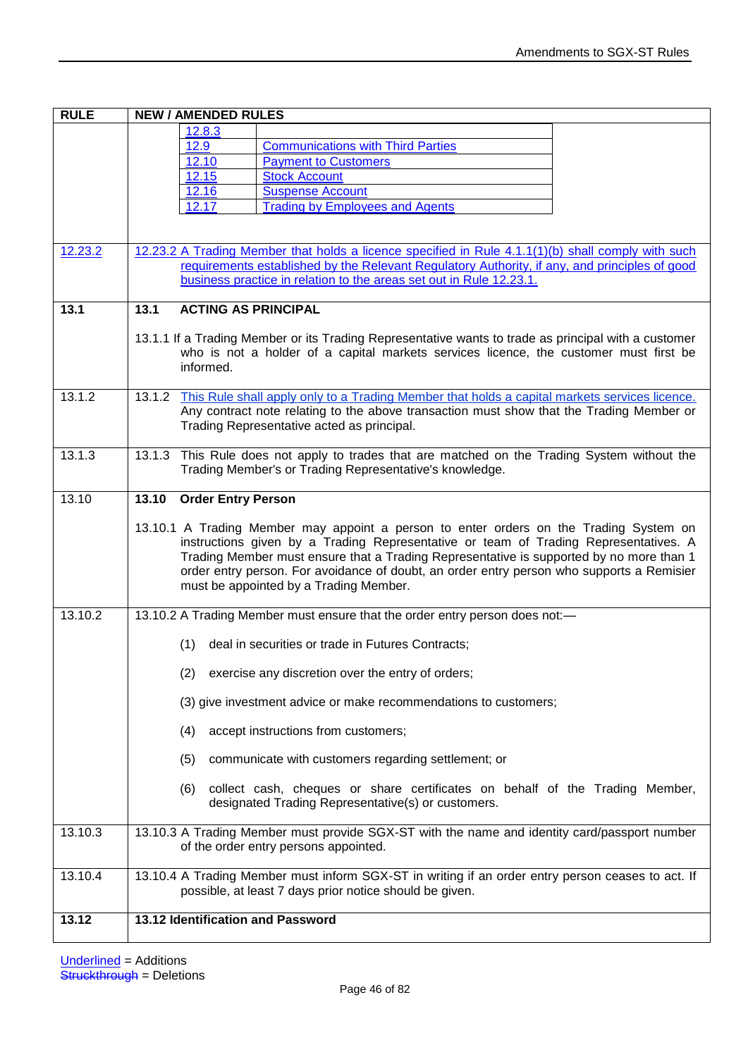| RULE | NEW / AMENDED RULES |
|---|---|
| | <table><tr><td>12.8.3</td><td></td></tr><tr><td>12.9</td><td>Communications with Third Parties</td></tr><tr><td>12.10</td><td>Payment to Customers</td></tr><tr><td>12.15</td><td>Stock Account</td></tr><tr><td>12.16</td><td>Suspense Account</td></tr><tr><td>12.17</td><td>Trading by Employees and Agents</td></tr></table> |
| 12.23.2 | 12.23.2 A Trading Member that holds a licence specified in Rule 4.1.1(1)(b) shall comply with such requirements established by the Relevant Regulatory Authority, if any, and principles of good business practice in relation to the areas set out in Rule 12.23.1. |
| **13.1** | **13.1 ACTING AS PRINCIPAL**<br><br>13.1.1 If a Trading Member or its Trading Representative wants to trade as principal with a customer who is not a holder of a capital markets services licence, the customer must first be informed. |
| 13.1.2 | 13.1.2 This Rule shall apply only to a Trading Member that holds a capital markets services licence. Any contract note relating to the above transaction must show that the Trading Member or Trading Representative acted as principal. |
| 13.1.3 | 13.1.3 This Rule does not apply to trades that are matched on the Trading System without the Trading Member's or Trading Representative's knowledge. |
| 13.10 | **13.10 Order Entry Person**<br><br>13.10.1 A Trading Member may appoint a person to enter orders on the Trading System on instructions given by a Trading Representative or team of Trading Representatives. A Trading Member must ensure that a Trading Representative is supported by no more than 1 order entry person. For avoidance of doubt, an order entry person who supports a Remisier must be appointed by a Trading Member. |
| 13.10.2 | 13.10.2 A Trading Member must ensure that the order entry person does not:—<br><br>(1) deal in securities or trade in Futures Contracts;<br><br>(2) exercise any discretion over the entry of orders;<br><br>(3) give investment advice or make recommendations to customers;<br><br>(4) accept instructions from customers;<br><br>(5) communicate with customers regarding settlement; or<br><br>(6) collect cash, cheques or share certificates on behalf of the Trading Member, designated Trading Representative(s) or customers. |
| 13.10.3 | 13.10.3 A Trading Member must provide SGX-ST with the name and identity card/passport number of the order entry persons appointed. |
| 13.10.4 | 13.10.4 A Trading Member must inform SGX-ST in writing if an order entry person ceases to act. If possible, at least 7 days prior notice should be given. |
| **13.12** | **13.12 Identification and Password** |

Underlined = Additions
~~Struckthrough~~ = Deletions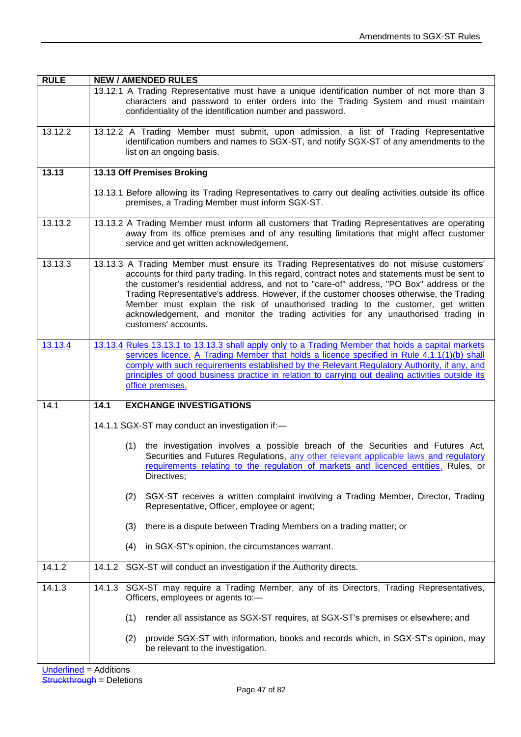| RULE | NEW / AMENDED RULES |
|---|---|
| | 13.12.1 A Trading Representative must have a unique identification number of not more than 3 characters and password to enter orders into the Trading System and must maintain confidentiality of the identification number and password. |
| 13.12.2 | 13.12.2 A Trading Member must submit, upon admission, a list of Trading Representative identification numbers and names to SGX-ST, and notify SGX-ST of any amendments to the list on an ongoing basis. |
| **13.13** | **13.13 Off Premises Broking**<br><br>13.13.1 Before allowing its Trading Representatives to carry out dealing activities outside its office premises, a Trading Member must inform SGX-ST. |
| 13.13.2 | 13.13.2 A Trading Member must inform all customers that Trading Representatives are operating away from its office premises and of any resulting limitations that might affect customer service and get written acknowledgement. |
| 13.13.3 | 13.13.3 A Trading Member must ensure its Trading Representatives do not misuse customers' accounts for third party trading. In this regard, contract notes and statements must be sent to the customer's residential address, and not to "care-of" address, "PO Box" address or the Trading Representative's address. However, if the customer chooses otherwise, the Trading Member must explain the risk of unauthorised trading to the customer, get written acknowledgement, and monitor the trading activities for any unauthorised trading in customers' accounts. |
| <u>13.13.4</u> | <u>13.13.4 Rules 13.13.1 to 13.13.3 shall apply only to a Trading Member that holds a capital markets services licence.</u> <u>A Trading Member that holds a licence specified in Rule 4.1.1(1)(b) shall comply with such requirements established by the Relevant Regulatory Authority, if any, and principles of good business practice in relation to carrying out dealing activities outside its office premises.</u> |
| 14.1 | **14.1 EXCHANGE INVESTIGATIONS**<br><br>14.1.1 SGX-ST may conduct an investigation if:—<br><br>(1) the investigation involves a possible breach of the Securities and Futures Act, Securities and Futures Regulations, <u>any other relevant applicable laws and regulatory requirements relating to the regulation of markets and licenced entities,</u> Rules, or Directives;<br><br>(2) SGX-ST receives a written complaint involving a Trading Member, Director, Trading Representative, Officer, employee or agent;<br><br>(3) there is a dispute between Trading Members on a trading matter; or<br><br>(4) in SGX-ST's opinion, the circumstances warrant. |
| 14.1.2 | 14.1.2 SGX-ST will conduct an investigation if the Authority directs. |
| 14.1.3 | 14.1.3 SGX-ST may require a Trading Member, any of its Directors, Trading Representatives, Officers, employees or agents to:—<br><br>(1) render all assistance as SGX-ST requires, at SGX-ST's premises or elsewhere; and<br><br>(2) provide SGX-ST with information, books and records which, in SGX-ST's opinion, may be relevant to the investigation. |

<u>Underlined</u> = Additions
~~Struckthrough~~ = Deletions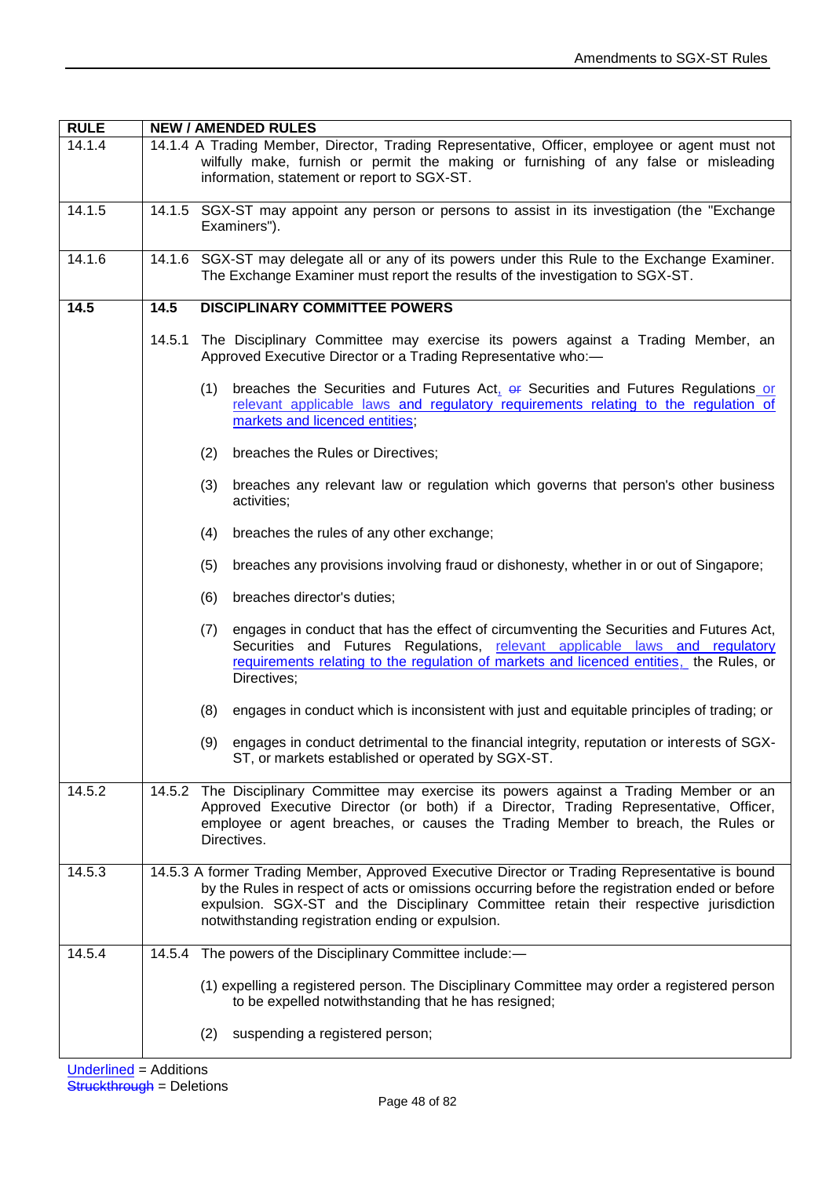| RULE | NEW / AMENDED RULES |
|---|---|
| 14.1.4 | 14.1.4 A Trading Member, Director, Trading Representative, Officer, employee or agent must not wilfully make, furnish or permit the making or furnishing of any false or misleading information, statement or report to SGX-ST. |
| 14.1.5 | 14.1.5 SGX-ST may appoint any person or persons to assist in its investigation (the "Exchange Examiners"). |
| 14.1.6 | 14.1.6 SGX-ST may delegate all or any of its powers under this Rule to the Exchange Examiner. The Exchange Examiner must report the results of the investigation to SGX-ST. |
| **14.5** | **14.5 DISCIPLINARY COMMITTEE POWERS**<br><br>14.5.1 The Disciplinary Committee may exercise its powers against a Trading Member, an Approved Executive Director or a Trading Representative who:—<br><br>(1) breaches the Securities and Futures Act, ~~or~~ Securities and Futures Regulations <u>or relevant applicable laws and regulatory requirements relating to the regulation of markets and licenced entities</u>;<br><br>(2) breaches the Rules or Directives;<br><br>(3) breaches any relevant law or regulation which governs that person's other business activities;<br><br>(4) breaches the rules of any other exchange;<br><br>(5) breaches any provisions involving fraud or dishonesty, whether in or out of Singapore;<br><br>(6) breaches director's duties;<br><br>(7) engages in conduct that has the effect of circumventing the Securities and Futures Act, Securities and Futures Regulations, <u>relevant applicable laws and regulatory requirements relating to the regulation of markets and licenced entities,</u> the Rules, or Directives;<br><br>(8) engages in conduct which is inconsistent with just and equitable principles of trading; or<br><br>(9) engages in conduct detrimental to the financial integrity, reputation or interests of SGX-ST, or markets established or operated by SGX-ST. |
| 14.5.2 | 14.5.2 The Disciplinary Committee may exercise its powers against a Trading Member or an Approved Executive Director (or both) if a Director, Trading Representative, Officer, employee or agent breaches, or causes the Trading Member to breach, the Rules or Directives. |
| 14.5.3 | 14.5.3 A former Trading Member, Approved Executive Director or Trading Representative is bound by the Rules in respect of acts or omissions occurring before the registration ended or before expulsion. SGX-ST and the Disciplinary Committee retain their respective jurisdiction notwithstanding registration ending or expulsion. |
| 14.5.4 | 14.5.4 The powers of the Disciplinary Committee include:—<br><br>(1) expelling a registered person. The Disciplinary Committee may order a registered person to be expelled notwithstanding that he has resigned;<br><br>(2) suspending a registered person; |

<u>Underlined</u> = Additions
~~Struckthrough~~ = Deletions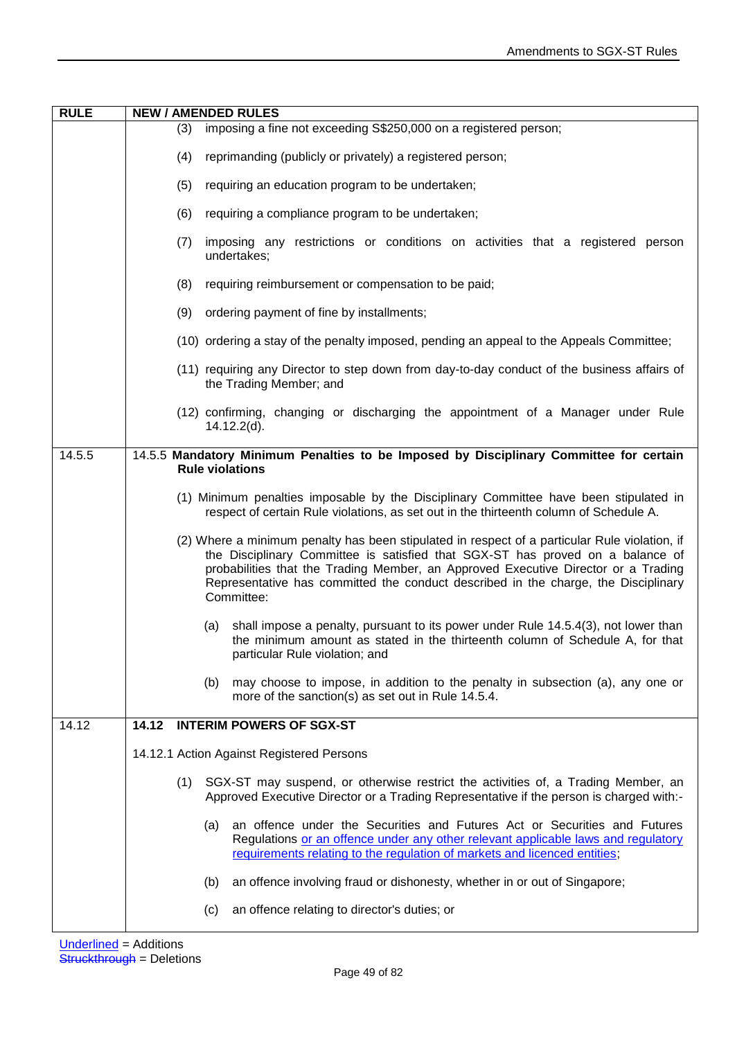| RULE | NEW / AMENDED RULES |
|---|---|
| | (3) imposing a fine not exceeding S$250,000 on a registered person;<br><br>(4) reprimanding (publicly or privately) a registered person;<br><br>(5) requiring an education program to be undertaken;<br><br>(6) requiring a compliance program to be undertaken;<br><br>(7) imposing any restrictions or conditions on activities that a registered person undertakes;<br><br>(8) requiring reimbursement or compensation to be paid;<br><br>(9) ordering payment of fine by installments;<br><br>(10) ordering a stay of the penalty imposed, pending an appeal to the Appeals Committee;<br><br>(11) requiring any Director to step down from day-to-day conduct of the business affairs of the Trading Member; and<br><br>(12) confirming, changing or discharging the appointment of a Manager under Rule 14.12.2(d). |
| 14.5.5 | 14.5.5 **Mandatory Minimum Penalties to be Imposed by Disciplinary Committee for certain Rule violations**<br><br>(1) Minimum penalties imposable by the Disciplinary Committee have been stipulated in respect of certain Rule violations, as set out in the thirteenth column of Schedule A.<br><br>(2) Where a minimum penalty has been stipulated in respect of a particular Rule violation, if the Disciplinary Committee is satisfied that SGX-ST has proved on a balance of probabilities that the Trading Member, an Approved Executive Director or a Trading Representative has committed the conduct described in the charge, the Disciplinary Committee:<br><br>(a) shall impose a penalty, pursuant to its power under Rule 14.5.4(3), not lower than the minimum amount as stated in the thirteenth column of Schedule A, for that particular Rule violation; and<br><br>(b) may choose to impose, in addition to the penalty in subsection (a), any one or more of the sanction(s) as set out in Rule 14.5.4. |
| 14.12 | **14.12 INTERIM POWERS OF SGX-ST**<br><br>14.12.1 Action Against Registered Persons<br><br>(1) SGX-ST may suspend, or otherwise restrict the activities of, a Trading Member, an Approved Executive Director or a Trading Representative if the person is charged with:-<br><br>(a) an offence under the Securities and Futures Act or Securities and Futures Regulations <u>or an offence under any other relevant applicable laws and regulatory requirements relating to the regulation of markets and licenced entities</u>;<br><br>(b) an offence involving fraud or dishonesty, whether in or out of Singapore;<br><br>(c) an offence relating to director's duties; or |

<u>Underlined</u> = Additions
~~Struckthrough~~ = Deletions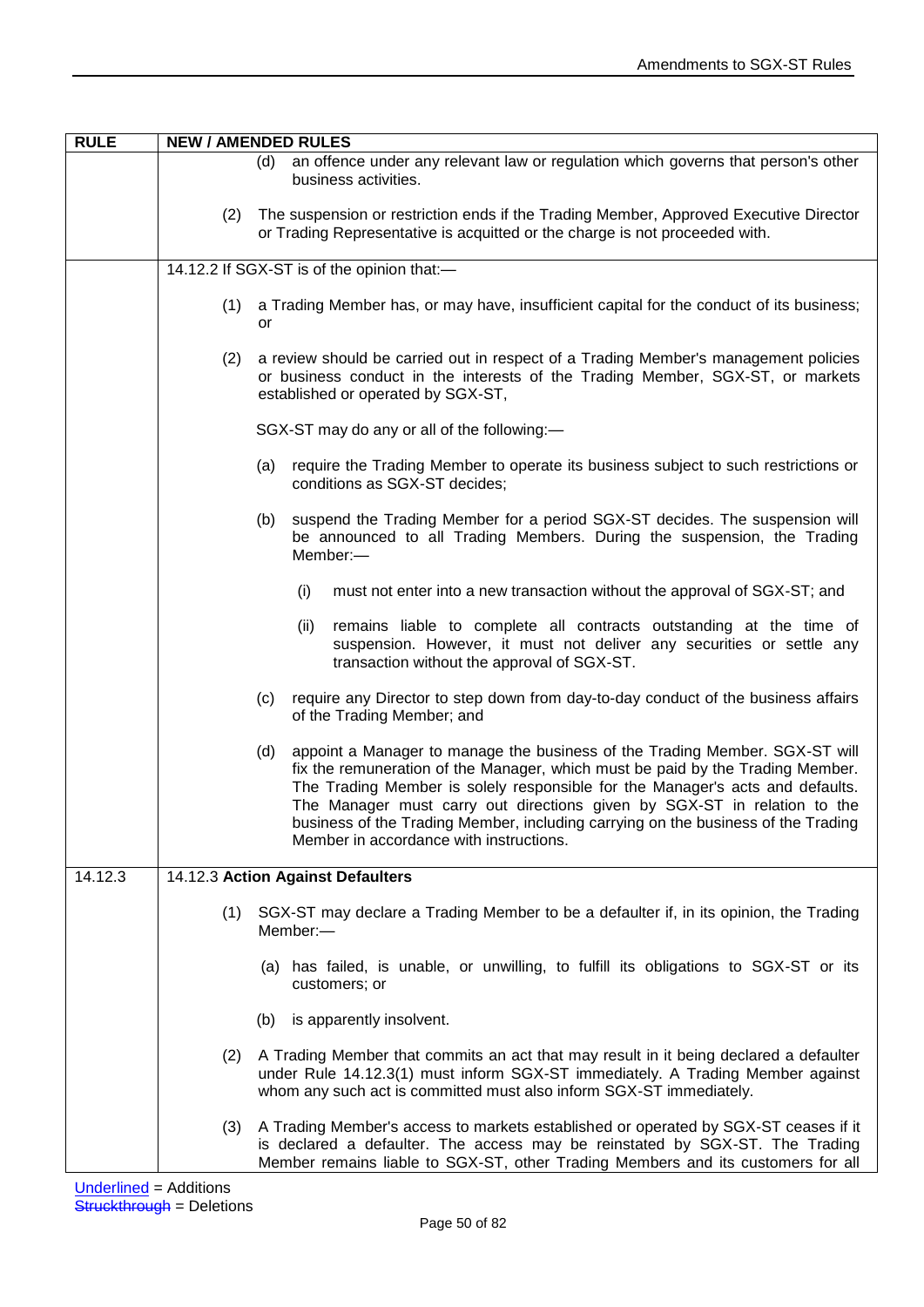| RULE | NEW / AMENDED RULES |
|---|---|
| | (d) an offence under any relevant law or regulation which governs that person's other business activities.<br><br>(2) The suspension or restriction ends if the Trading Member, Approved Executive Director or Trading Representative is acquitted or the charge is not proceeded with. |
| | 14.12.2 If SGX-ST is of the opinion that:—<br><br>(1) a Trading Member has, or may have, insufficient capital for the conduct of its business; or<br><br>(2) a review should be carried out in respect of a Trading Member's management policies or business conduct in the interests of the Trading Member, SGX-ST, or markets established or operated by SGX-ST,<br><br>SGX-ST may do any or all of the following:—<br><br>(a) require the Trading Member to operate its business subject to such restrictions or conditions as SGX-ST decides;<br><br>(b) suspend the Trading Member for a period SGX-ST decides. The suspension will be announced to all Trading Members. During the suspension, the Trading Member:—<br><br>(i) must not enter into a new transaction without the approval of SGX-ST; and<br><br>(ii) remains liable to complete all contracts outstanding at the time of suspension. However, it must not deliver any securities or settle any transaction without the approval of SGX-ST.<br><br>(c) require any Director to step down from day-to-day conduct of the business affairs of the Trading Member; and<br><br>(d) appoint a Manager to manage the business of the Trading Member. SGX-ST will fix the remuneration of the Manager, which must be paid by the Trading Member. The Trading Member is solely responsible for the Manager's acts and defaults. The Manager must carry out directions given by SGX-ST in relation to the business of the Trading Member, including carrying on the business of the Trading Member in accordance with instructions. |
| 14.12.3 | 14.12.3 **Action Against Defaulters**<br><br>(1) SGX-ST may declare a Trading Member to be a defaulter if, in its opinion, the Trading Member:—<br><br>(a) has failed, is unable, or unwilling, to fulfill its obligations to SGX-ST or its customers; or<br><br>(b) is apparently insolvent.<br><br>(2) A Trading Member that commits an act that may result in it being declared a defaulter under Rule 14.12.3(1) must inform SGX-ST immediately. A Trading Member against whom any such act is committed must also inform SGX-ST immediately.<br><br>(3) A Trading Member's access to markets established or operated by SGX-ST ceases if it is declared a defaulter. The access may be reinstated by SGX-ST. The Trading Member remains liable to SGX-ST, other Trading Members and its customers for all |

Underlined = Additions
~~Struckthrough~~ = Deletions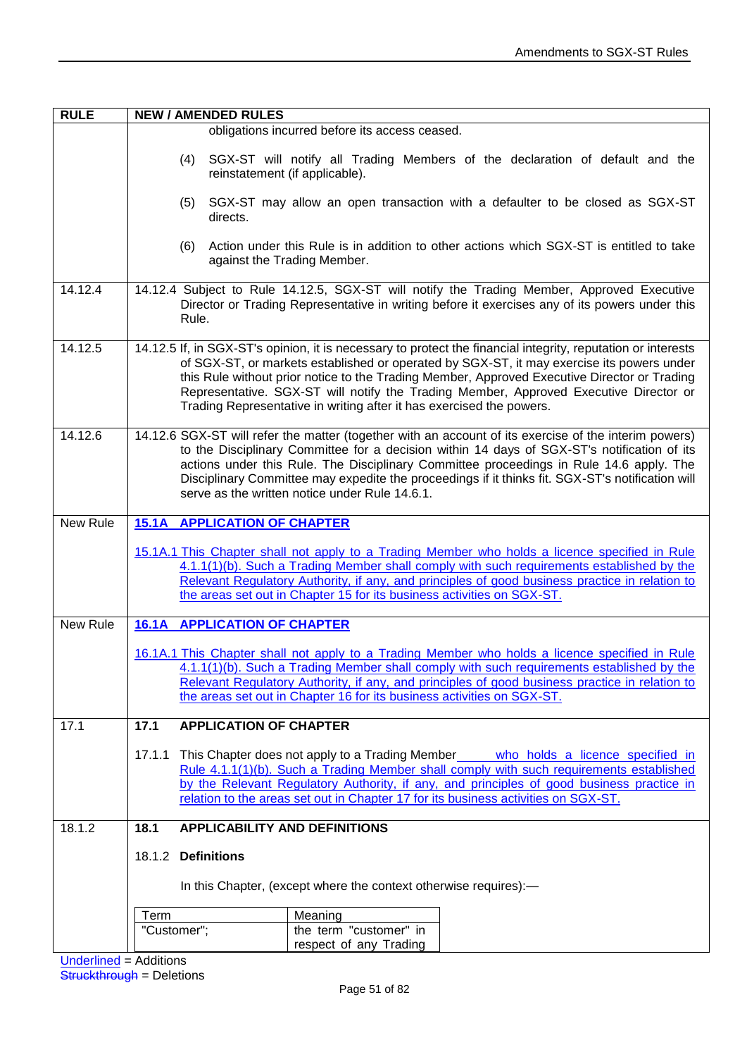| RULE | NEW / AMENDED RULES |
|---|---|
| | obligations incurred before its access ceased.<br><br>(4) SGX-ST will notify all Trading Members of the declaration of default and the reinstatement (if applicable).<br><br>(5) SGX-ST may allow an open transaction with a defaulter to be closed as SGX-ST directs.<br><br>(6) Action under this Rule is in addition to other actions which SGX-ST is entitled to take against the Trading Member. |
| 14.12.4 | 14.12.4 Subject to Rule 14.12.5, SGX-ST will notify the Trading Member, Approved Executive Director or Trading Representative in writing before it exercises any of its powers under this Rule. |
| 14.12.5 | 14.12.5 If, in SGX-ST's opinion, it is necessary to protect the financial integrity, reputation or interests of SGX-ST, or markets established or operated by SGX-ST, it may exercise its powers under this Rule without prior notice to the Trading Member, Approved Executive Director or Trading Representative. SGX-ST will notify the Trading Member, Approved Executive Director or Trading Representative in writing after it has exercised the powers. |
| 14.12.6 | 14.12.6 SGX-ST will refer the matter (together with an account of its exercise of the interim powers) to the Disciplinary Committee for a decision within 14 days of SGX-ST's notification of its actions under this Rule. The Disciplinary Committee proceedings in Rule 14.6 apply. The Disciplinary Committee may expedite the proceedings if it thinks fit. SGX-ST's notification will serve as the written notice under Rule 14.6.1. |
| New Rule | <u>**15.1A APPLICATION OF CHAPTER**</u><br><br><u>15.1A.1 This Chapter shall not apply to a Trading Member who holds a licence specified in Rule 4.1.1(1)(b). Such a Trading Member shall comply with such requirements established by the Relevant Regulatory Authority, if any, and principles of good business practice in relation to the areas set out in Chapter 15 for its business activities on SGX-ST.</u> |
| New Rule | <u>**16.1A APPLICATION OF CHAPTER**</u><br><br><u>16.1A.1 This Chapter shall not apply to a Trading Member who holds a licence specified in Rule 4.1.1(1)(b). Such a Trading Member shall comply with such requirements established by the Relevant Regulatory Authority, if any, and principles of good business practice in relation to the areas set out in Chapter 16 for its business activities on SGX-ST.</u> |
| 17.1 | **17.1 APPLICATION OF CHAPTER**<br><br>17.1.1 This Chapter does not apply to a Trading Member <u>who holds a licence specified in Rule 4.1.1(1)(b). Such a Trading Member shall comply with such requirements established by the Relevant Regulatory Authority, if any, and principles of good business practice in relation to the areas set out in Chapter 17 for its business activities on SGX-ST.</u> |
| 18.1.2 | **18.1 APPLICABILITY AND DEFINITIONS**<br><br>18.1.2 **Definitions**<br><br>In this Chapter, (except where the context otherwise requires):—<br><br>Term: "Customer"; — Meaning: the term "customer" in respect of any Trading |

<u>Underlined</u> = Additions
~~Struckthrough~~ = Deletions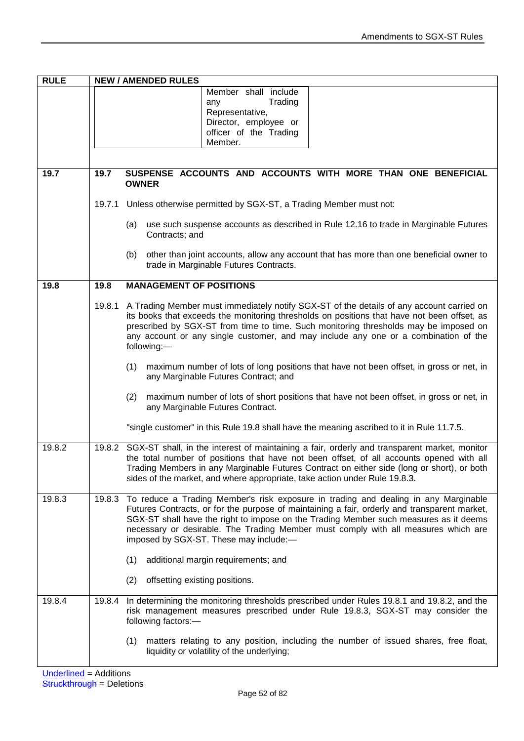| RULE | NEW / AMENDED RULES |
|---|---|
| | Member shall include any Trading Representative, Director, employee or officer of the Trading Member. |
| 19.7 | **19.7 SUSPENSE ACCOUNTS AND ACCOUNTS WITH MORE THAN ONE BENEFICIAL OWNER**<br><br>19.7.1 Unless otherwise permitted by SGX-ST, a Trading Member must not:<br><br>(a) use such suspense accounts as described in Rule 12.16 to trade in Marginable Futures Contracts; and<br><br>(b) other than joint accounts, allow any account that has more than one beneficial owner to trade in Marginable Futures Contracts. |
| 19.8 | **19.8 MANAGEMENT OF POSITIONS**<br><br>19.8.1 A Trading Member must immediately notify SGX-ST of the details of any account carried on its books that exceeds the monitoring thresholds on positions that have not been offset, as prescribed by SGX-ST from time to time. Such monitoring thresholds may be imposed on any account or any single customer, and may include any one or a combination of the following:—<br><br>(1) maximum number of lots of long positions that have not been offset, in gross or net, in any Marginable Futures Contract; and<br><br>(2) maximum number of lots of short positions that have not been offset, in gross or net, in any Marginable Futures Contract.<br><br>"single customer" in this Rule 19.8 shall have the meaning ascribed to it in Rule 11.7.5. |
| 19.8.2 | 19.8.2 SGX-ST shall, in the interest of maintaining a fair, orderly and transparent market, monitor the total number of positions that have not been offset, of all accounts opened with all Trading Members in any Marginable Futures Contract on either side (long or short), or both sides of the market, and where appropriate, take action under Rule 19.8.3. |
| 19.8.3 | 19.8.3 To reduce a Trading Member's risk exposure in trading and dealing in any Marginable Futures Contracts, or for the purpose of maintaining a fair, orderly and transparent market, SGX-ST shall have the right to impose on the Trading Member such measures as it deems necessary or desirable. The Trading Member must comply with all measures which are imposed by SGX-ST. These may include:—<br><br>(1) additional margin requirements; and<br><br>(2) offsetting existing positions. |
| 19.8.4 | 19.8.4 In determining the monitoring thresholds prescribed under Rules 19.8.1 and 19.8.2, and the risk management measures prescribed under Rule 19.8.3, SGX-ST may consider the following factors:—<br><br>(1) matters relating to any position, including the number of issued shares, free float, liquidity or volatility of the underlying; |

Underlined = Additions
~~Struckthrough~~ = Deletions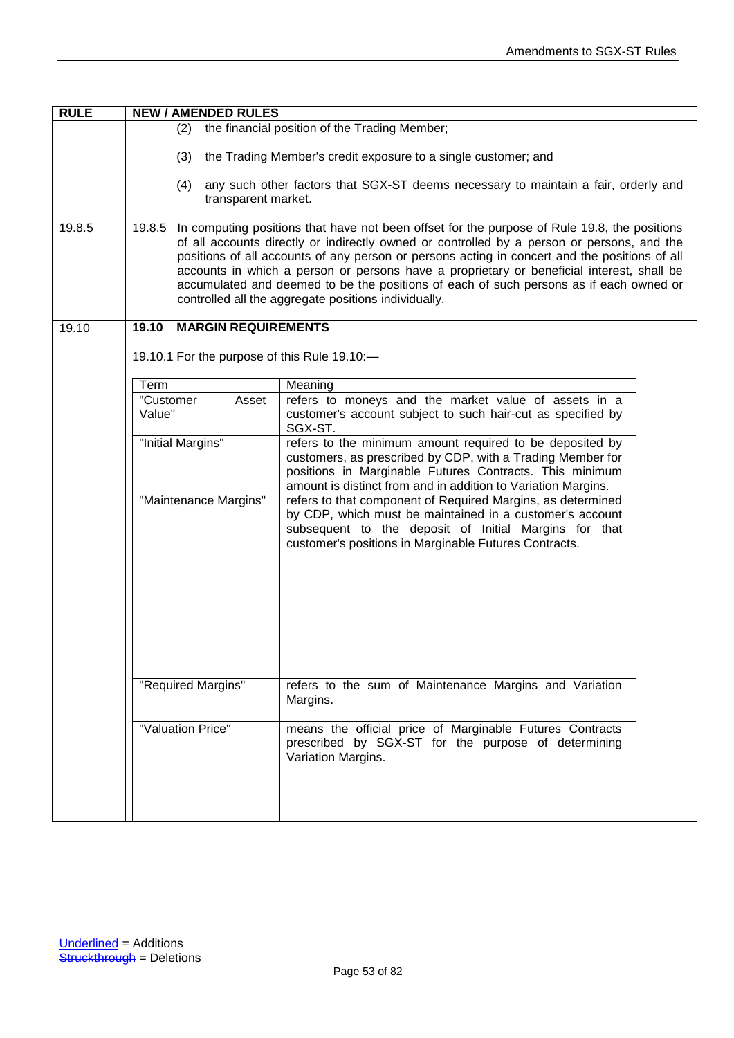| RULE | NEW / AMENDED RULES |
|---|---|
| | (2) the financial position of the Trading Member;<br><br>(3) the Trading Member's credit exposure to a single customer; and<br><br>(4) any such other factors that SGX-ST deems necessary to maintain a fair, orderly and transparent market. |
| 19.8.5 | 19.8.5 In computing positions that have not been offset for the purpose of Rule 19.8, the positions of all accounts directly or indirectly owned or controlled by a person or persons, and the positions of all accounts of any person or persons acting in concert and the positions of all accounts in which a person or persons have a proprietary or beneficial interest, shall be accumulated and deemed to be the positions of each of such persons as if each owned or controlled all the aggregate positions individually. |
| 19.10 | **19.10 MARGIN REQUIREMENTS**<br><br>19.10.1 For the purpose of this Rule 19.10:— |

| Term | Meaning |
|---|---|
| "Customer Asset Value" | refers to moneys and the market value of assets in a customer's account subject to such hair-cut as specified by SGX-ST. |
| "Initial Margins" | refers to the minimum amount required to be deposited by customers, as prescribed by CDP, with a Trading Member for positions in Marginable Futures Contracts. This minimum amount is distinct from and in addition to Variation Margins. |
| "Maintenance Margins" | refers to that component of Required Margins, as determined by CDP, which must be maintained in a customer's account subsequent to the deposit of Initial Margins for that customer's positions in Marginable Futures Contracts. |
| "Required Margins" | refers to the sum of Maintenance Margins and Variation Margins. |
| "Valuation Price" | means the official price of Marginable Futures Contracts prescribed by SGX-ST for the purpose of determining Variation Margins. |

Underlined = Additions
~~Struckthrough~~ = Deletions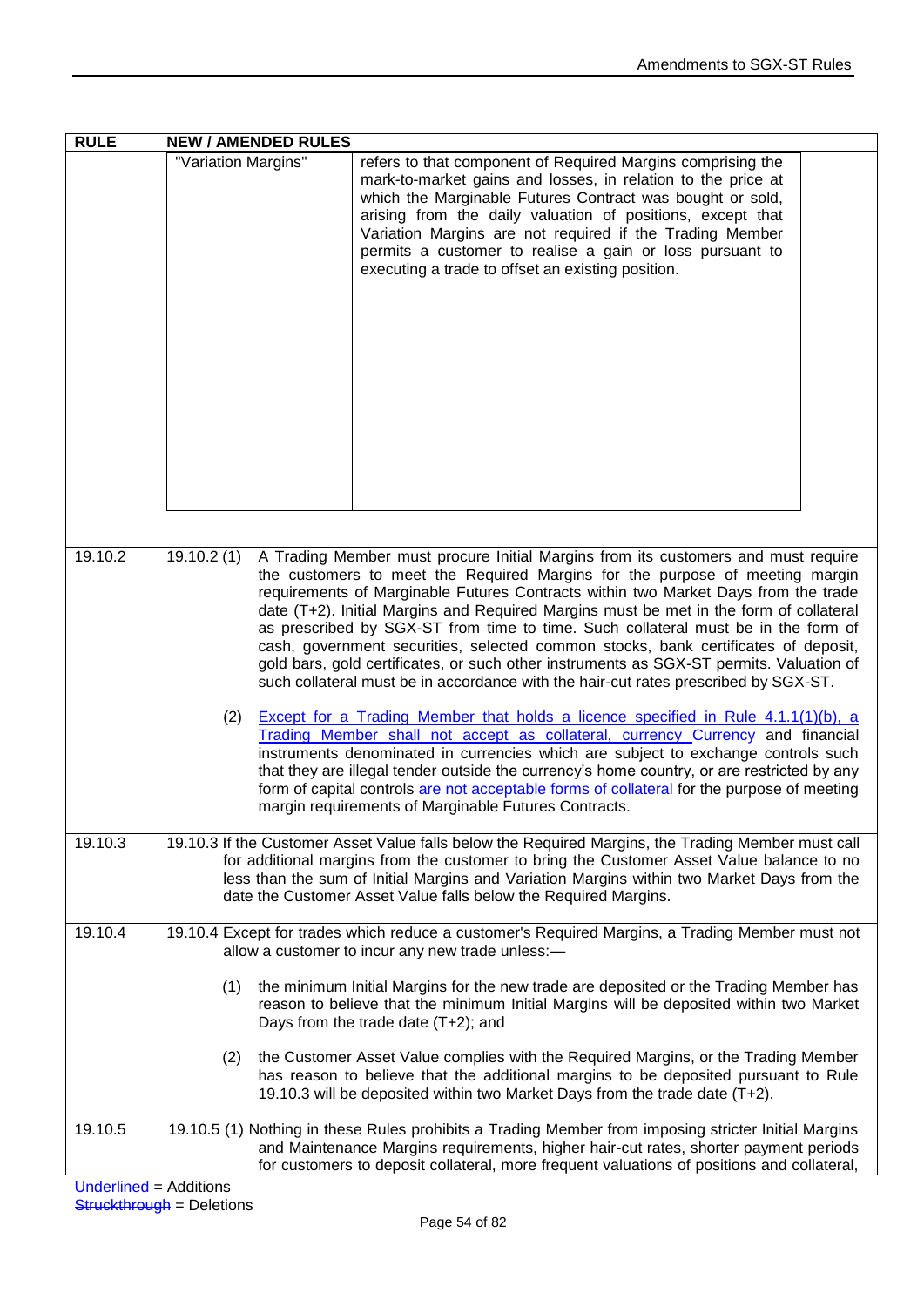| RULE | NEW / AMENDED RULES |
|---|---|
| | "Variation Margins" — refers to that component of Required Margins comprising the mark-to-market gains and losses, in relation to the price at which the Marginable Futures Contract was bought or sold, arising from the daily valuation of positions, except that Variation Margins are not required if the Trading Member permits a customer to realise a gain or loss pursuant to executing a trade to offset an existing position. |
| 19.10.2 | 19.10.2 (1) A Trading Member must procure Initial Margins from its customers and must require the customers to meet the Required Margins for the purpose of meeting margin requirements of Marginable Futures Contracts within two Market Days from the trade date (T+2). Initial Margins and Required Margins must be met in the form of collateral as prescribed by SGX-ST from time to time. Such collateral must be in the form of cash, government securities, selected common stocks, bank certificates of deposit, gold bars, gold certificates, or such other instruments as SGX-ST permits. Valuation of such collateral must be in accordance with the hair-cut rates prescribed by SGX-ST.<br><br>(2) <u>Except for a Trading Member that holds a licence specified in Rule 4.1.1(1)(b), a Trading Member shall not accept as collateral, currency</u> ~~Currency~~ and financial instruments denominated in currencies which are subject to exchange controls such that they are illegal tender outside the currency's home country, or are restricted by any form of capital controls ~~are not acceptable forms of collateral~~ for the purpose of meeting margin requirements of Marginable Futures Contracts. |
| 19.10.3 | 19.10.3 If the Customer Asset Value falls below the Required Margins, the Trading Member must call for additional margins from the customer to bring the Customer Asset Value balance to no less than the sum of Initial Margins and Variation Margins within two Market Days from the date the Customer Asset Value falls below the Required Margins. |
| 19.10.4 | 19.10.4 Except for trades which reduce a customer's Required Margins, a Trading Member must not allow a customer to incur any new trade unless:—<br><br>(1) the minimum Initial Margins for the new trade are deposited or the Trading Member has reason to believe that the minimum Initial Margins will be deposited within two Market Days from the trade date (T+2); and<br><br>(2) the Customer Asset Value complies with the Required Margins, or the Trading Member has reason to believe that the additional margins to be deposited pursuant to Rule 19.10.3 will be deposited within two Market Days from the trade date (T+2). |
| 19.10.5 | 19.10.5 (1) Nothing in these Rules prohibits a Trading Member from imposing stricter Initial Margins and Maintenance Margins requirements, higher hair-cut rates, shorter payment periods for customers to deposit collateral, more frequent valuations of positions and collateral, |

<u>Underlined</u> = Additions
~~Struckthrough~~ = Deletions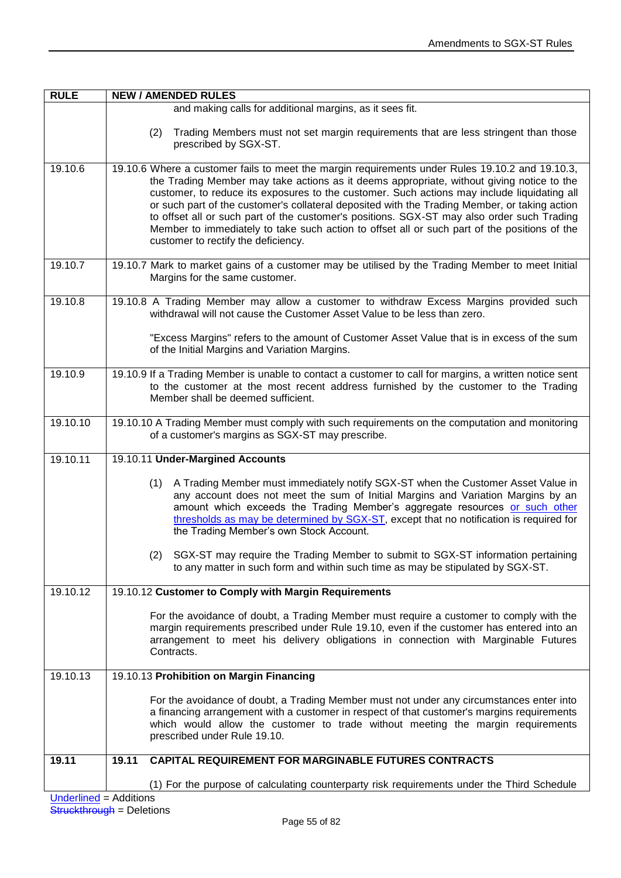| RULE | NEW / AMENDED RULES |
| --- | --- |
| | and making calls for additional margins, as it sees fit.<br><br>(2) Trading Members must not set margin requirements that are less stringent than those prescribed by SGX-ST. |
| 19.10.6 | 19.10.6 Where a customer fails to meet the margin requirements under Rules 19.10.2 and 19.10.3, the Trading Member may take actions as it deems appropriate, without giving notice to the customer, to reduce its exposures to the customer. Such actions may include liquidating all or such part of the customer's collateral deposited with the Trading Member, or taking action to offset all or such part of the customer's positions. SGX-ST may also order such Trading Member to immediately to take such action to offset all or such part of the positions of the customer to rectify the deficiency. |
| 19.10.7 | 19.10.7 Mark to market gains of a customer may be utilised by the Trading Member to meet Initial Margins for the same customer. |
| 19.10.8 | 19.10.8 A Trading Member may allow a customer to withdraw Excess Margins provided such withdrawal will not cause the Customer Asset Value to be less than zero.<br><br>"Excess Margins" refers to the amount of Customer Asset Value that is in excess of the sum of the Initial Margins and Variation Margins. |
| 19.10.9 | 19.10.9 If a Trading Member is unable to contact a customer to call for margins, a written notice sent to the customer at the most recent address furnished by the customer to the Trading Member shall be deemed sufficient. |
| 19.10.10 | 19.10.10 A Trading Member must comply with such requirements on the computation and monitoring of a customer's margins as SGX-ST may prescribe. |
| 19.10.11 | 19.10.11 **Under-Margined Accounts**<br><br>(1) A Trading Member must immediately notify SGX-ST when the Customer Asset Value in any account does not meet the sum of Initial Margins and Variation Margins by an amount which exceeds the Trading Member's aggregate resources <u>or such other thresholds as may be determined by SGX-ST</u>, except that no notification is required for the Trading Member's own Stock Account.<br><br>(2) SGX-ST may require the Trading Member to submit to SGX-ST information pertaining to any matter in such form and within such time as may be stipulated by SGX-ST. |
| 19.10.12 | 19.10.12 **Customer to Comply with Margin Requirements**<br><br>For the avoidance of doubt, a Trading Member must require a customer to comply with the margin requirements prescribed under Rule 19.10, even if the customer has entered into an arrangement to meet his delivery obligations in connection with Marginable Futures Contracts. |
| 19.10.13 | 19.10.13 **Prohibition on Margin Financing**<br><br>For the avoidance of doubt, a Trading Member must not under any circumstances enter into a financing arrangement with a customer in respect of that customer's margins requirements which would allow the customer to trade without meeting the margin requirements prescribed under Rule 19.10. |
| **19.11** | **19.11 CAPITAL REQUIREMENT FOR MARGINABLE FUTURES CONTRACTS**<br><br>(1) For the purpose of calculating counterparty risk requirements under the Third Schedule |

<u>Underlined</u> = Additions
~~Struckthrough~~ = Deletions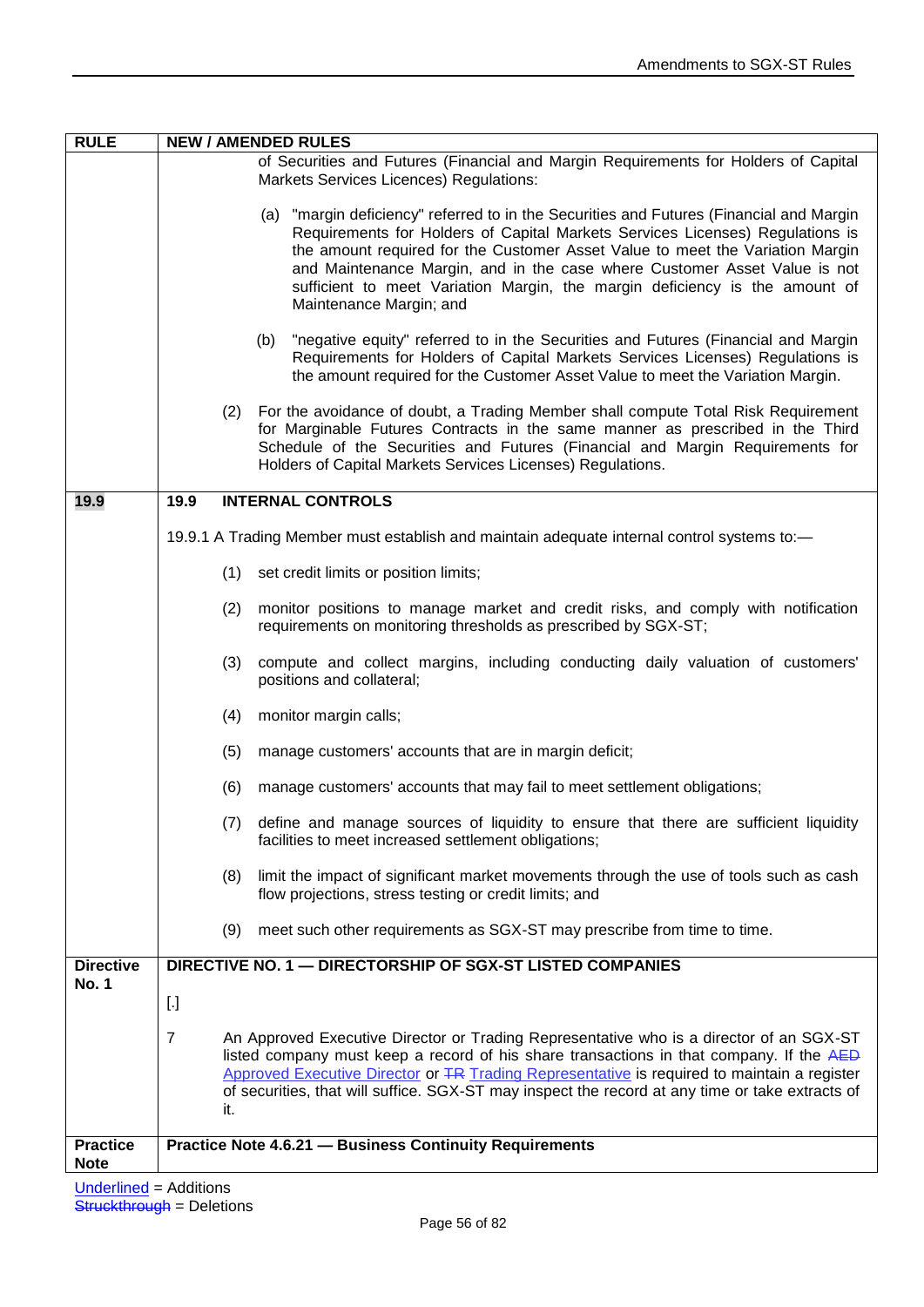| RULE | NEW / AMENDED RULES |
|---|---|
| | of Securities and Futures (Financial and Margin Requirements for Holders of Capital Markets Services Licences) Regulations:<br><br>(a) "margin deficiency" referred to in the Securities and Futures (Financial and Margin Requirements for Holders of Capital Markets Services Licenses) Regulations is the amount required for the Customer Asset Value to meet the Variation Margin and Maintenance Margin, and in the case where Customer Asset Value is not sufficient to meet Variation Margin, the margin deficiency is the amount of Maintenance Margin; and<br><br>(b) "negative equity" referred to in the Securities and Futures (Financial and Margin Requirements for Holders of Capital Markets Services Licenses) Regulations is the amount required for the Customer Asset Value to meet the Variation Margin.<br><br>(2) For the avoidance of doubt, a Trading Member shall compute Total Risk Requirement for Marginable Futures Contracts in the same manner as prescribed in the Third Schedule of the Securities and Futures (Financial and Margin Requirements for Holders of Capital Markets Services Licenses) Regulations. |
| **19.9** | **19.9 INTERNAL CONTROLS**<br><br>19.9.1 A Trading Member must establish and maintain adequate internal control systems to:—<br><br>(1) set credit limits or position limits;<br><br>(2) monitor positions to manage market and credit risks, and comply with notification requirements on monitoring thresholds as prescribed by SGX-ST;<br><br>(3) compute and collect margins, including conducting daily valuation of customers' positions and collateral;<br><br>(4) monitor margin calls;<br><br>(5) manage customers' accounts that are in margin deficit;<br><br>(6) manage customers' accounts that may fail to meet settlement obligations;<br><br>(7) define and manage sources of liquidity to ensure that there are sufficient liquidity facilities to meet increased settlement obligations;<br><br>(8) limit the impact of significant market movements through the use of tools such as cash flow projections, stress testing or credit limits; and<br><br>(9) meet such other requirements as SGX-ST may prescribe from time to time. |
| **Directive No. 1** | **DIRECTIVE NO. 1 — DIRECTORSHIP OF SGX-ST LISTED COMPANIES**<br><br>[.]<br><br>7 An Approved Executive Director or Trading Representative who is a director of an SGX-ST listed company must keep a record of his share transactions in that company. If the ~~AED~~ <u>Approved Executive Director</u> or ~~TR~~ <u>Trading Representative</u> is required to maintain a register of securities, that will suffice. SGX-ST may inspect the record at any time or take extracts of it. |
| **Practice Note** | **Practice Note 4.6.21 — Business Continuity Requirements** |

<u>Underlined</u> = Additions
~~Struckthrough~~ = Deletions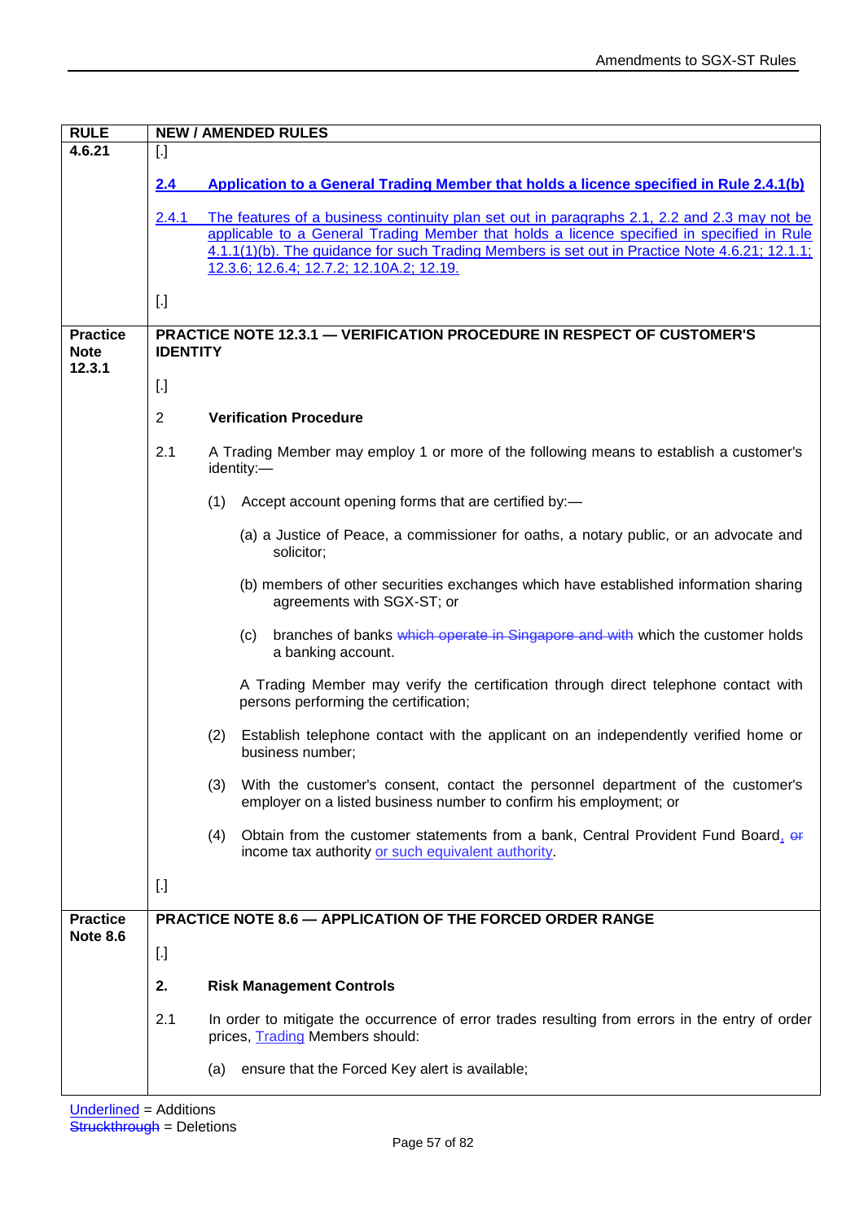| RULE | NEW / AMENDED RULES |
|---|---|
| 4.6.21 | [.]<br><br>**2.4 Application to a General Trading Member that holds a licence specified in Rule 2.4.1(b)**<br><br>2.4.1 The features of a business continuity plan set out in paragraphs 2.1, 2.2 and 2.3 may not be applicable to a General Trading Member that holds a licence specified in specified in Rule 4.1.1(1)(b). The guidance for such Trading Members is set out in Practice Note 4.6.21; 12.1.1; 12.3.6; 12.6.4; 12.7.2; 12.10A.2; 12.19.<br><br>[.] |
| Practice Note 12.3.1 | **PRACTICE NOTE 12.3.1 — VERIFICATION PROCEDURE IN RESPECT OF CUSTOMER'S IDENTITY**<br><br>[.]<br><br>2 **Verification Procedure**<br><br>2.1 A Trading Member may employ 1 or more of the following means to establish a customer's identity:—<br><br>(1) Accept account opening forms that are certified by:—<br><br>(a) a Justice of Peace, a commissioner for oaths, a notary public, or an advocate and solicitor;<br><br>(b) members of other securities exchanges which have established information sharing agreements with SGX-ST; or<br><br>(c) branches of banks ~~which operate in Singapore and with~~ which the customer holds a banking account.<br><br>A Trading Member may verify the certification through direct telephone contact with persons performing the certification;<br><br>(2) Establish telephone contact with the applicant on an independently verified home or business number;<br><br>(3) With the customer's consent, contact the personnel department of the customer's employer on a listed business number to confirm his employment; or<br><br>(4) Obtain from the customer statements from a bank, Central Provident Fund Board, ~~or~~ income tax authority or such equivalent authority.<br><br>[.] |
| Practice Note 8.6 | **PRACTICE NOTE 8.6 — APPLICATION OF THE FORCED ORDER RANGE**<br><br>[.]<br><br>**2. Risk Management Controls**<br><br>2.1 In order to mitigate the occurrence of error trades resulting from errors in the entry of order prices, Trading Members should:<br><br>(a) ensure that the Forced Key alert is available; |

Underlined = Additions
~~Struckthrough~~ = Deletions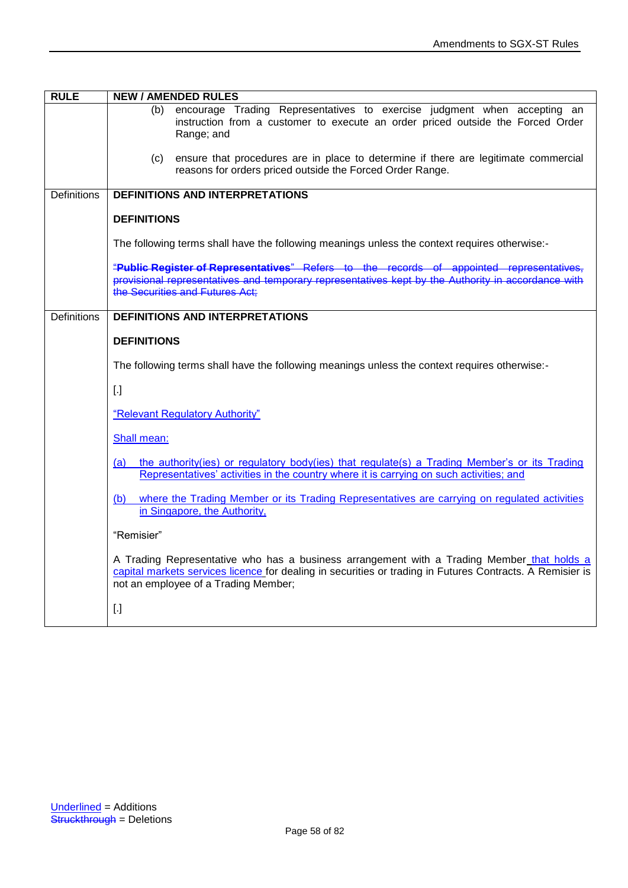| RULE | NEW / AMENDED RULES |
|---|---|
| | (b) encourage Trading Representatives to exercise judgment when accepting an instruction from a customer to execute an order priced outside the Forced Order Range; and<br><br>(c) ensure that procedures are in place to determine if there are legitimate commercial reasons for orders priced outside the Forced Order Range. |
| Definitions | **DEFINITIONS AND INTERPRETATIONS**<br><br>**DEFINITIONS**<br><br>The following terms shall have the following meanings unless the context requires otherwise:-<br><br>~~"**Public Register of Representatives**" Refers to the records of appointed representatives, provisional representatives and temporary representatives kept by the Authority in accordance with the Securities and Futures Act;~~ |
| Definitions | **DEFINITIONS AND INTERPRETATIONS**<br><br>**DEFINITIONS**<br><br>The following terms shall have the following meanings unless the context requires otherwise:-<br><br>[.]<br><br><u>"Relevant Regulatory Authority"</u><br><br><u>Shall mean:</u><br><br><u>(a) the authority(ies) or regulatory body(ies) that regulate(s) a Trading Member's or its Trading Representatives' activities in the country where it is carrying on such activities; and</u><br><br><u>(b) where the Trading Member or its Trading Representatives are carrying on regulated activities in Singapore, the Authority,</u><br><br>"Remisier"<br><br>A Trading Representative who has a business arrangement with a Trading Member <u>that holds a capital markets services licence</u> for dealing in securities or trading in Futures Contracts. A Remisier is not an employee of a Trading Member;<br><br>[.] |

<u>Underlined</u> = Additions
~~Struckthrough~~ = Deletions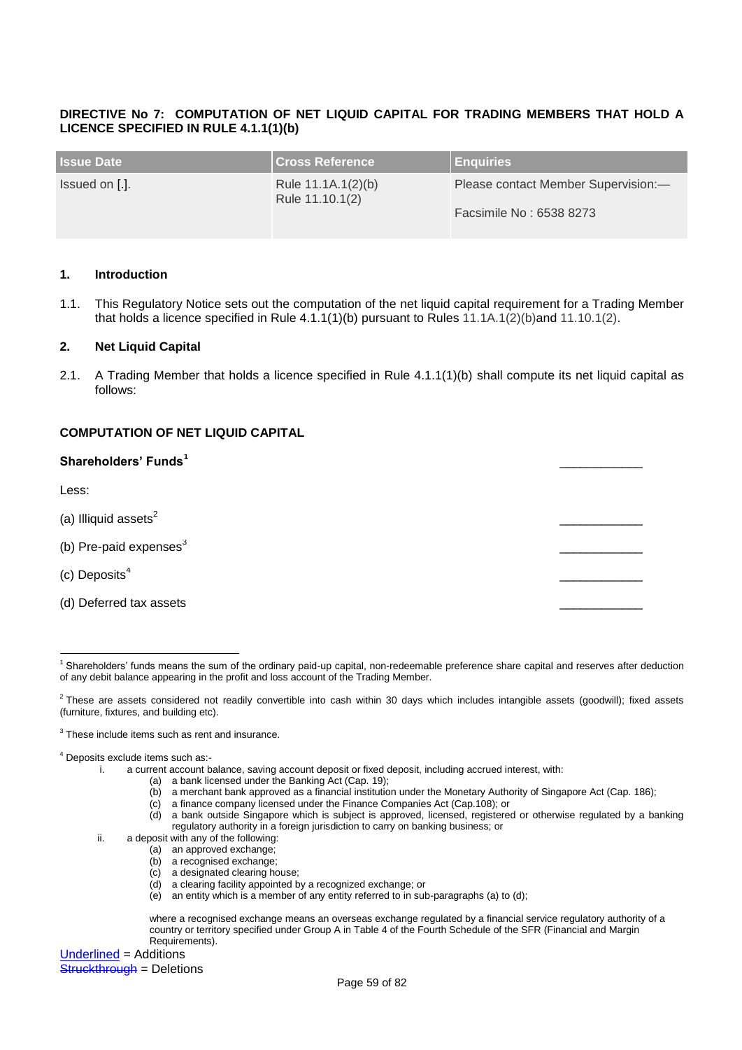**DIRECTIVE No 7: COMPUTATION OF NET LIQUID CAPITAL FOR TRADING MEMBERS THAT HOLD A LICENCE SPECIFIED IN RULE 4.1.1(1)(b)**

| Issue Date | Cross Reference | Enquiries |
|---|---|---|
| Issued on [.]. | Rule 11.1A.1(2)(b)<br>Rule 11.10.1(2) | Please contact Member Supervision:—<br><br>Facsimile No : 6538 8273 |

**1. Introduction**

1.1. This Regulatory Notice sets out the computation of the net liquid capital requirement for a Trading Member that holds a licence specified in Rule 4.1.1(1)(b) pursuant to Rules 11.1A.1(2)(b)and 11.10.1(2).

**2. Net Liquid Capital**

2.1. A Trading Member that holds a licence specified in Rule 4.1.1(1)(b) shall compute its net liquid capital as follows:

**COMPUTATION OF NET LIQUID CAPITAL**

| | |
|---|---|
| **Shareholders' Funds**[1] | ____________ |
| Less: | |
| (a) Illiquid assets[2] | ____________ |
| (b) Pre-paid expenses[3] | ____________ |
| (c) Deposits[4] | ____________ |
| (d) Deferred tax assets | ____________ |

---

[1] Shareholders' funds means the sum of the ordinary paid-up capital, non-redeemable preference share capital and reserves after deduction of any debit balance appearing in the profit and loss account of the Trading Member.

[2] These are assets considered not readily convertible into cash within 30 days which includes intangible assets (goodwill); fixed assets (furniture, fixtures, and building etc).

[3] These include items such as rent and insurance.

[4] Deposits exclude items such as:-

i. a current account balance, saving account deposit or fixed deposit, including accrued interest, with:
   (a) a bank licensed under the Banking Act (Cap. 19);
   (b) a merchant bank approved as a financial institution under the Monetary Authority of Singapore Act (Cap. 186);
   (c) a finance company licensed under the Finance Companies Act (Cap.108); or
   (d) a bank outside Singapore which is subject is approved, licensed, registered or otherwise regulated by a banking regulatory authority in a foreign jurisdiction to carry on banking business; or

ii. a deposit with any of the following:
   (a) an approved exchange;
   (b) a recognised exchange;
   (c) a designated clearing house;
   (d) a clearing facility appointed by a recognized exchange; or
   (e) an entity which is a member of any entity referred to in sub-paragraphs (a) to (d);

   where a recognised exchange means an overseas exchange regulated by a financial service regulatory authority of a country or territory specified under Group A in Table 4 of the Fourth Schedule of the SFR (Financial and Margin Requirements).

Underlined = Additions
~~Struckthrough~~ = Deletions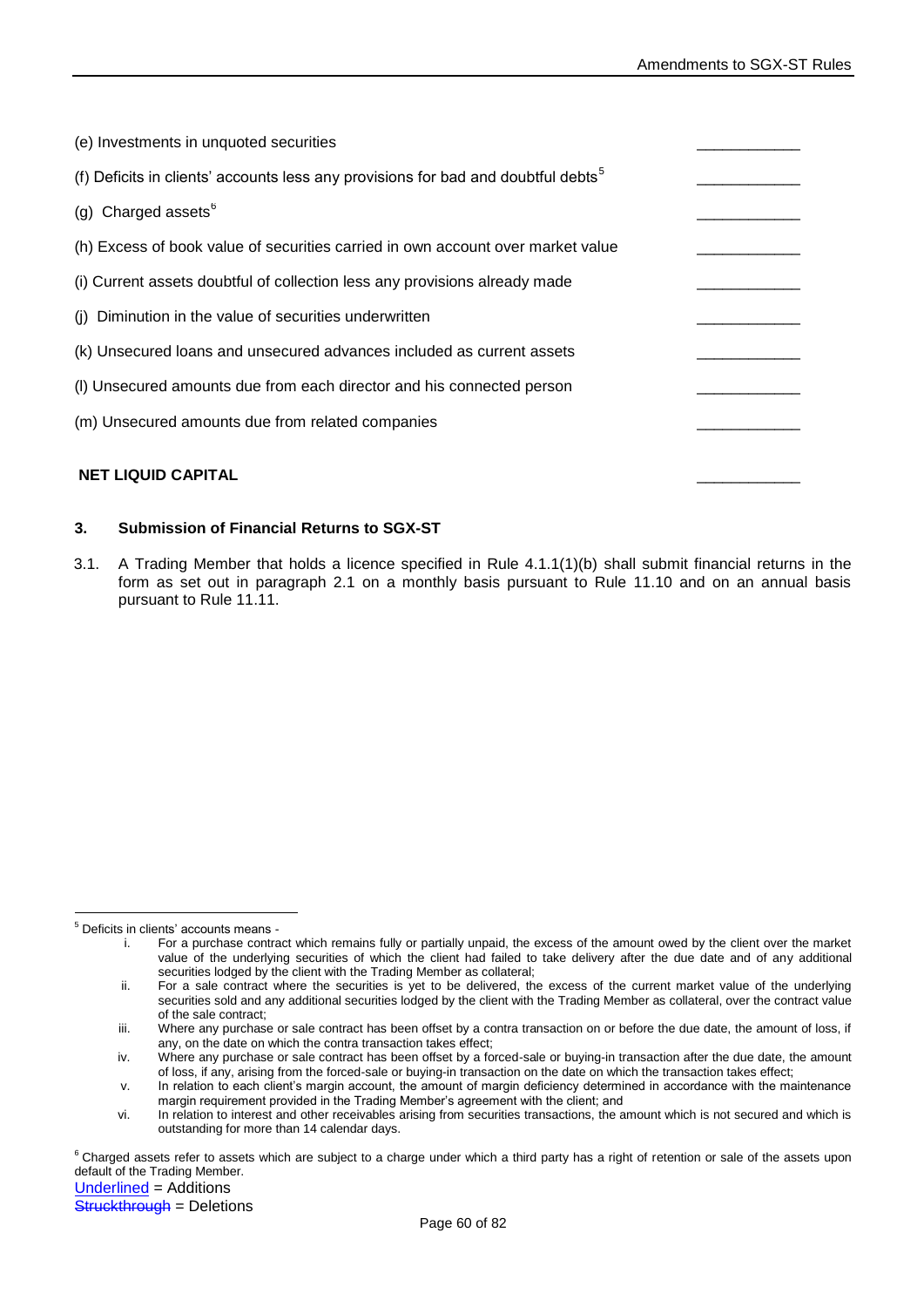(e) Investments in unquoted securities ____________

(f) Deficits in clients' accounts less any provisions for bad and doubtful debts[5] ____________

(g) Charged assets[6] ____________

(h) Excess of book value of securities carried in own account over market value ____________

(i) Current assets doubtful of collection less any provisions already made ____________

(j) Diminution in the value of securities underwritten ____________

(k) Unsecured loans and unsecured advances included as current assets ____________

(l) Unsecured amounts due from each director and his connected person ____________

(m) Unsecured amounts due from related companies ____________

**NET LIQUID CAPITAL** ____________

### 3. Submission of Financial Returns to SGX-ST

3.1. A Trading Member that holds a licence specified in Rule 4.1.1(1)(b) shall submit financial returns in the form as set out in paragraph 2.1 on a monthly basis pursuant to Rule 11.10 and on an annual basis pursuant to Rule 11.11.

---

[5] Deficits in clients' accounts means -

i. For a purchase contract which remains fully or partially unpaid, the excess of the amount owed by the client over the market value of the underlying securities of which the client had failed to take delivery after the due date and of any additional securities lodged by the client with the Trading Member as collateral;

ii. For a sale contract where the securities is yet to be delivered, the excess of the current market value of the underlying securities sold and any additional securities lodged by the client with the Trading Member as collateral, over the contract value of the sale contract;

iii. Where any purchase or sale contract has been offset by a contra transaction on or before the due date, the amount of loss, if any, on the date on which the contra transaction takes effect;

iv. Where any purchase or sale contract has been offset by a forced-sale or buying-in transaction after the due date, the amount of loss, if any, arising from the forced-sale or buying-in transaction on the date on which the transaction takes effect;

v. In relation to each client's margin account, the amount of margin deficiency determined in accordance with the maintenance margin requirement provided in the Trading Member's agreement with the client; and

vi. In relation to interest and other receivables arising from securities transactions, the amount which is not secured and which is outstanding for more than 14 calendar days.

[6] Charged assets refer to assets which are subject to a charge under which a third party has a right of retention or sale of the assets upon default of the Trading Member.

Underlined = Additions
~~Struckthrough~~ = Deletions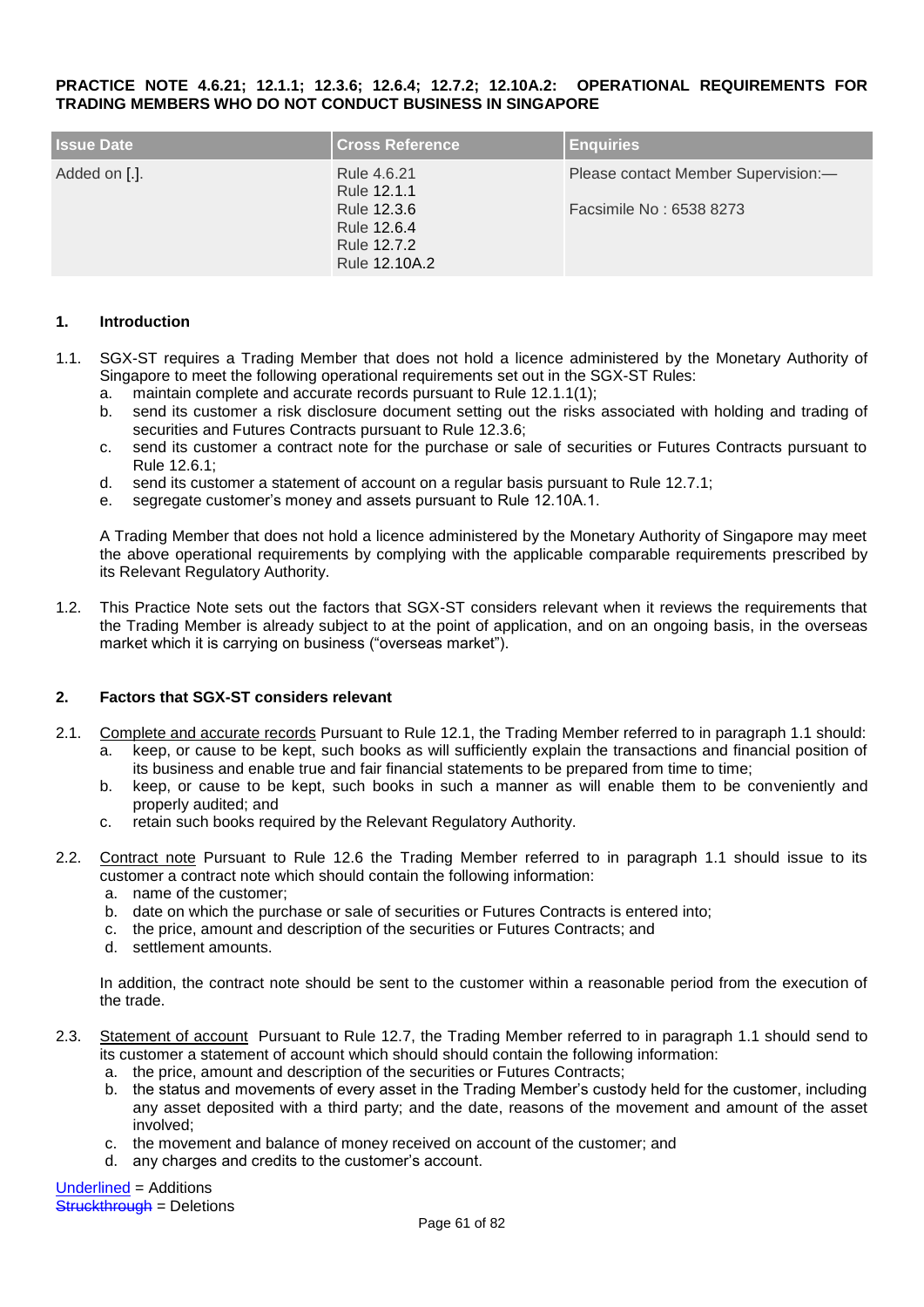**PRACTICE NOTE 4.6.21; 12.1.1; 12.3.6; 12.6.4; 12.7.2; 12.10A.2: OPERATIONAL REQUIREMENTS FOR TRADING MEMBERS WHO DO NOT CONDUCT BUSINESS IN SINGAPORE**

| Issue Date | Cross Reference | Enquiries |
|---|---|---|
| Added on [.]. | Rule 4.6.21<br>Rule 12.1.1<br>Rule 12.3.6<br>Rule 12.6.4<br>Rule 12.7.2<br>Rule 12.10A.2 | Please contact Member Supervision:—<br><br>Facsimile No : 6538 8273 |

**1. Introduction**

1.1. SGX-ST requires a Trading Member that does not hold a licence administered by the Monetary Authority of Singapore to meet the following operational requirements set out in the SGX-ST Rules:

a. maintain complete and accurate records pursuant to Rule 12.1.1(1);

b. send its customer a risk disclosure document setting out the risks associated with holding and trading of securities and Futures Contracts pursuant to Rule 12.3.6;

c. send its customer a contract note for the purchase or sale of securities or Futures Contracts pursuant to Rule 12.6.1;

d. send its customer a statement of account on a regular basis pursuant to Rule 12.7.1;

e. segregate customer's money and assets pursuant to Rule 12.10A.1.

A Trading Member that does not hold a licence administered by the Monetary Authority of Singapore may meet the above operational requirements by complying with the applicable comparable requirements prescribed by its Relevant Regulatory Authority.

1.2. This Practice Note sets out the factors that SGX-ST considers relevant when it reviews the requirements that the Trading Member is already subject to at the point of application, and on an ongoing basis, in the overseas market which it is carrying on business ("overseas market").

**2. Factors that SGX-ST considers relevant**

2.1. Complete and accurate records Pursuant to Rule 12.1, the Trading Member referred to in paragraph 1.1 should:

a. keep, or cause to be kept, such books as will sufficiently explain the transactions and financial position of its business and enable true and fair financial statements to be prepared from time to time;

b. keep, or cause to be kept, such books in such a manner as will enable them to be conveniently and properly audited; and

c. retain such books required by the Relevant Regulatory Authority.

2.2. Contract note Pursuant to Rule 12.6 the Trading Member referred to in paragraph 1.1 should issue to its customer a contract note which should contain the following information:

a. name of the customer;

b. date on which the purchase or sale of securities or Futures Contracts is entered into;

c. the price, amount and description of the securities or Futures Contracts; and

d. settlement amounts.

In addition, the contract note should be sent to the customer within a reasonable period from the execution of the trade.

2.3. Statement of account Pursuant to Rule 12.7, the Trading Member referred to in paragraph 1.1 should send to its customer a statement of account which should should contain the following information:

a. the price, amount and description of the securities or Futures Contracts;

b. the status and movements of every asset in the Trading Member's custody held for the customer, including any asset deposited with a third party; and the date, reasons of the movement and amount of the asset involved;

c. the movement and balance of money received on account of the customer; and

d. any charges and credits to the customer's account.

Underlined = Additions
~~Struckthrough~~ = Deletions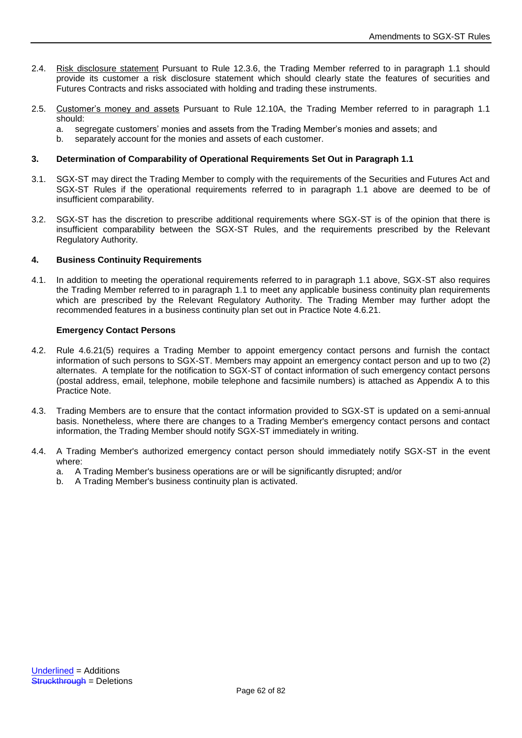2.4. Risk disclosure statement Pursuant to Rule 12.3.6, the Trading Member referred to in paragraph 1.1 should provide its customer a risk disclosure statement which should clearly state the features of securities and Futures Contracts and risks associated with holding and trading these instruments.

2.5. Customer's money and assets Pursuant to Rule 12.10A, the Trading Member referred to in paragraph 1.1 should:

a. segregate customers' monies and assets from the Trading Member's monies and assets; and
b. separately account for the monies and assets of each customer.

**3. Determination of Comparability of Operational Requirements Set Out in Paragraph 1.1**

3.1. SGX-ST may direct the Trading Member to comply with the requirements of the Securities and Futures Act and SGX-ST Rules if the operational requirements referred to in paragraph 1.1 above are deemed to be of insufficient comparability.

3.2. SGX-ST has the discretion to prescribe additional requirements where SGX-ST is of the opinion that there is insufficient comparability between the SGX-ST Rules, and the requirements prescribed by the Relevant Regulatory Authority.

**4. Business Continuity Requirements**

4.1. In addition to meeting the operational requirements referred to in paragraph 1.1 above, SGX-ST also requires the Trading Member referred to in paragraph 1.1 to meet any applicable business continuity plan requirements which are prescribed by the Relevant Regulatory Authority. The Trading Member may further adopt the recommended features in a business continuity plan set out in Practice Note 4.6.21.

**Emergency Contact Persons**

4.2. Rule 4.6.21(5) requires a Trading Member to appoint emergency contact persons and furnish the contact information of such persons to SGX-ST. Members may appoint an emergency contact person and up to two (2) alternates. A template for the notification to SGX-ST of contact information of such emergency contact persons (postal address, email, telephone, mobile telephone and facsimile numbers) is attached as Appendix A to this Practice Note.

4.3. Trading Members are to ensure that the contact information provided to SGX-ST is updated on a semi-annual basis. Nonetheless, where there are changes to a Trading Member's emergency contact persons and contact information, the Trading Member should notify SGX-ST immediately in writing.

4.4. A Trading Member's authorized emergency contact person should immediately notify SGX-ST in the event where:

a. A Trading Member's business operations are or will be significantly disrupted; and/or
b. A Trading Member's business continuity plan is activated.

Underlined = Additions
~~Struckthrough~~ = Deletions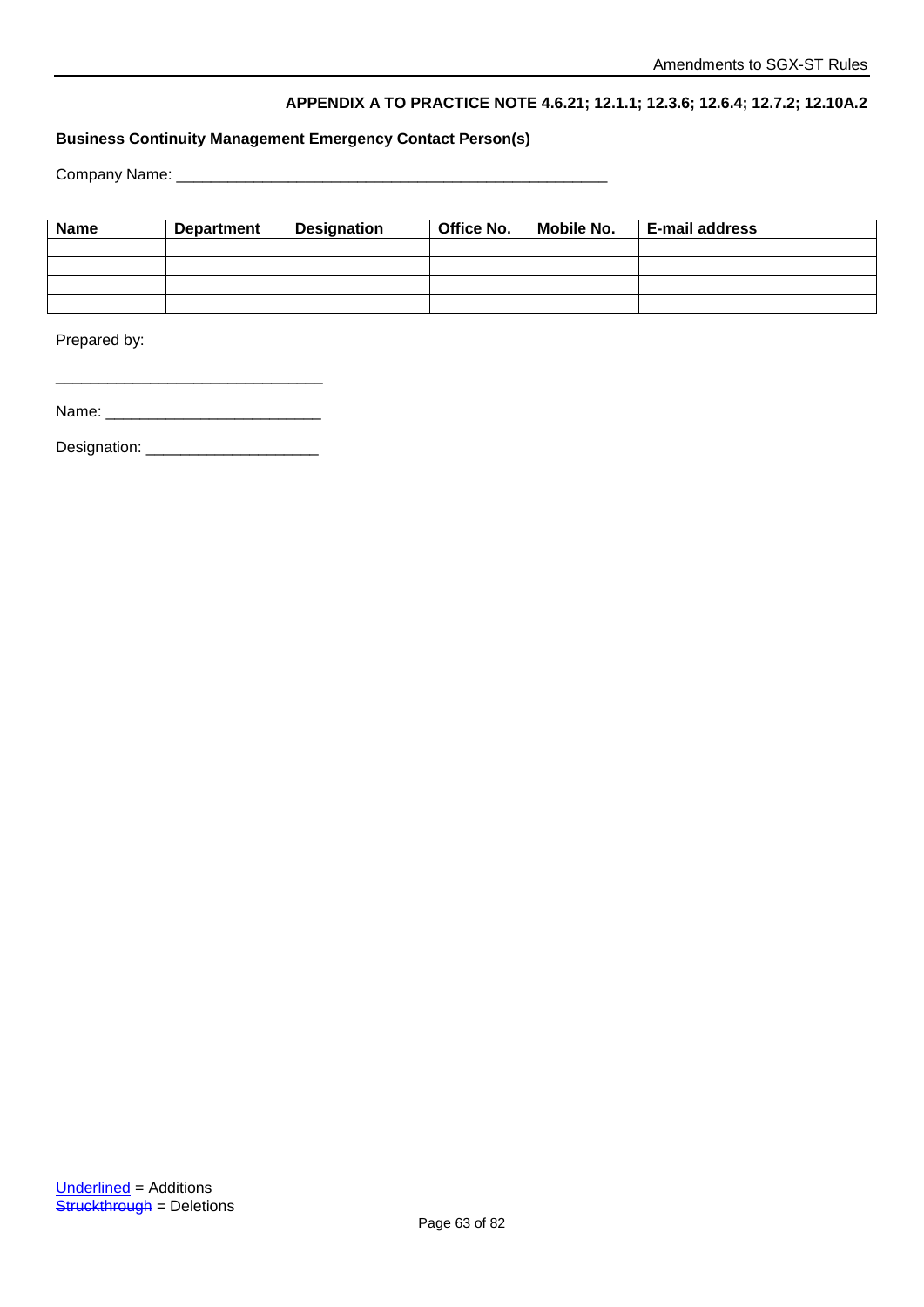**APPENDIX A TO PRACTICE NOTE 4.6.21; 12.1.1; 12.3.6; 12.6.4; 12.7.2; 12.10A.2**

**Business Continuity Management Emergency Contact Person(s)**

Company Name: ____________________________________________________

| Name | Department | Designation | Office No. | Mobile No. | E-mail address |
|---|---|---|---|---|---|
| | | | | | |
| | | | | | |
| | | | | | |
| | | | | | |

Prepared by:

_______________________________

Name: _________________________

Designation: ____________________

Underlined = Additions
~~Struckthrough~~ = Deletions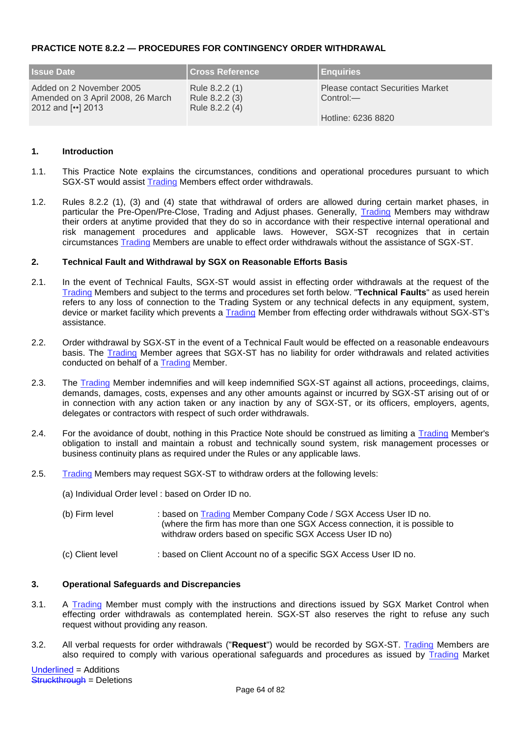**PRACTICE NOTE 8.2.2 — PROCEDURES FOR CONTINGENCY ORDER WITHDRAWAL**

| Issue Date | Cross Reference | Enquiries |
|---|---|---|
| Added on 2 November 2005 Amended on 3 April 2008, 26 March 2012 and [••] 2013 | Rule 8.2.2 (1) Rule 8.2.2 (3) Rule 8.2.2 (4) | Please contact Securities Market Control:— Hotline: 6236 8820 |

**1. Introduction**

1.1. This Practice Note explains the circumstances, conditions and operational procedures pursuant to which SGX-ST would assist Trading Members effect order withdrawals.

1.2. Rules 8.2.2 (1), (3) and (4) state that withdrawal of orders are allowed during certain market phases, in particular the Pre-Open/Pre-Close, Trading and Adjust phases. Generally, Trading Members may withdraw their orders at anytime provided that they do so in accordance with their respective internal operational and risk management procedures and applicable laws. However, SGX-ST recognizes that in certain circumstances Trading Members are unable to effect order withdrawals without the assistance of SGX-ST.

**2. Technical Fault and Withdrawal by SGX on Reasonable Efforts Basis**

2.1. In the event of Technical Faults, SGX-ST would assist in effecting order withdrawals at the request of the Trading Members and subject to the terms and procedures set forth below. "**Technical Faults**" as used herein refers to any loss of connection to the Trading System or any technical defects in any equipment, system, device or market facility which prevents a Trading Member from effecting order withdrawals without SGX-ST's assistance.

2.2. Order withdrawal by SGX-ST in the event of a Technical Fault would be effected on a reasonable endeavours basis. The Trading Member agrees that SGX-ST has no liability for order withdrawals and related activities conducted on behalf of a Trading Member.

2.3. The Trading Member indemnifies and will keep indemnified SGX-ST against all actions, proceedings, claims, demands, damages, costs, expenses and any other amounts against or incurred by SGX-ST arising out of or in connection with any action taken or any inaction by any of SGX-ST, or its officers, employers, agents, delegates or contractors with respect of such order withdrawals.

2.4. For the avoidance of doubt, nothing in this Practice Note should be construed as limiting a Trading Member's obligation to install and maintain a robust and technically sound system, risk management processes or business continuity plans as required under the Rules or any applicable laws.

2.5. Trading Members may request SGX-ST to withdraw orders at the following levels:

(a) Individual Order level : based on Order ID no.

(b) Firm level : based on Trading Member Company Code / SGX Access User ID no. (where the firm has more than one SGX Access connection, it is possible to withdraw orders based on specific SGX Access User ID no)

(c) Client level : based on Client Account no of a specific SGX Access User ID no.

**3. Operational Safeguards and Discrepancies**

3.1. A Trading Member must comply with the instructions and directions issued by SGX Market Control when effecting order withdrawals as contemplated herein. SGX-ST also reserves the right to refuse any such request without providing any reason.

3.2. All verbal requests for order withdrawals ("**Request**") would be recorded by SGX-ST. Trading Members are also required to comply with various operational safeguards and procedures as issued by Trading Market

Underlined = Additions
~~Struckthrough~~ = Deletions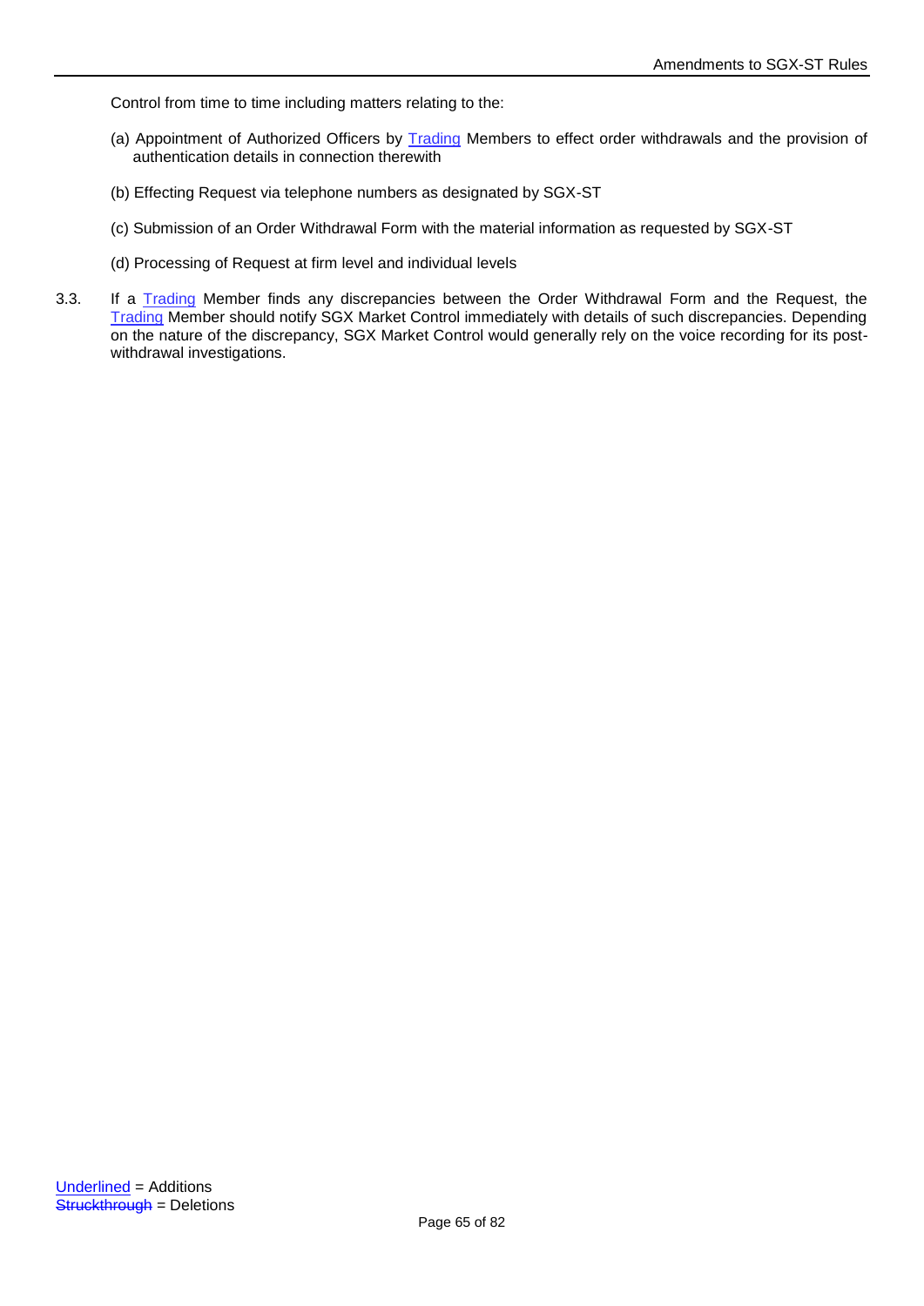Control from time to time including matters relating to the:

(a) Appointment of Authorized Officers by <u>Trading</u> Members to effect order withdrawals and the provision of authentication details in connection therewith

(b) Effecting Request via telephone numbers as designated by SGX-ST

(c) Submission of an Order Withdrawal Form with the material information as requested by SGX-ST

(d) Processing of Request at firm level and individual levels

3.3. If a <u>Trading</u> Member finds any discrepancies between the Order Withdrawal Form and the Request, the <u>Trading</u> Member should notify SGX Market Control immediately with details of such discrepancies. Depending on the nature of the discrepancy, SGX Market Control would generally rely on the voice recording for its post-withdrawal investigations.

<u>Underlined</u> = Additions
~~Struckthrough~~ = Deletions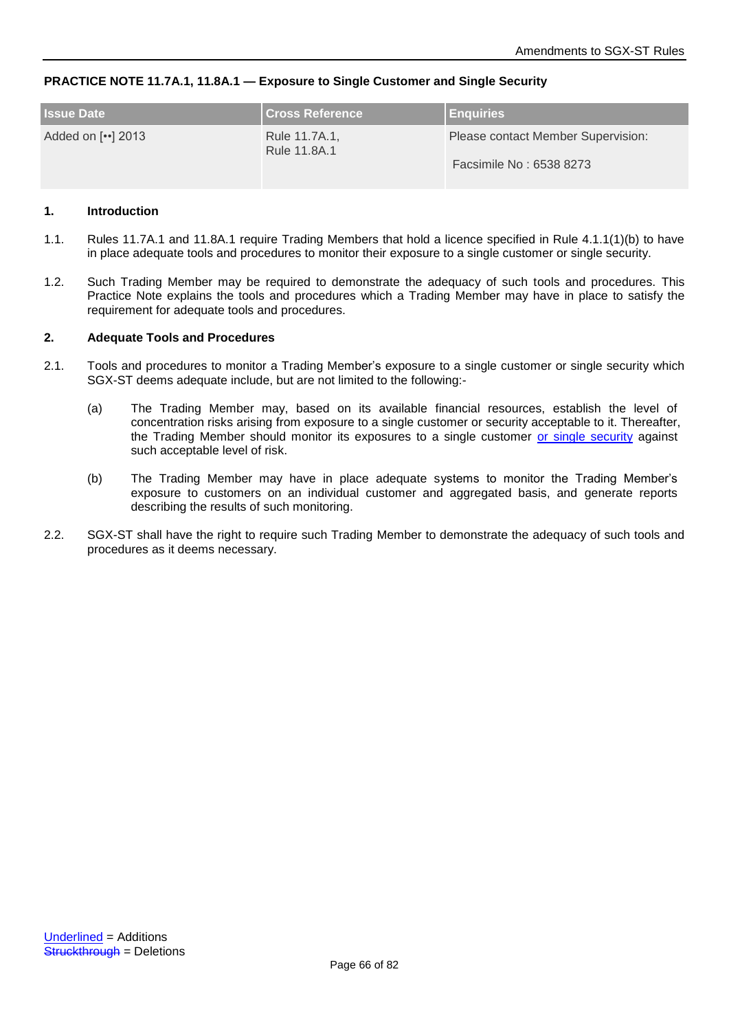**PRACTICE NOTE 11.7A.1, 11.8A.1 — Exposure to Single Customer and Single Security**

| Issue Date | Cross Reference | Enquiries |
| --- | --- | --- |
| Added on [••] 2013 | Rule 11.7A.1, Rule 11.8A.1 | Please contact Member Supervision: Facsimile No : 6538 8273 |

**1. Introduction**

1.1. Rules 11.7A.1 and 11.8A.1 require Trading Members that hold a licence specified in Rule 4.1.1(1)(b) to have in place adequate tools and procedures to monitor their exposure to a single customer or single security.

1.2. Such Trading Member may be required to demonstrate the adequacy of such tools and procedures. This Practice Note explains the tools and procedures which a Trading Member may have in place to satisfy the requirement for adequate tools and procedures.

**2. Adequate Tools and Procedures**

2.1. Tools and procedures to monitor a Trading Member's exposure to a single customer or single security which SGX-ST deems adequate include, but are not limited to the following:-

(a) The Trading Member may, based on its available financial resources, establish the level of concentration risks arising from exposure to a single customer or security acceptable to it. Thereafter, the Trading Member should monitor its exposures to a single customer <u>or single security</u> against such acceptable level of risk.

(b) The Trading Member may have in place adequate systems to monitor the Trading Member's exposure to customers on an individual customer and aggregated basis, and generate reports describing the results of such monitoring.

2.2. SGX-ST shall have the right to require such Trading Member to demonstrate the adequacy of such tools and procedures as it deems necessary.

<u>Underlined</u> = Additions
~~Struckthrough~~ = Deletions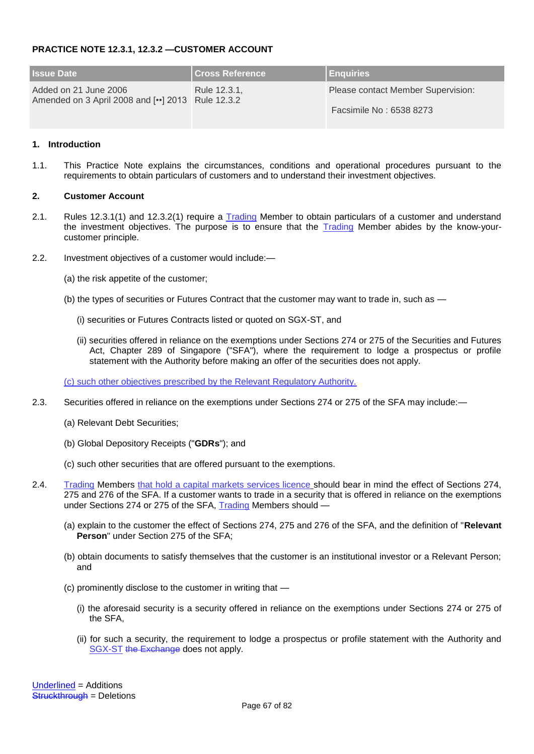**PRACTICE NOTE 12.3.1, 12.3.2 —CUSTOMER ACCOUNT**

| Issue Date | Cross Reference | Enquiries |
|---|---|---|
| Added on 21 June 2006<br>Amended on 3 April 2008 and [••] 2013 | Rule 12.3.1,<br>Rule 12.3.2 | Please contact Member Supervision:<br><br>Facsimile No : 6538 8273 |

**1. Introduction**

1.1. This Practice Note explains the circumstances, conditions and operational procedures pursuant to the requirements to obtain particulars of customers and to understand their investment objectives.

**2. Customer Account**

2.1. Rules 12.3.1(1) and 12.3.2(1) require a <u>Trading</u> Member to obtain particulars of a customer and understand the investment objectives. The purpose is to ensure that the <u>Trading</u> Member abides by the know-your-customer principle.

2.2. Investment objectives of a customer would include:—

(a) the risk appetite of the customer;

(b) the types of securities or Futures Contract that the customer may want to trade in, such as —

(i) securities or Futures Contracts listed or quoted on SGX-ST, and

(ii) securities offered in reliance on the exemptions under Sections 274 or 275 of the Securities and Futures Act, Chapter 289 of Singapore ("SFA"), where the requirement to lodge a prospectus or profile statement with the Authority before making an offer of the securities does not apply.

<u>(c) such other objectives prescribed by the Relevant Regulatory Authority.</u>

2.3. Securities offered in reliance on the exemptions under Sections 274 or 275 of the SFA may include:—

(a) Relevant Debt Securities;

(b) Global Depository Receipts ("**GDRs**"); and

(c) such other securities that are offered pursuant to the exemptions.

2.4. <u>Trading</u> Members <u>that hold a capital markets services licence</u> should bear in mind the effect of Sections 274, 275 and 276 of the SFA. If a customer wants to trade in a security that is offered in reliance on the exemptions under Sections 274 or 275 of the SFA, <u>Trading</u> Members should —

(a) explain to the customer the effect of Sections 274, 275 and 276 of the SFA, and the definition of "**Relevant Person**" under Section 275 of the SFA;

(b) obtain documents to satisfy themselves that the customer is an institutional investor or a Relevant Person; and

(c) prominently disclose to the customer in writing that —

(i) the aforesaid security is a security offered in reliance on the exemptions under Sections 274 or 275 of the SFA,

(ii) for such a security, the requirement to lodge a prospectus or profile statement with the Authority and <u>SGX-ST</u> ~~the Exchange~~ does not apply.

<u>Underlined</u> = Additions
~~Struckthrough~~ = Deletions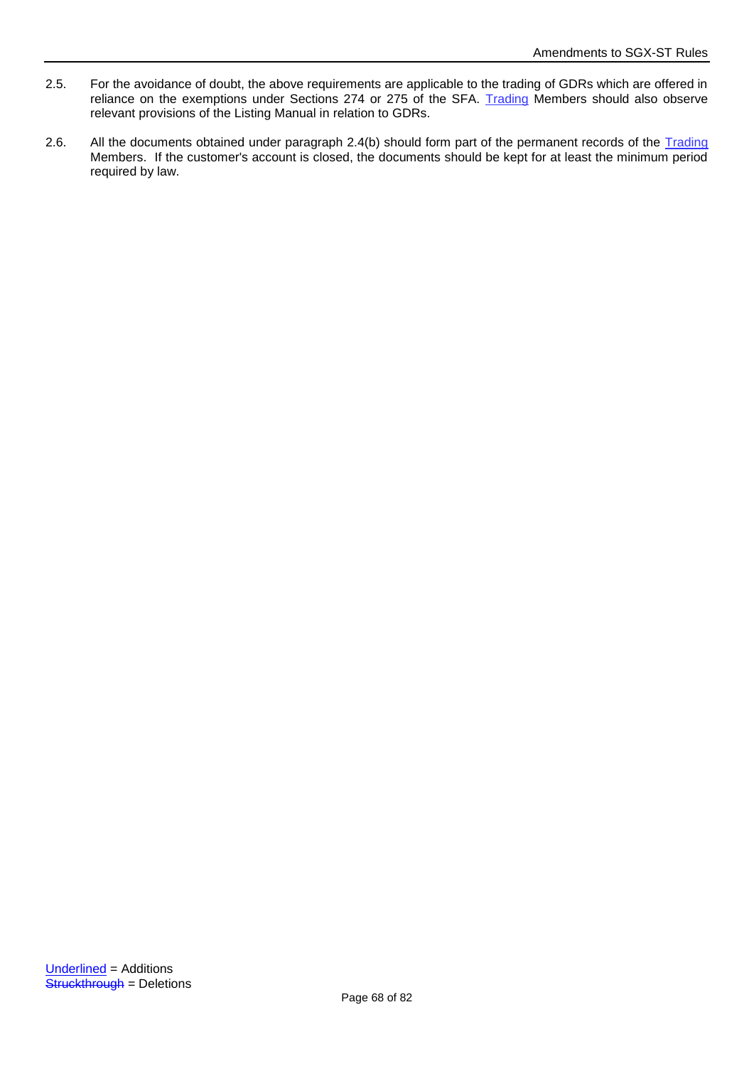2.5. For the avoidance of doubt, the above requirements are applicable to the trading of GDRs which are offered in reliance on the exemptions under Sections 274 or 275 of the SFA. <u>Trading</u> Members should also observe relevant provisions of the Listing Manual in relation to GDRs.

2.6. All the documents obtained under paragraph 2.4(b) should form part of the permanent records of the <u>Trading</u> Members. If the customer's account is closed, the documents should be kept for at least the minimum period required by law.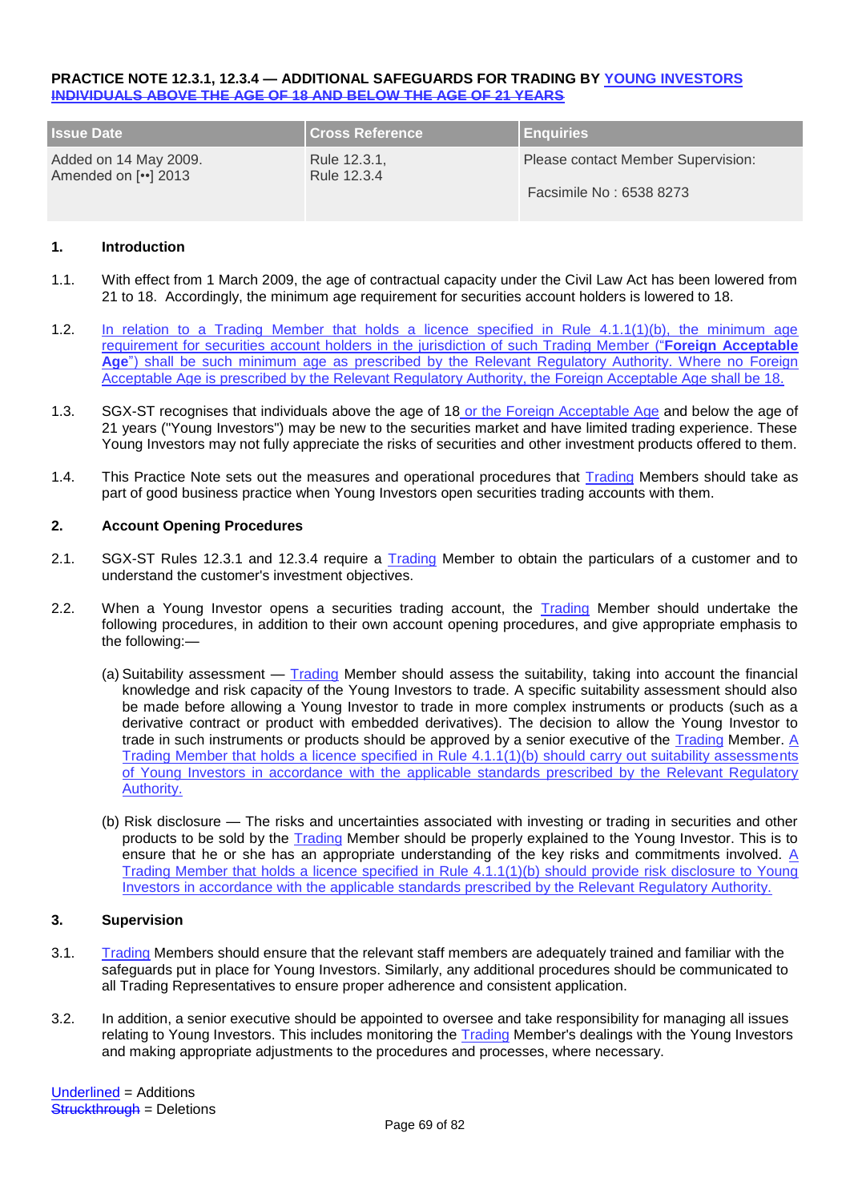**PRACTICE NOTE 12.3.1, 12.3.4 — ADDITIONAL SAFEGUARDS FOR TRADING BY YOUNG INVESTORS ~~INDIVIDUALS ABOVE THE AGE OF 18 AND BELOW THE AGE OF 21 YEARS~~**

| Issue Date | Cross Reference | Enquiries |
|---|---|---|
| Added on 14 May 2009. Amended on [••] 2013 | Rule 12.3.1, Rule 12.3.4 | Please contact Member Supervision: Facsimile No : 6538 8273 |

**1. Introduction**

1.1. With effect from 1 March 2009, the age of contractual capacity under the Civil Law Act has been lowered from 21 to 18. Accordingly, the minimum age requirement for securities account holders is lowered to 18.

1.2. In relation to a Trading Member that holds a licence specified in Rule 4.1.1(1)(b), the minimum age requirement for securities account holders in the jurisdiction of such Trading Member ("**Foreign Acceptable Age**") shall be such minimum age as prescribed by the Relevant Regulatory Authority. Where no Foreign Acceptable Age is prescribed by the Relevant Regulatory Authority, the Foreign Acceptable Age shall be 18.

1.3. SGX-ST recognises that individuals above the age of 18 or the Foreign Acceptable Age and below the age of 21 years ("Young Investors") may be new to the securities market and have limited trading experience. These Young Investors may not fully appreciate the risks of securities and other investment products offered to them.

1.4. This Practice Note sets out the measures and operational procedures that Trading Members should take as part of good business practice when Young Investors open securities trading accounts with them.

**2. Account Opening Procedures**

2.1. SGX-ST Rules 12.3.1 and 12.3.4 require a Trading Member to obtain the particulars of a customer and to understand the customer's investment objectives.

2.2. When a Young Investor opens a securities trading account, the Trading Member should undertake the following procedures, in addition to their own account opening procedures, and give appropriate emphasis to the following:—

(a) Suitability assessment — Trading Member should assess the suitability, taking into account the financial knowledge and risk capacity of the Young Investors to trade. A specific suitability assessment should also be made before allowing a Young Investor to trade in more complex instruments or products (such as a derivative contract or product with embedded derivatives). The decision to allow the Young Investor to trade in such instruments or products should be approved by a senior executive of the Trading Member. A Trading Member that holds a licence specified in Rule 4.1.1(1)(b) should carry out suitability assessments of Young Investors in accordance with the applicable standards prescribed by the Relevant Regulatory Authority.

(b) Risk disclosure — The risks and uncertainties associated with investing or trading in securities and other products to be sold by the Trading Member should be properly explained to the Young Investor. This is to ensure that he or she has an appropriate understanding of the key risks and commitments involved. A Trading Member that holds a licence specified in Rule 4.1.1(1)(b) should provide risk disclosure to Young Investors in accordance with the applicable standards prescribed by the Relevant Regulatory Authority.

**3. Supervision**

3.1. Trading Members should ensure that the relevant staff members are adequately trained and familiar with the safeguards put in place for Young Investors. Similarly, any additional procedures should be communicated to all Trading Representatives to ensure proper adherence and consistent application.

3.2. In addition, a senior executive should be appointed to oversee and take responsibility for managing all issues relating to Young Investors. This includes monitoring the Trading Member's dealings with the Young Investors and making appropriate adjustments to the procedures and processes, where necessary.

Underlined = Additions
~~Struckthrough~~ = Deletions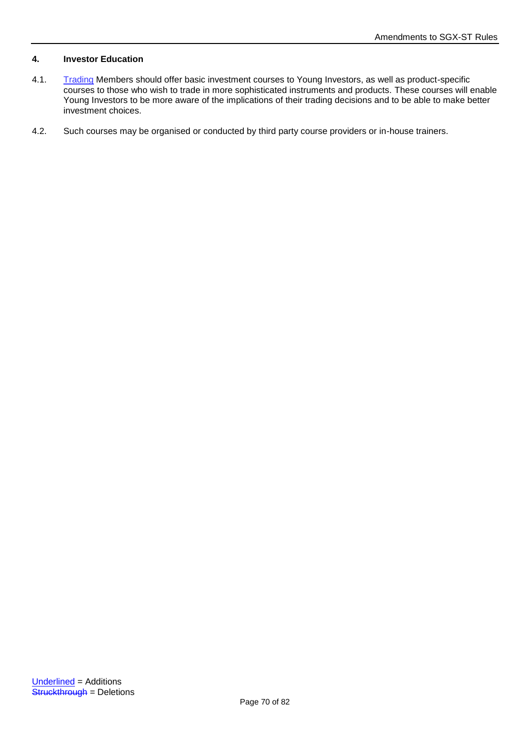### 4. Investor Education

4.1. Trading Members should offer basic investment courses to Young Investors, as well as product-specific courses to those who wish to trade in more sophisticated instruments and products. These courses will enable Young Investors to be more aware of the implications of their trading decisions and to be able to make better investment choices.

4.2. Such courses may be organised or conducted by third party course providers or in-house trainers.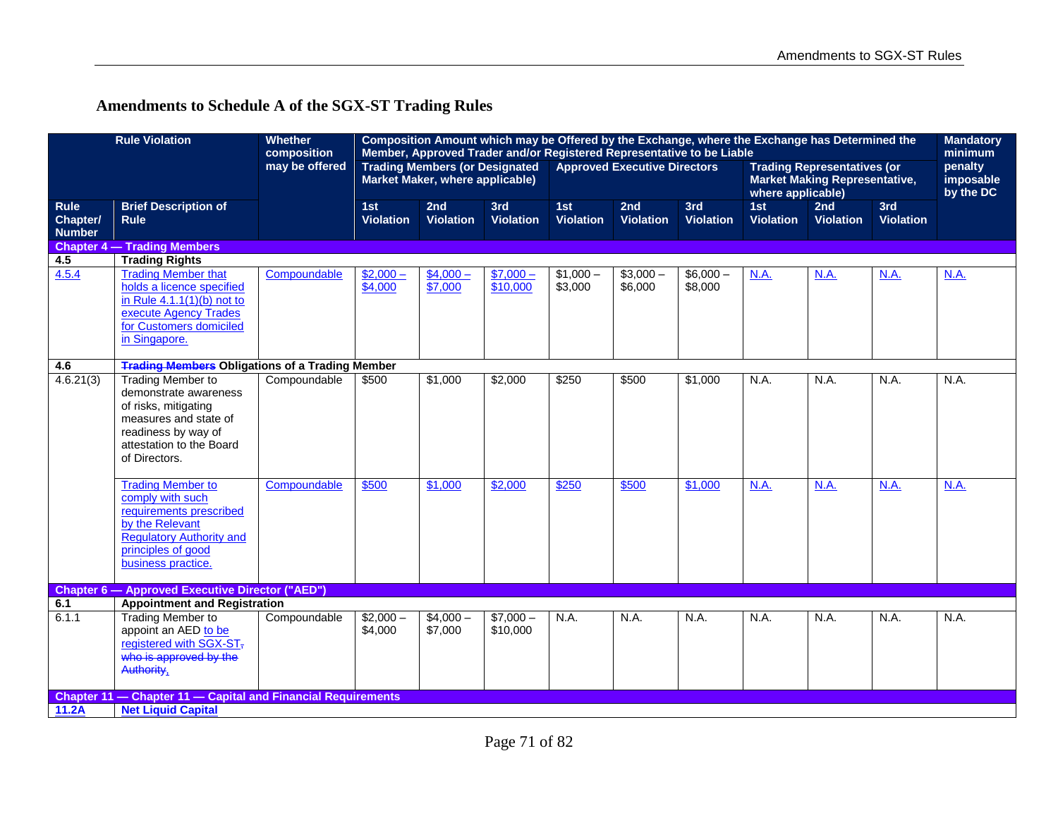## Amendments to Schedule A of the SGX-ST Trading Rules

| Rule Violation | | Whether composition may be offered | Composition Amount which may be Offered by the Exchange, where the Exchange has Determined the Member, Approved Trader and/or Registered Representative to be Liable | | | | | | | | | Mandatory minimum penalty imposable by the DC |
|---|---|---|---|---|---|---|---|---|---|---|---|---|
| | | | Trading Members (or Designated Market Maker, where applicable) | | | Approved Executive Directors | | | Trading Representatives (or Market Making Representative, where applicable) | | | |
| Rule Chapter/ Number | Brief Description of Rule | | 1st Violation | 2nd Violation | 3rd Violation | 1st Violation | 2nd Violation | 3rd Violation | 1st Violation | 2nd Violation | 3rd Violation | |
| **Chapter 4 — Trading Members** | | | | | | | | | | | | |
| **4.5** | **Trading Rights** | | | | | | | | | | | |
| 4.5.4 | Trading Member that holds a licence specified in Rule 4.1.1(1)(b) not to execute Agency Trades for Customers domiciled in Singapore. | Compoundable | $2,000 – $4,000 | $4,000 – $7,000 | $7,000 – $10,000 | $1,000 – $3,000 | $3,000 – $6,000 | $6,000 – $8,000 | N.A. | N.A. | N.A. | N.A. |
| **4.6** | ~~**Trading Members**~~ **Obligations of a Trading Member** | | | | | | | | | | | |
| 4.6.21(3) | Trading Member to demonstrate awareness of risks, mitigating measures and state of readiness by way of attestation to the Board of Directors. | Compoundable | $500 | $1,000 | $2,000 | $250 | $500 | $1,000 | N.A. | N.A. | N.A. | N.A. |
| | Trading Member to comply with such requirements prescribed by the Relevant Regulatory Authority and principles of good business practice. | Compoundable | $500 | $1,000 | $2,000 | $250 | $500 | $1,000 | N.A. | N.A. | N.A. | N.A. |
| **Chapter 6 — Approved Executive Director ("AED")** | | | | | | | | | | | | |
| **6.1** | **Appointment and Registration** | | | | | | | | | | | |
| 6.1.1 | Trading Member to appoint an AED to be registered with SGX-ST~~,~~ ~~who is approved by the Authority~~. | Compoundable | $2,000 – $4,000 | $4,000 – $7,000 | $7,000 – $10,000 | N.A. | N.A. | N.A. | N.A. | N.A. | N.A. | N.A. |
| **Chapter 11 — Chapter 11 — Capital and Financial Requirements** | | | | | | | | | | | | |
| **11.2A** | **Net Liquid Capital** | | | | | | | | | | | |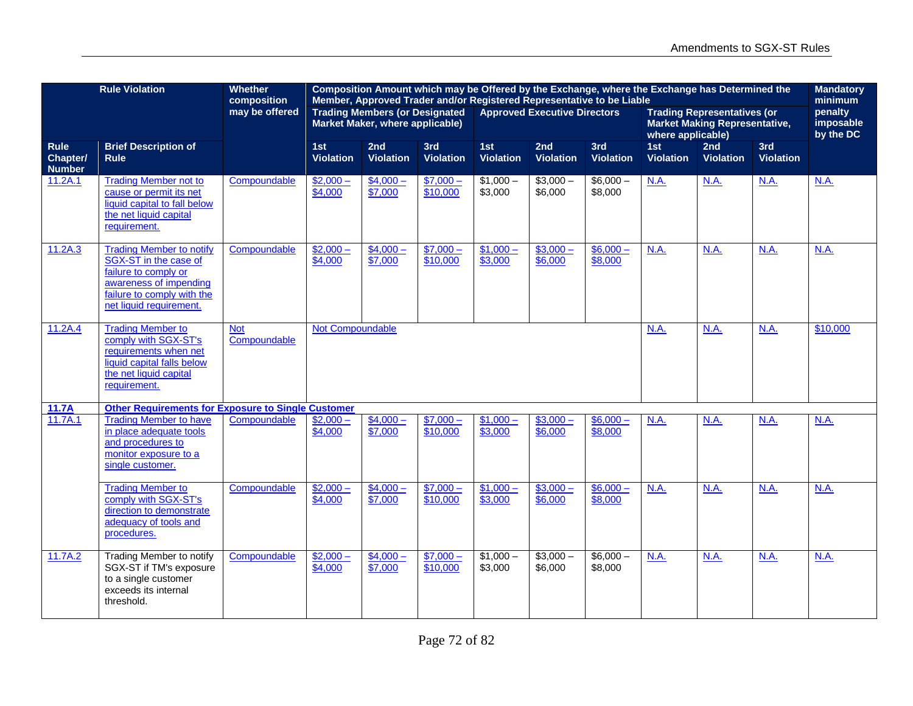| Rule Violation | | Whether composition may be offered | Composition Amount which may be Offered by the Exchange, where the Exchange has Determined the Member, Approved Trader and/or Registered Representative to be Liable | | | | | | | | | Mandatory minimum penalty imposable by the DC |
|---|---|---|---|---|---|---|---|---|---|---|---|---|
| | | | Trading Members (or Designated Market Maker, where applicable) | | | Approved Executive Directors | | | Trading Representatives (or Market Making Representative, where applicable) | | | |
| Rule Chapter/ Number | Brief Description of Rule | | 1st Violation | 2nd Violation | 3rd Violation | 1st Violation | 2nd Violation | 3rd Violation | 1st Violation | 2nd Violation | 3rd Violation | |
| 11.2A.1 | Trading Member not to cause or permit its net liquid capital to fall below the net liquid capital requirement. | Compoundable | $2,000 – $4,000 | $4,000 – $7,000 | $7,000 – $10,000 | $1,000 – $3,000 | $3,000 – $6,000 | $6,000 – $8,000 | N.A. | N.A. | N.A. | N.A. |
| 11.2A.3 | Trading Member to notify SGX-ST in the case of failure to comply or awareness of impending failure to comply with the net liquid requirement. | Compoundable | $2,000 – $4,000 | $4,000 – $7,000 | $7,000 – $10,000 | $1,000 – $3,000 | $3,000 – $6,000 | $6,000 – $8,000 | N.A. | N.A. | N.A. | N.A. |
| 11.2A.4 | Trading Member to comply with SGX-ST's requirements when net liquid capital falls below the net liquid capital requirement. | Not Compoundable | Not Compoundable | | | | | | N.A. | N.A. | N.A. | $10,000 |
| **11.7A** | **Other Requirements for Exposure to Single Customer** | | | | | | | | | | | |
| 11.7A.1 | Trading Member to have in place adequate tools and procedures to monitor exposure to a single customer. | Compoundable | $2,000 – $4,000 | $4,000 – $7,000 | $7,000 – $10,000 | $1,000 – $3,000 | $3,000 – $6,000 | $6,000 – $8,000 | N.A. | N.A. | N.A. | N.A. |
| | Trading Member to comply with SGX-ST's direction to demonstrate adequacy of tools and procedures. | Compoundable | $2,000 – $4,000 | $4,000 – $7,000 | $7,000 – $10,000 | $1,000 – $3,000 | $3,000 – $6,000 | $6,000 – $8,000 | N.A. | N.A. | N.A. | N.A. |
| 11.7A.2 | Trading Member to notify SGX-ST if TM's exposure to a single customer exceeds its internal threshold. | Compoundable | $2,000 – $4,000 | $4,000 – $7,000 | $7,000 – $10,000 | $1,000 – $3,000 | $3,000 – $6,000 | $6,000 – $8,000 | N.A. | N.A. | N.A. | N.A. |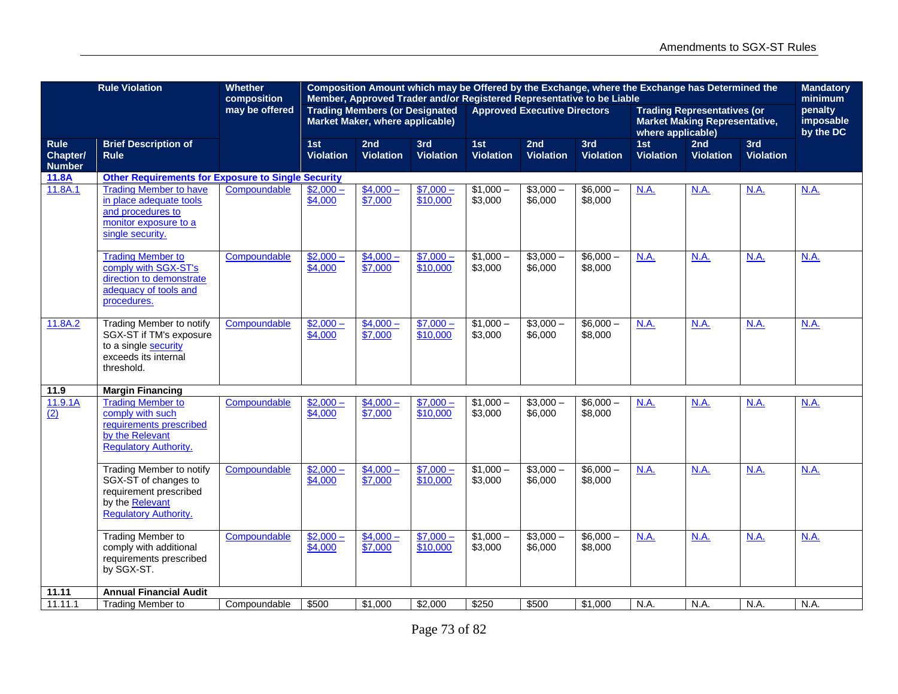| Rule Violation | | Whether composition may be offered | Composition Amount which may be Offered by the Exchange, where the Exchange has Determined the Member, Approved Trader and/or Registered Representative to be Liable | | | | | | | | | Mandatory minimum penalty imposable by the DC |
|---|---|---|---|---|---|---|---|---|---|---|---|---|
| | | | Trading Members (or Designated Market Maker, where applicable) | | | Approved Executive Directors | | | Trading Representatives (or Market Making Representative, where applicable) | | | |
| Rule Chapter/ Number | Brief Description of Rule | | 1st Violation | 2nd Violation | 3rd Violation | 1st Violation | 2nd Violation | 3rd Violation | 1st Violation | 2nd Violation | 3rd Violation | |
| 11.8A | Other Requirements for Exposure to Single Security | | | | | | | | | | | |
| 11.8A.1 | Trading Member to have in place adequate tools and procedures to monitor exposure to a single security. | Compoundable | $2,000 – $4,000 | $4,000 – $7,000 | $7,000 – $10,000 | $1,000 – $3,000 | $3,000 – $6,000 | $6,000 – $8,000 | N.A. | N.A. | N.A. | N.A. |
| | Trading Member to comply with SGX-ST's direction to demonstrate adequacy of tools and procedures. | Compoundable | $2,000 – $4,000 | $4,000 – $7,000 | $7,000 – $10,000 | $1,000 – $3,000 | $3,000 – $6,000 | $6,000 – $8,000 | N.A. | N.A. | N.A. | N.A. |
| 11.8A.2 | Trading Member to notify SGX-ST if TM's exposure to a single security exceeds its internal threshold. | Compoundable | $2,000 – $4,000 | $4,000 – $7,000 | $7,000 – $10,000 | $1,000 – $3,000 | $3,000 – $6,000 | $6,000 – $8,000 | N.A. | N.A. | N.A. | N.A. |
| 11.9 | Margin Financing | | | | | | | | | | | |
| 11.9.1A (2) | Trading Member to comply with such requirements prescribed by the Relevant Regulatory Authority. | Compoundable | $2,000 – $4,000 | $4,000 – $7,000 | $7,000 – $10,000 | $1,000 – $3,000 | $3,000 – $6,000 | $6,000 – $8,000 | N.A. | N.A. | N.A. | N.A. |
| | Trading Member to notify SGX-ST of changes to requirement prescribed by the Relevant Regulatory Authority. | Compoundable | $2,000 – $4,000 | $4,000 – $7,000 | $7,000 – $10,000 | $1,000 – $3,000 | $3,000 – $6,000 | $6,000 – $8,000 | N.A. | N.A. | N.A. | N.A. |
| | Trading Member to comply with additional requirements prescribed by SGX-ST. | Compoundable | $2,000 – $4,000 | $4,000 – $7,000 | $7,000 – $10,000 | $1,000 – $3,000 | $3,000 – $6,000 | $6,000 – $8,000 | N.A. | N.A. | N.A. | N.A. |
| 11.11 | Annual Financial Audit | | | | | | | | | | | |
| 11.11.1 | Trading Member to | Compoundable | $500 | $1,000 | $2,000 | $250 | $500 | $1,000 | N.A. | N.A. | N.A. | N.A. |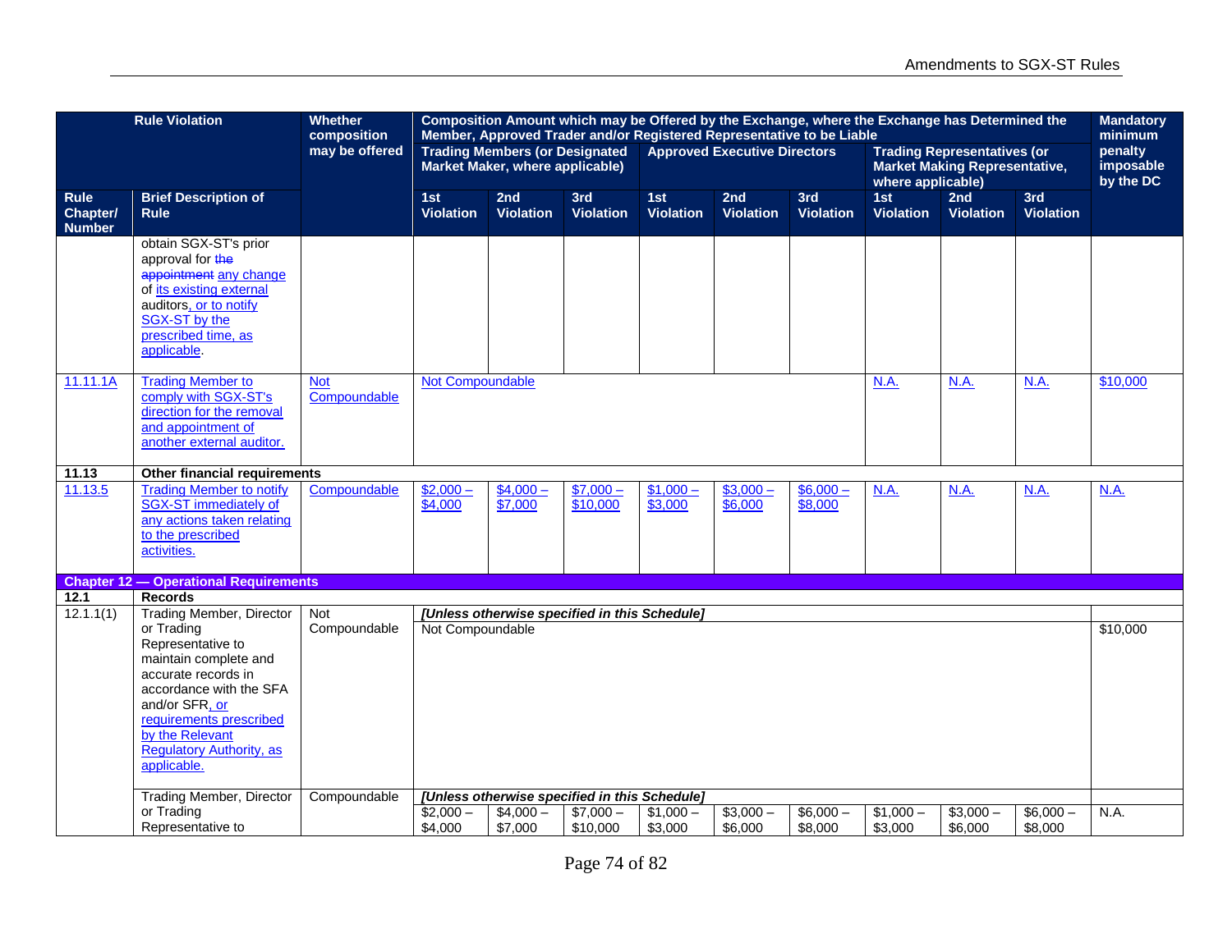| Rule Violation | | Whether composition may be offered | Composition Amount which may be Offered by the Exchange, where the Exchange has Determined the Member, Approved Trader and/or Registered Representative to be Liable | | | | | | | | | Mandatory minimum penalty imposable by the DC |
|---|---|---|---|---|---|---|---|---|---|---|---|---|
| | | | Trading Members (or Designated Market Maker, where applicable) | | | Approved Executive Directors | | | Trading Representatives (or Market Making Representative, where applicable) | | | |
| Rule Chapter/ Number | Brief Description of Rule | | 1st Violation | 2nd Violation | 3rd Violation | 1st Violation | 2nd Violation | 3rd Violation | 1st Violation | 2nd Violation | 3rd Violation | |
| | obtain SGX-ST's prior approval for ~~the appointment~~ any change of its existing external auditors, or to notify SGX-ST by the prescribed time, as applicable. | | | | | | | | | | | |
| 11.11.1A | Trading Member to comply with SGX-ST's direction for the removal and appointment of another external auditor. | Not Compoundable | Not Compoundable | | | | | | N.A. | N.A. | N.A. | $10,000 |
| 11.13 | Other financial requirements | | | | | | | | | | | |
| 11.13.5 | Trading Member to notify SGX-ST immediately of any actions taken relating to the prescribed activities. | Compoundable | $2,000 – $4,000 | $4,000 – $7,000 | $7,000 – $10,000 | $1,000 – $3,000 | $3,000 – $6,000 | $6,000 – $8,000 | N.A. | N.A. | N.A. | N.A. |
| **Chapter 12 — Operational Requirements** | | | | | | | | | | | | |
| 12.1 | Records | | | | | | | | | | | |
| 12.1.1(1) | Trading Member, Director or Trading Representative to maintain complete and accurate records in accordance with the SFA and/or SFR, or requirements prescribed by the Relevant Regulatory Authority, as applicable. | Not Compoundable | *[Unless otherwise specified in this Schedule]* Not Compoundable | | | | | | | | | $10,000 |
| | Trading Member, Director or Trading Representative to | Compoundable | *[Unless otherwise specified in this Schedule]* $2,000 – $4,000 | $4,000 – $7,000 | $7,000 – $10,000 | $1,000 – $3,000 | $3,000 – $6,000 | $6,000 – $8,000 | $1,000 – $3,000 | $3,000 – $6,000 | $6,000 – $8,000 | N.A. |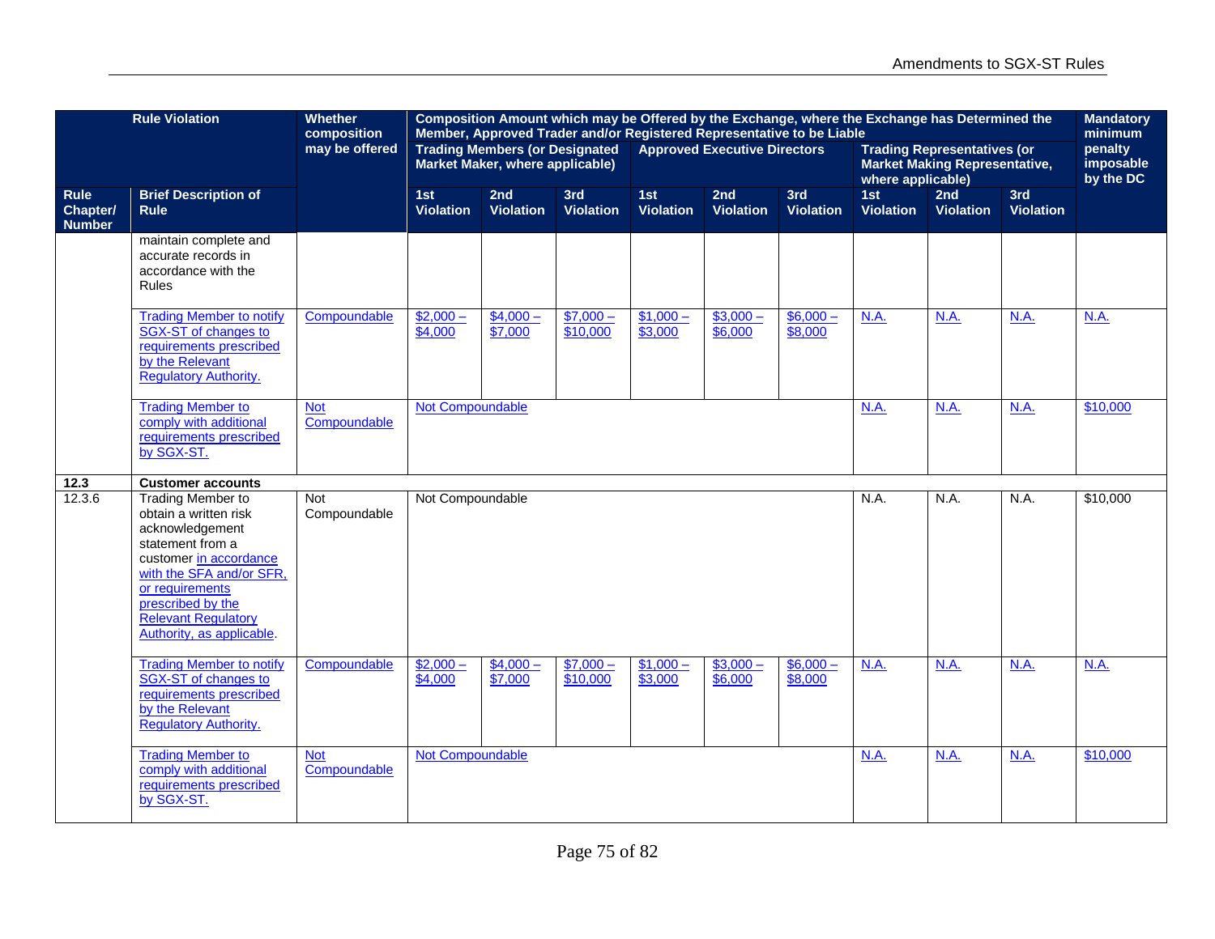| Rule Violation | | Whether composition may be offered | Composition Amount which may be Offered by the Exchange, where the Exchange has Determined the Member, Approved Trader and/or Registered Representative to be Liable | | | | | | | | | Mandatory minimum penalty imposable by the DC |
|---|---|---|---|---|---|---|---|---|---|---|---|---|
| | | | Trading Members (or Designated Market Maker, where applicable) | | | Approved Executive Directors | | | Trading Representatives (or Market Making Representative, where applicable) | | | |
| Rule Chapter/ Number | Brief Description of Rule | | 1st Violation | 2nd Violation | 3rd Violation | 1st Violation | 2nd Violation | 3rd Violation | 1st Violation | 2nd Violation | 3rd Violation | |
| | maintain complete and accurate records in accordance with the Rules | | | | | | | | | | | |
| | Trading Member to notify SGX-ST of changes to requirements prescribed by the Relevant Regulatory Authority. | Compoundable | $2,000 – $4,000 | $4,000 – $7,000 | $7,000 – $10,000 | $1,000 – $3,000 | $3,000 – $6,000 | $6,000 – $8,000 | N.A. | N.A. | N.A. | N.A. |
| | Trading Member to comply with additional requirements prescribed by SGX-ST. | Not Compoundable | Not Compoundable | | | | | | N.A. | N.A. | N.A. | $10,000 |
| **12.3** | **Customer accounts** | | | | | | | | | | | |
| 12.3.6 | Trading Member to obtain a written risk acknowledgement statement from a customer in accordance with the SFA and/or SFR, or requirements prescribed by the Relevant Regulatory Authority, as applicable. | Not Compoundable | Not Compoundable | | | | | | N.A. | N.A. | N.A. | $10,000 |
| | Trading Member to notify SGX-ST of changes to requirements prescribed by the Relevant Regulatory Authority. | Compoundable | $2,000 – $4,000 | $4,000 – $7,000 | $7,000 – $10,000 | $1,000 – $3,000 | $3,000 – $6,000 | $6,000 – $8,000 | N.A. | N.A. | N.A. | N.A. |
| | Trading Member to comply with additional requirements prescribed by SGX-ST. | Not Compoundable | Not Compoundable | | | | | | N.A. | N.A. | N.A. | $10,000 |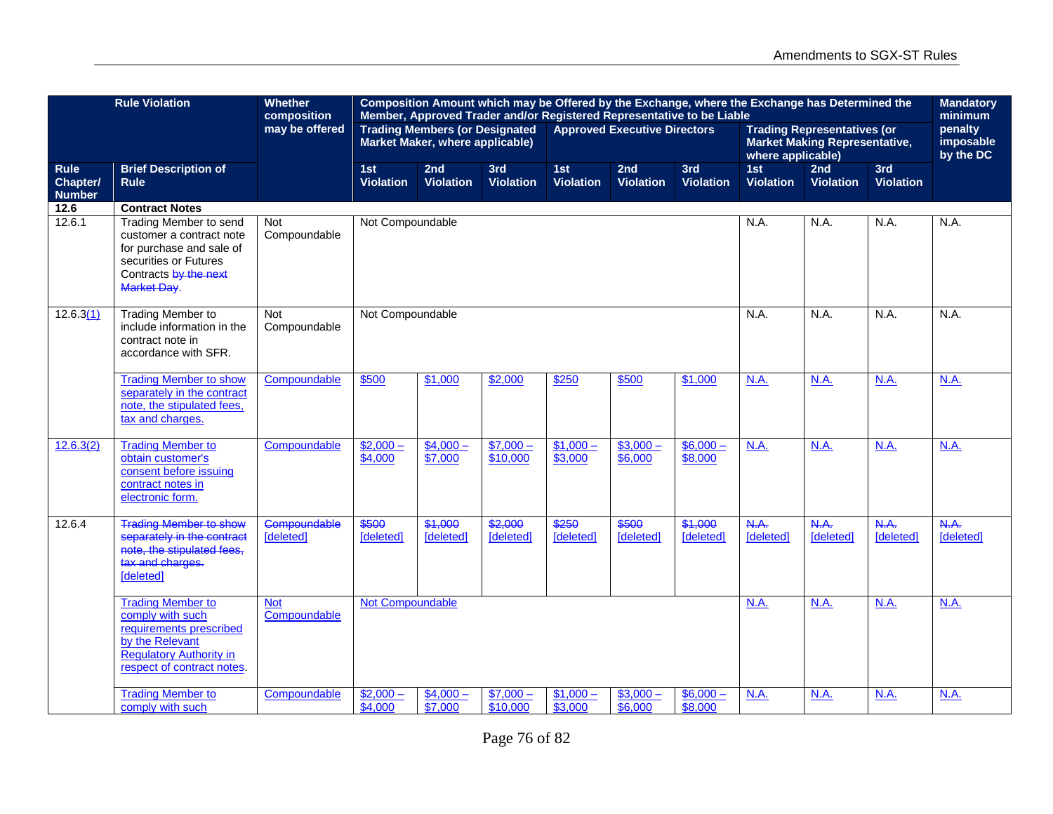| Rule Violation | | Whether composition may be offered | Composition Amount which may be Offered by the Exchange, where the Exchange has Determined the Member, Approved Trader and/or Registered Representative to be Liable | | | | | | | | | Mandatory minimum penalty imposable by the DC |
|---|---|---|---|---|---|---|---|---|---|---|---|---|
| | | | Trading Members (or Designated Market Maker, where applicable) | | | Approved Executive Directors | | | Trading Representatives (or Market Making Representative, where applicable) | | | |
| Rule Chapter/ Number | Brief Description of Rule | | 1st Violation | 2nd Violation | 3rd Violation | 1st Violation | 2nd Violation | 3rd Violation | 1st Violation | 2nd Violation | 3rd Violation | |
| 12.6 | Contract Notes | | | | | | | | | | | |
| 12.6.1 | Trading Member to send customer a contract note for purchase and sale of securities or Futures Contracts ~~by the next Market Day~~. | Not Compoundable | Not Compoundable | | | | | | N.A. | N.A. | N.A. | N.A. |
| 12.6.3(1) | Trading Member to include information in the contract note in accordance with SFR. | Not Compoundable | Not Compoundable | | | | | | N.A. | N.A. | N.A. | N.A. |
| | Trading Member to show separately in the contract note, the stipulated fees, tax and charges. | Compoundable | $500 | $1,000 | $2,000 | $250 | $500 | $1,000 | N.A. | N.A. | N.A. | N.A. |
| 12.6.3(2) | Trading Member to obtain customer's consent before issuing contract notes in electronic form. | Compoundable | $2,000 – $4,000 | $4,000 – $7,000 | $7,000 – $10,000 | $1,000 – $3,000 | $3,000 – $6,000 | $6,000 – $8,000 | N.A. | N.A. | N.A. | N.A. |
| 12.6.4 | ~~Trading Member to show separately in the contract note, the stipulated fees, tax and charges.~~ [deleted] | ~~Compoundable~~ [deleted] | ~~$500~~ [deleted] | ~~$1,000~~ [deleted] | ~~$2,000~~ [deleted] | ~~$250~~ [deleted] | ~~$500~~ [deleted] | ~~$1,000~~ [deleted] | ~~N.A.~~ [deleted] | ~~N.A.~~ [deleted] | ~~N.A.~~ [deleted] | ~~N.A.~~ [deleted] |
| | Trading Member to comply with such requirements prescribed by the Relevant Regulatory Authority in respect of contract notes. | Not Compoundable | Not Compoundable | | | | | | N.A. | N.A. | N.A. | N.A. |
| | Trading Member to comply with such | Compoundable | $2,000 – $4,000 | $4,000 – $7,000 | $7,000 – $10,000 | $1,000 – $3,000 | $3,000 – $6,000 | $6,000 – $8,000 | N.A. | N.A. | N.A. | N.A. |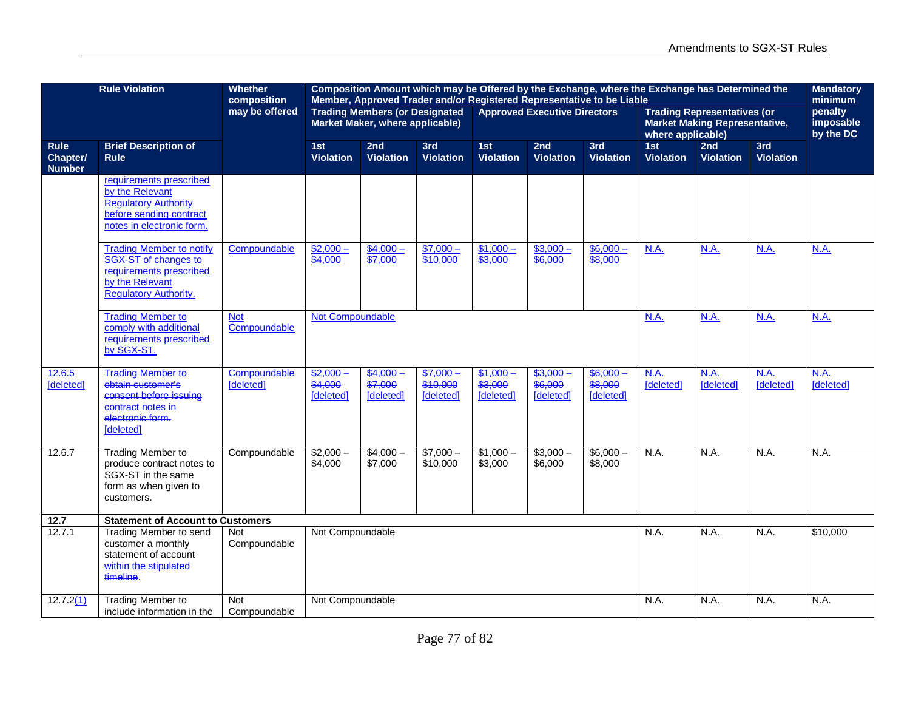| Rule Violation | | Whether composition may be offered | Composition Amount which may be Offered by the Exchange, where the Exchange has Determined the Member, Approved Trader and/or Registered Representative to be Liable | | | | | | | | | Mandatory minimum penalty imposable by the DC |
|---|---|---|---|---|---|---|---|---|---|---|---|---|
| | | | Trading Members (or Designated Market Maker, where applicable) | | | Approved Executive Directors | | | Trading Representatives (or Market Making Representative, where applicable) | | | |
| Rule Chapter/ Number | Brief Description of Rule | | 1st Violation | 2nd Violation | 3rd Violation | 1st Violation | 2nd Violation | 3rd Violation | 1st Violation | 2nd Violation | 3rd Violation | |
| | requirements prescribed by the Relevant Regulatory Authority before sending contract notes in electronic form. | | | | | | | | | | | |
| | Trading Member to notify SGX-ST of changes to requirements prescribed by the Relevant Regulatory Authority. | Compoundable | $2,000 – $4,000 | $4,000 – $7,000 | $7,000 – $10,000 | $1,000 – $3,000 | $3,000 – $6,000 | $6,000 – $8,000 | N.A. | N.A. | N.A. | N.A. |
| | Trading Member to comply with additional requirements prescribed by SGX-ST. | Not Compoundable | Not Compoundable | | | | | | N.A. | N.A. | N.A. | N.A. |
| ~~12.6.5~~ [deleted] | ~~Trading Member to obtain customer's consent before issuing contract notes in electronic form.~~ [deleted] | ~~Compoundable~~ [deleted] | ~~$2,000 – $4,000~~ [deleted] | ~~$4,000 – $7,000~~ [deleted] | ~~$7,000 – $10,000~~ [deleted] | ~~$1,000 – $3,000~~ [deleted] | ~~$3,000 – $6,000~~ [deleted] | ~~$6,000 – $8,000~~ [deleted] | ~~N.A.~~ [deleted] | ~~N.A.~~ [deleted] | ~~N.A.~~ [deleted] | ~~N.A.~~ [deleted] |
| 12.6.7 | Trading Member to produce contract notes to SGX-ST in the same form as when given to customers. | Compoundable | $2,000 – $4,000 | $4,000 – $7,000 | $7,000 – $10,000 | $1,000 – $3,000 | $3,000 – $6,000 | $6,000 – $8,000 | N.A. | N.A. | N.A. | N.A. |
| **12.7** | **Statement of Account to Customers** | | | | | | | | | | | |
| 12.7.1 | Trading Member to send customer a monthly statement of account ~~within the stipulated timeline~~. | Not Compoundable | Not Compoundable | | | | | | N.A. | N.A. | N.A. | $10,000 |
| 12.7.2(1) | Trading Member to include information in the | Not Compoundable | Not Compoundable | | | | | | N.A. | N.A. | N.A. | N.A. |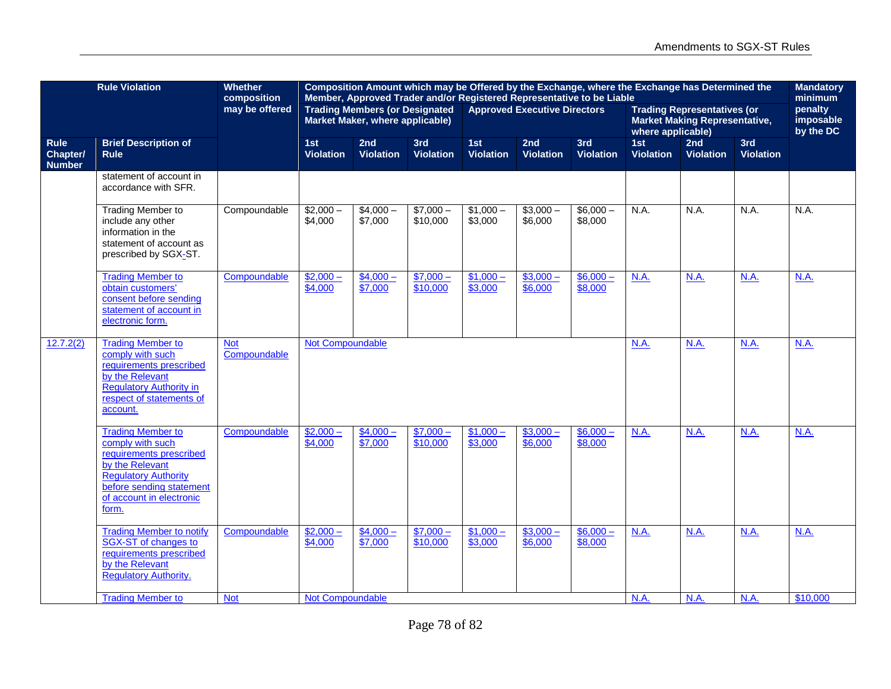| Rule Violation | | Whether composition may be offered | Composition Amount which may be Offered by the Exchange, where the Exchange has Determined the Member, Approved Trader and/or Registered Representative to be Liable | | | | | | | | | Mandatory minimum penalty imposable by the DC |
|---|---|---|---|---|---|---|---|---|---|---|---|---|
| | | | Trading Members (or Designated Market Maker, where applicable) | | | Approved Executive Directors | | | Trading Representatives (or Market Making Representative, where applicable) | | | |
| Rule Chapter/ Number | Brief Description of Rule | | 1st Violation | 2nd Violation | 3rd Violation | 1st Violation | 2nd Violation | 3rd Violation | 1st Violation | 2nd Violation | 3rd Violation | |
| | statement of account in accordance with SFR. | | | | | | | | | | | |
| | Trading Member to include any other information in the statement of account as prescribed by SGX-ST. | Compoundable | $2,000 – $4,000 | $4,000 – $7,000 | $7,000 – $10,000 | $1,000 – $3,000 | $3,000 – $6,000 | $6,000 – $8,000 | N.A. | N.A. | N.A. | N.A. |
| | Trading Member to obtain customers' consent before sending statement of account in electronic form. | Compoundable | $2,000 – $4,000 | $4,000 – $7,000 | $7,000 – $10,000 | $1,000 – $3,000 | $3,000 – $6,000 | $6,000 – $8,000 | N.A. | N.A. | N.A. | N.A. |
| 12.7.2(2) | Trading Member to comply with such requirements prescribed by the Relevant Regulatory Authority in respect of statements of account. | Not Compoundable | Not Compoundable | | | | | | N.A. | N.A. | N.A. | N.A. |
| | Trading Member to comply with such requirements prescribed by the Relevant Regulatory Authority before sending statement of account in electronic form. | Compoundable | $2,000 – $4,000 | $4,000 – $7,000 | $7,000 – $10,000 | $1,000 – $3,000 | $3,000 – $6,000 | $6,000 – $8,000 | N.A. | N.A. | N.A. | N.A. |
| | Trading Member to notify SGX-ST of changes to requirements prescribed by the Relevant Regulatory Authority. | Compoundable | $2,000 – $4,000 | $4,000 – $7,000 | $7,000 – $10,000 | $1,000 – $3,000 | $3,000 – $6,000 | $6,000 – $8,000 | N.A. | N.A. | N.A. | N.A. |
| | Trading Member to | Not | Not Compoundable | | | | | | N.A. | N.A. | N.A. | $10,000 |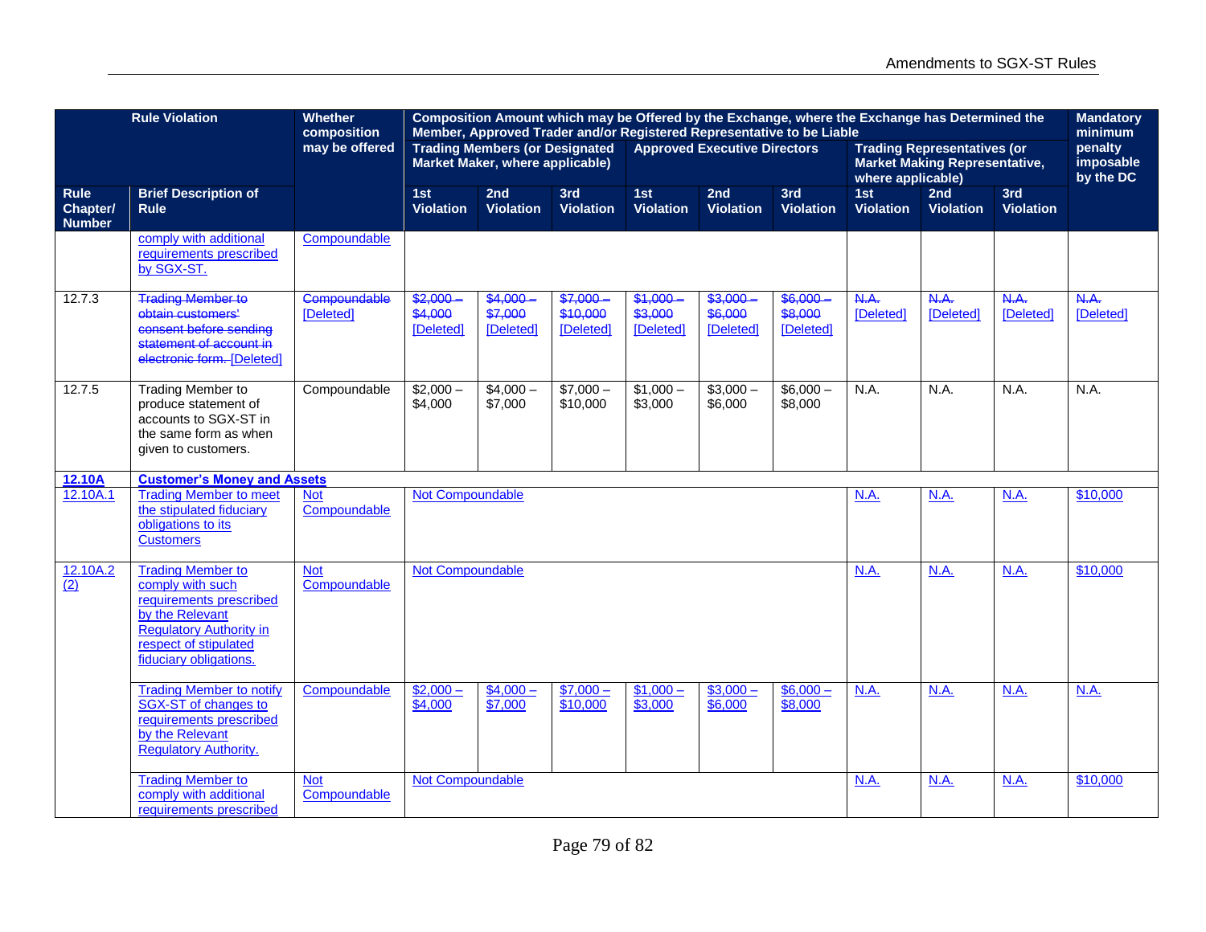| Rule Violation | | Whether composition may be offered | Composition Amount which may be Offered by the Exchange, where the Exchange has Determined the Member, Approved Trader and/or Registered Representative to be Liable | | | | | | | | | Mandatory minimum penalty imposable by the DC |
|---|---|---|---|---|---|---|---|---|---|---|---|---|
| | | | Trading Members (or Designated Market Maker, where applicable) | | | Approved Executive Directors | | | Trading Representatives (or Market Making Representative, where applicable) | | | |
| Rule Chapter/ Number | Brief Description of Rule | | 1st Violation | 2nd Violation | 3rd Violation | 1st Violation | 2nd Violation | 3rd Violation | 1st Violation | 2nd Violation | 3rd Violation | |
| | comply with additional requirements prescribed by SGX-ST. | Compoundable | | | | | | | | | | |
| 12.7.3 | ~~Trading Member to obtain customers' consent before sending statement of account in electronic form.~~ [Deleted] | ~~Compoundable~~ [Deleted] | ~~$2,000 – $4,000~~ [Deleted] | ~~$4,000 – $7,000~~ [Deleted] | ~~$7,000 – $10,000~~ [Deleted] | ~~$1,000 – $3,000~~ [Deleted] | ~~$3,000 – $6,000~~ [Deleted] | ~~$6,000 – $8,000~~ [Deleted] | ~~N.A.~~ [Deleted] | ~~N.A.~~ [Deleted] | ~~N.A.~~ [Deleted] | ~~N.A.~~ [Deleted] |
| 12.7.5 | Trading Member to produce statement of accounts to SGX-ST in the same form as when given to customers. | Compoundable | $2,000 – $4,000 | $4,000 – $7,000 | $7,000 – $10,000 | $1,000 – $3,000 | $3,000 – $6,000 | $6,000 – $8,000 | N.A. | N.A. | N.A. | N.A. |
| **12.10A** | **Customer's Money and Assets** | | | | | | | | | | | |
| 12.10A.1 | Trading Member to meet the stipulated fiduciary obligations to its Customers | Not Compoundable | Not Compoundable | | | | | | N.A. | N.A. | N.A. | $10,000 |
| 12.10A.2 (2) | Trading Member to comply with such requirements prescribed by the Relevant Regulatory Authority in respect of stipulated fiduciary obligations. | Not Compoundable | Not Compoundable | | | | | | N.A. | N.A. | N.A. | $10,000 |
| | Trading Member to notify SGX-ST of changes to requirements prescribed by the Relevant Regulatory Authority. | Compoundable | $2,000 – $4,000 | $4,000 – $7,000 | $7,000 – $10,000 | $1,000 – $3,000 | $3,000 – $6,000 | $6,000 – $8,000 | N.A. | N.A. | N.A. | N.A. |
| | Trading Member to comply with additional requirements prescribed | Not Compoundable | Not Compoundable | | | | | | N.A. | N.A. | N.A. | $10,000 |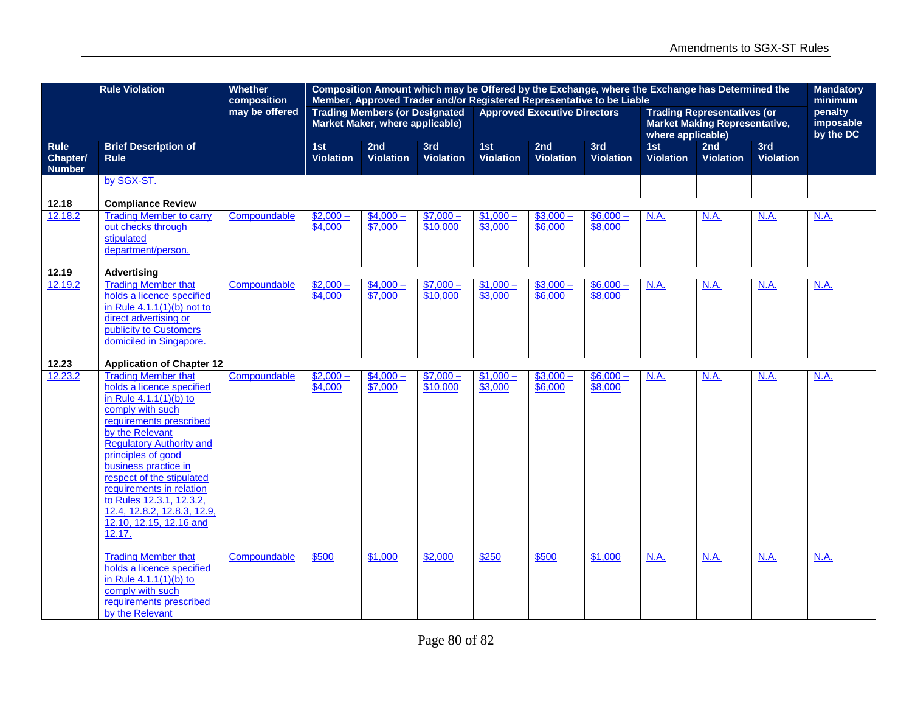| Rule Violation | | Whether composition may be offered | Composition Amount which may be Offered by the Exchange, where the Exchange has Determined the Member, Approved Trader and/or Registered Representative to be Liable | | | | | | | | | Mandatory minimum penalty imposable by the DC |
|---|---|---|---|---|---|---|---|---|---|---|---|---|
| | | | Trading Members (or Designated Market Maker, where applicable) | | | Approved Executive Directors | | | Trading Representatives (or Market Making Representative, where applicable) | | | |
| Rule Chapter/ Number | Brief Description of Rule | | 1st Violation | 2nd Violation | 3rd Violation | 1st Violation | 2nd Violation | 3rd Violation | 1st Violation | 2nd Violation | 3rd Violation | |
| | by SGX-ST. | | | | | | | | | | | |
| **12.18** | **Compliance Review** | | | | | | | | | | | |
| 12.18.2 | Trading Member to carry out checks through stipulated department/person. | Compoundable | $2,000 – $4,000 | $4,000 – $7,000 | $7,000 – $10,000 | $1,000 – $3,000 | $3,000 – $6,000 | $6,000 – $8,000 | N.A. | N.A. | N.A. | N.A. |
| **12.19** | **Advertising** | | | | | | | | | | | |
| 12.19.2 | Trading Member that holds a licence specified in Rule 4.1.1(1)(b) not to direct advertising or publicity to Customers domiciled in Singapore. | Compoundable | $2,000 – $4,000 | $4,000 – $7,000 | $7,000 – $10,000 | $1,000 – $3,000 | $3,000 – $6,000 | $6,000 – $8,000 | N.A. | N.A. | N.A. | N.A. |
| **12.23** | **Application of Chapter 12** | | | | | | | | | | | |
| 12.23.2 | Trading Member that holds a licence specified in Rule 4.1.1(1)(b) to comply with such requirements prescribed by the Relevant Regulatory Authority and principles of good business practice in respect of the stipulated requirements in relation to Rules 12.3.1, 12.3.2, 12.4, 12.8.2, 12.8.3, 12.9, 12.10, 12.15, 12.16 and 12.17. | Compoundable | $2,000 – $4,000 | $4,000 – $7,000 | $7,000 – $10,000 | $1,000 – $3,000 | $3,000 – $6,000 | $6,000 – $8,000 | N.A. | N.A. | N.A. | N.A. |
| | Trading Member that holds a licence specified in Rule 4.1.1(1)(b) to comply with such requirements prescribed by the Relevant | Compoundable | $500 | $1,000 | $2,000 | $250 | $500 | $1,000 | N.A. | N.A. | N.A. | N.A. |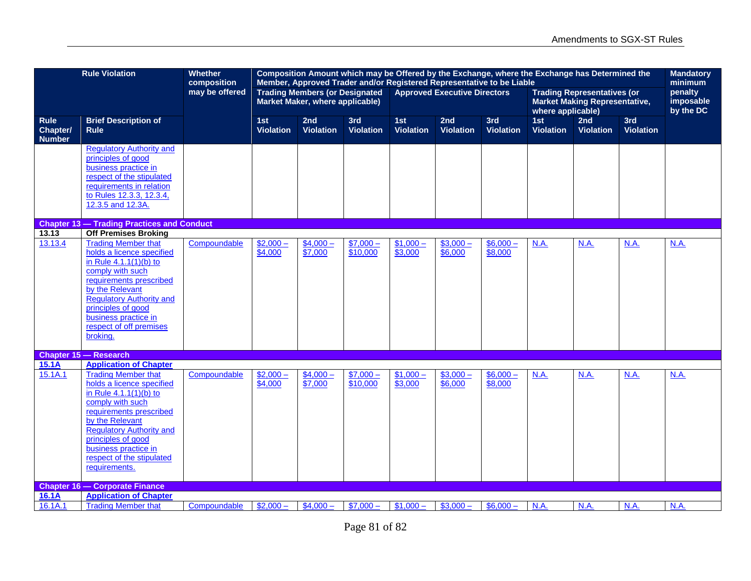| Rule Violation | | Whether composition may be offered | Composition Amount which may be Offered by the Exchange, where the Exchange has Determined the Member, Approved Trader and/or Registered Representative to be Liable | | | | | | | | | Mandatory minimum penalty imposable by the DC |
|---|---|---|---|---|---|---|---|---|---|---|---|---|
| | | | Trading Members (or Designated Market Maker, where applicable) | | | Approved Executive Directors | | | Trading Representatives (or Market Making Representative, where applicable) | | | |
| Rule Chapter/ Number | Brief Description of Rule | | 1st Violation | 2nd Violation | 3rd Violation | 1st Violation | 2nd Violation | 3rd Violation | 1st Violation | 2nd Violation | 3rd Violation | |
| | Regulatory Authority and principles of good business practice in respect of the stipulated requirements in relation to Rules 12.3.3, 12.3.4, 12.3.5 and 12.3A. | | | | | | | | | | | |
| **Chapter 13 — Trading Practices and Conduct** | | | | | | | | | | | | |
| **13.13** | **Off Premises Broking** | | | | | | | | | | | |
| 13.13.4 | Trading Member that holds a licence specified in Rule 4.1.1(1)(b) to comply with such requirements prescribed by the Relevant Regulatory Authority and principles of good business practice in respect of off premises broking. | Compoundable | $2,000 – $4,000 | $4,000 – $7,000 | $7,000 – $10,000 | $1,000 – $3,000 | $3,000 – $6,000 | $6,000 – $8,000 | N.A. | N.A. | N.A. | N.A. |
| **Chapter 15 — Research** | | | | | | | | | | | | |
| **15.1A** | **Application of Chapter** | | | | | | | | | | | |
| 15.1A.1 | Trading Member that holds a licence specified in Rule 4.1.1(1)(b) to comply with such requirements prescribed by the Relevant Regulatory Authority and principles of good business practice in respect of the stipulated requirements. | Compoundable | $2,000 – $4,000 | $4,000 – $7,000 | $7,000 – $10,000 | $1,000 – $3,000 | $3,000 – $6,000 | $6,000 – $8,000 | N.A. | N.A. | N.A. | N.A. |
| **Chapter 16 — Corporate Finance** | | | | | | | | | | | | |
| **16.1A** | **Application of Chapter** | | | | | | | | | | | |
| 16.1A.1 | Trading Member that | Compoundable | $2,000 – | $4,000 – | $7,000 – | $1,000 – | $3,000 – | $6,000 – | N.A. | N.A. | N.A. | N.A. |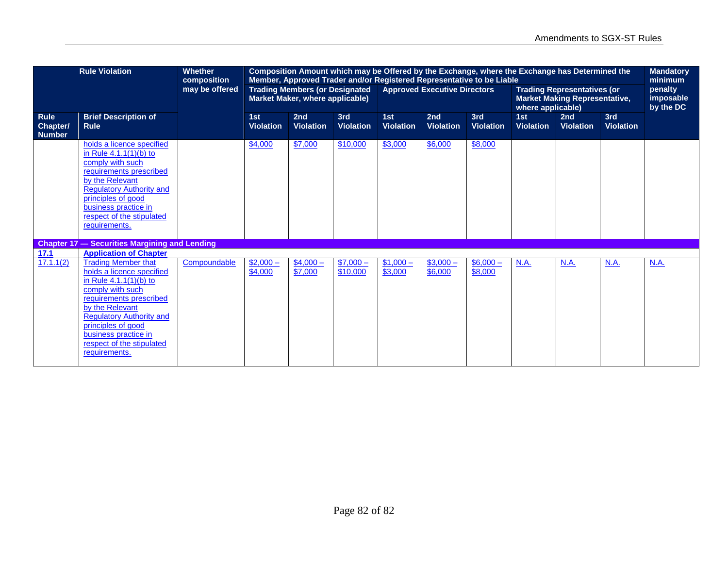| Rule Violation | | Whether composition may be offered | Composition Amount which may be Offered by the Exchange, where the Exchange has Determined the Member, Approved Trader and/or Registered Representative to be Liable | | | | | | | | | Mandatory minimum penalty imposable by the DC |
|---|---|---|---|---|---|---|---|---|---|---|---|---|
| | | | Trading Members (or Designated Market Maker, where applicable) | | | Approved Executive Directors | | | Trading Representatives (or Market Making Representative, where applicable) | | | |
| Rule Chapter/ Number | Brief Description of Rule | | 1st Violation | 2nd Violation | 3rd Violation | 1st Violation | 2nd Violation | 3rd Violation | 1st Violation | 2nd Violation | 3rd Violation | |
| | holds a licence specified in Rule 4.1.1(1)(b) to comply with such requirements prescribed by the Relevant Regulatory Authority and principles of good business practice in respect of the stipulated requirements. | | $4,000 | $7,000 | $10,000 | $3,000 | $6,000 | $8,000 | | | | |
| **Chapter 17 — Securities Margining and Lending** | | | | | | | | | | | | |
| **17.1** | **Application of Chapter** | | | | | | | | | | | |
| 17.1.1(2) | Trading Member that holds a licence specified in Rule 4.1.1(1)(b) to comply with such requirements prescribed by the Relevant Regulatory Authority and principles of good business practice in respect of the stipulated requirements. | Compoundable | $2,000 – $4,000 | $4,000 – $7,000 | $7,000 – $10,000 | $1,000 – $3,000 | $3,000 – $6,000 | $6,000 – $8,000 | N.A. | N.A. | N.A. | N.A. |